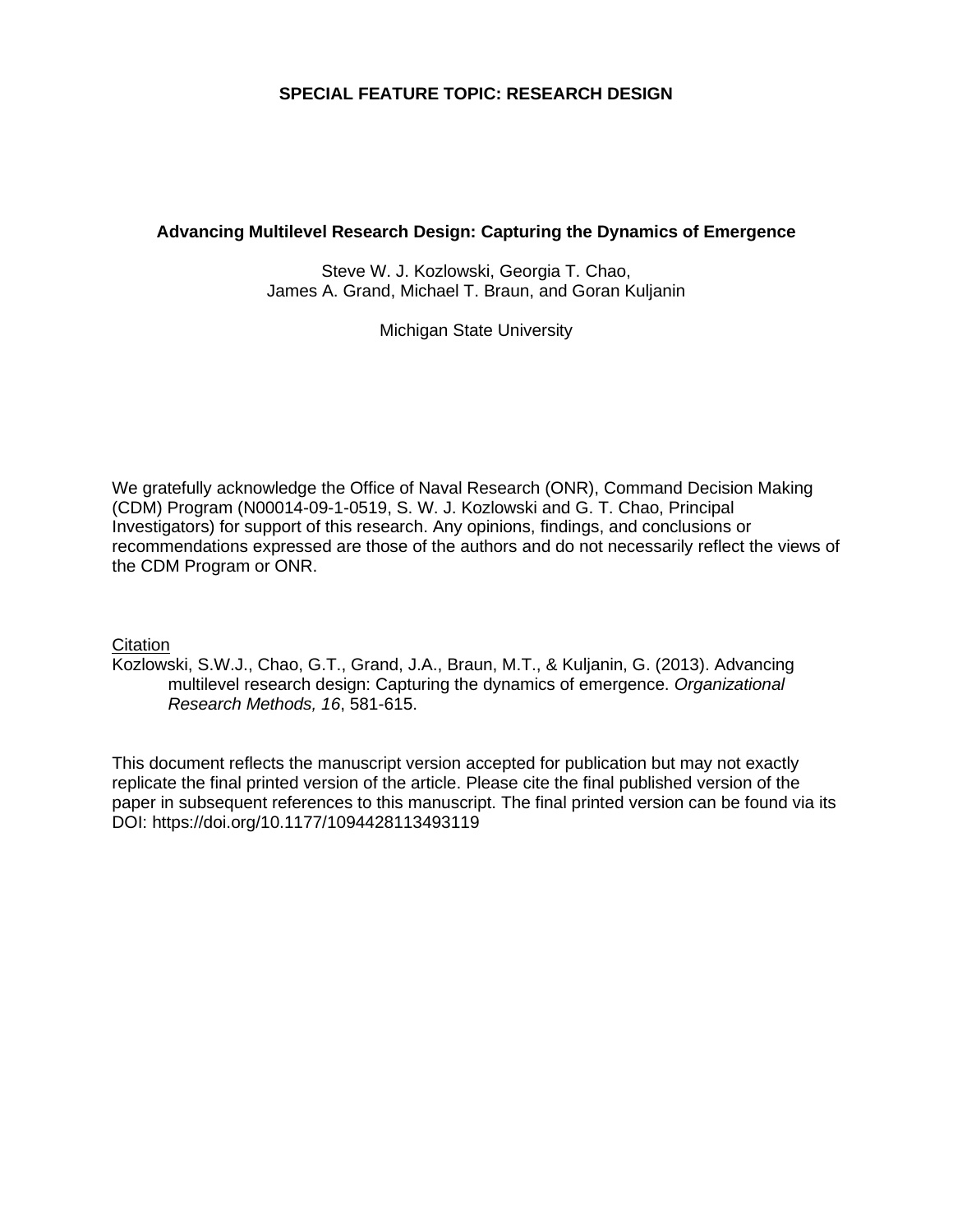**SPECIAL FEATURE TOPIC: RESEARCH DESIGN**

# Advancing Multilevel Research Design: Capturing the Dynamics of Emergence

Steve W. J. Kozlowski, Georgia T. Chao,
James A. Grand, Michael T. Braun, and Goran Kuljanin

Michigan State University

We gratefully acknowledge the Office of Naval Research (ONR), Command Decision Making (CDM) Program (N00014-09-1-0519, S. W. J. Kozlowski and G. T. Chao, Principal Investigators) for support of this research. Any opinions, findings, and conclusions or recommendations expressed are those of the authors and do not necessarily reflect the views of the CDM Program or ONR.

Citation

Kozlowski, S.W.J., Chao, G.T., Grand, J.A., Braun, M.T., & Kuljanin, G. (2013). Advancing multilevel research design: Capturing the dynamics of emergence. *Organizational Research Methods, 16*, 581-615.

This document reflects the manuscript version accepted for publication but may not exactly replicate the final printed version of the article. Please cite the final published version of the paper in subsequent references to this manuscript. The final printed version can be found via its DOI: https://doi.org/10.1177/1094428113493119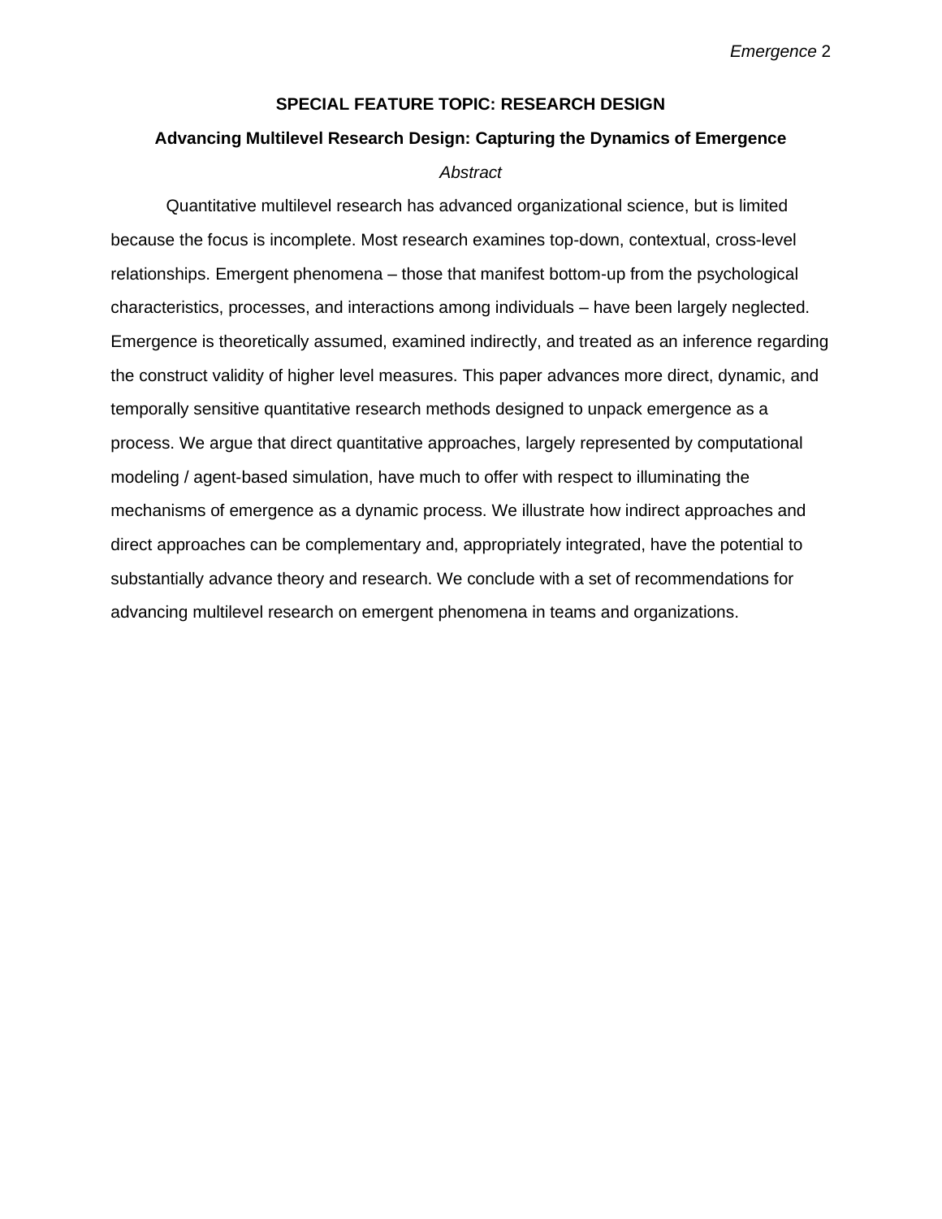**SPECIAL FEATURE TOPIC: RESEARCH DESIGN**

# Advancing Multilevel Research Design: Capturing the Dynamics of Emergence

*Abstract*

Quantitative multilevel research has advanced organizational science, but is limited because the focus is incomplete. Most research examines top-down, contextual, cross-level relationships. Emergent phenomena – those that manifest bottom-up from the psychological characteristics, processes, and interactions among individuals – have been largely neglected. Emergence is theoretically assumed, examined indirectly, and treated as an inference regarding the construct validity of higher level measures. This paper advances more direct, dynamic, and temporally sensitive quantitative research methods designed to unpack emergence as a process. We argue that direct quantitative approaches, largely represented by computational modeling / agent-based simulation, have much to offer with respect to illuminating the mechanisms of emergence as a dynamic process. We illustrate how indirect approaches and direct approaches can be complementary and, appropriately integrated, have the potential to substantially advance theory and research. We conclude with a set of recommendations for advancing multilevel research on emergent phenomena in teams and organizations.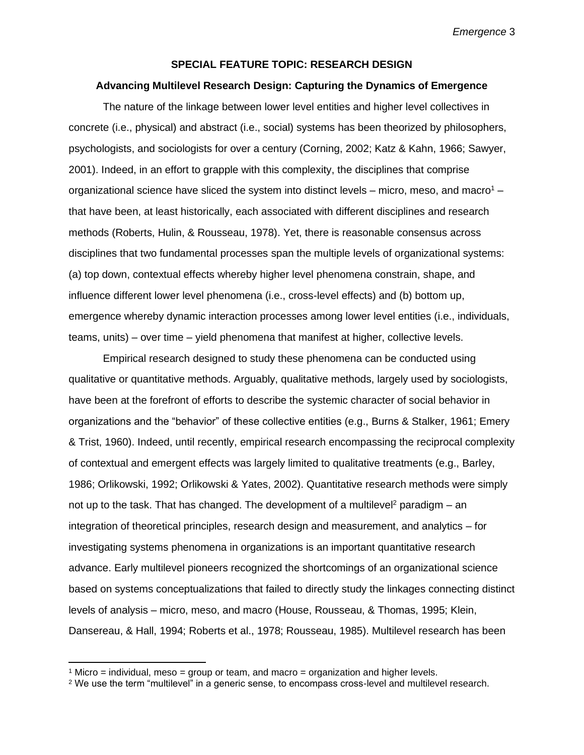**SPECIAL FEATURE TOPIC: RESEARCH DESIGN**

**Advancing Multilevel Research Design: Capturing the Dynamics of Emergence**

The nature of the linkage between lower level entities and higher level collectives in concrete (i.e., physical) and abstract (i.e., social) systems has been theorized by philosophers, psychologists, and sociologists for over a century (Corning, 2002; Katz & Kahn, 1966; Sawyer, 2001). Indeed, in an effort to grapple with this complexity, the disciplines that comprise organizational science have sliced the system into distinct levels – micro, meso, and macro[1] – that have been, at least historically, each associated with different disciplines and research methods (Roberts, Hulin, & Rousseau, 1978). Yet, there is reasonable consensus across disciplines that two fundamental processes span the multiple levels of organizational systems: (a) top down, contextual effects whereby higher level phenomena constrain, shape, and influence different lower level phenomena (i.e., cross-level effects) and (b) bottom up, emergence whereby dynamic interaction processes among lower level entities (i.e., individuals, teams, units) – over time – yield phenomena that manifest at higher, collective levels.

Empirical research designed to study these phenomena can be conducted using qualitative or quantitative methods. Arguably, qualitative methods, largely used by sociologists, have been at the forefront of efforts to describe the systemic character of social behavior in organizations and the "behavior" of these collective entities (e.g., Burns & Stalker, 1961; Emery & Trist, 1960). Indeed, until recently, empirical research encompassing the reciprocal complexity of contextual and emergent effects was largely limited to qualitative treatments (e.g., Barley, 1986; Orlikowski, 1992; Orlikowski & Yates, 2002). Quantitative research methods were simply not up to the task. That has changed. The development of a multilevel[2] paradigm – an integration of theoretical principles, research design and measurement, and analytics – for investigating systems phenomena in organizations is an important quantitative research advance. Early multilevel pioneers recognized the shortcomings of an organizational science based on systems conceptualizations that failed to directly study the linkages connecting distinct levels of analysis – micro, meso, and macro (House, Rousseau, & Thomas, 1995; Klein, Dansereau, & Hall, 1994; Roberts et al., 1978; Rousseau, 1985). Multilevel research has been

---

[1] Micro = individual, meso = group or team, and macro = organization and higher levels.

[2] We use the term "multilevel" in a generic sense, to encompass cross-level and multilevel research.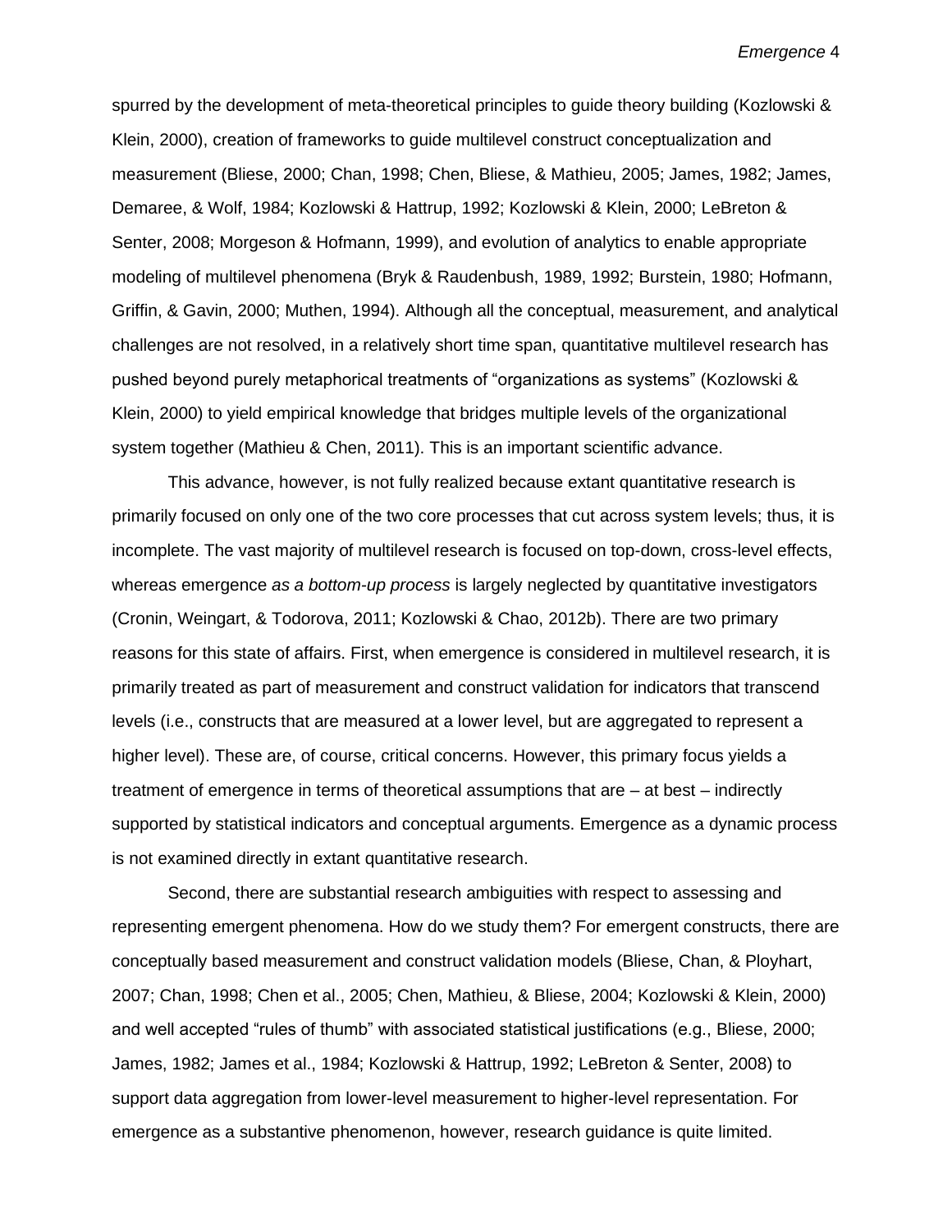spurred by the development of meta-theoretical principles to guide theory building (Kozlowski & Klein, 2000), creation of frameworks to guide multilevel construct conceptualization and measurement (Bliese, 2000; Chan, 1998; Chen, Bliese, & Mathieu, 2005; James, 1982; James, Demaree, & Wolf, 1984; Kozlowski & Hattrup, 1992; Kozlowski & Klein, 2000; LeBreton & Senter, 2008; Morgeson & Hofmann, 1999), and evolution of analytics to enable appropriate modeling of multilevel phenomena (Bryk & Raudenbush, 1989, 1992; Burstein, 1980; Hofmann, Griffin, & Gavin, 2000; Muthen, 1994). Although all the conceptual, measurement, and analytical challenges are not resolved, in a relatively short time span, quantitative multilevel research has pushed beyond purely metaphorical treatments of "organizations as systems" (Kozlowski & Klein, 2000) to yield empirical knowledge that bridges multiple levels of the organizational system together (Mathieu & Chen, 2011). This is an important scientific advance.

This advance, however, is not fully realized because extant quantitative research is primarily focused on only one of the two core processes that cut across system levels; thus, it is incomplete. The vast majority of multilevel research is focused on top-down, cross-level effects, whereas emergence *as a bottom-up process* is largely neglected by quantitative investigators (Cronin, Weingart, & Todorova, 2011; Kozlowski & Chao, 2012b). There are two primary reasons for this state of affairs. First, when emergence is considered in multilevel research, it is primarily treated as part of measurement and construct validation for indicators that transcend levels (i.e., constructs that are measured at a lower level, but are aggregated to represent a higher level). These are, of course, critical concerns. However, this primary focus yields a treatment of emergence in terms of theoretical assumptions that are – at best – indirectly supported by statistical indicators and conceptual arguments. Emergence as a dynamic process is not examined directly in extant quantitative research.

Second, there are substantial research ambiguities with respect to assessing and representing emergent phenomena. How do we study them? For emergent constructs, there are conceptually based measurement and construct validation models (Bliese, Chan, & Ployhart, 2007; Chan, 1998; Chen et al., 2005; Chen, Mathieu, & Bliese, 2004; Kozlowski & Klein, 2000) and well accepted "rules of thumb" with associated statistical justifications (e.g., Bliese, 2000; James, 1982; James et al., 1984; Kozlowski & Hattrup, 1992; LeBreton & Senter, 2008) to support data aggregation from lower-level measurement to higher-level representation. For emergence as a substantive phenomenon, however, research guidance is quite limited.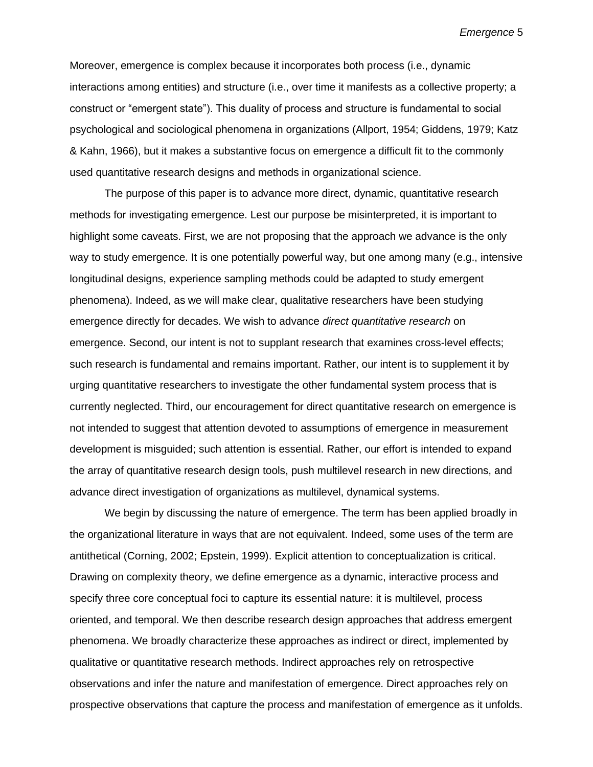Moreover, emergence is complex because it incorporates both process (i.e., dynamic interactions among entities) and structure (i.e., over time it manifests as a collective property; a construct or "emergent state"). This duality of process and structure is fundamental to social psychological and sociological phenomena in organizations (Allport, 1954; Giddens, 1979; Katz & Kahn, 1966), but it makes a substantive focus on emergence a difficult fit to the commonly used quantitative research designs and methods in organizational science.

The purpose of this paper is to advance more direct, dynamic, quantitative research methods for investigating emergence. Lest our purpose be misinterpreted, it is important to highlight some caveats. First, we are not proposing that the approach we advance is the only way to study emergence. It is one potentially powerful way, but one among many (e.g., intensive longitudinal designs, experience sampling methods could be adapted to study emergent phenomena). Indeed, as we will make clear, qualitative researchers have been studying emergence directly for decades. We wish to advance *direct quantitative research* on emergence. Second, our intent is not to supplant research that examines cross-level effects; such research is fundamental and remains important. Rather, our intent is to supplement it by urging quantitative researchers to investigate the other fundamental system process that is currently neglected. Third, our encouragement for direct quantitative research on emergence is not intended to suggest that attention devoted to assumptions of emergence in measurement development is misguided; such attention is essential. Rather, our effort is intended to expand the array of quantitative research design tools, push multilevel research in new directions, and advance direct investigation of organizations as multilevel, dynamical systems.

We begin by discussing the nature of emergence. The term has been applied broadly in the organizational literature in ways that are not equivalent. Indeed, some uses of the term are antithetical (Corning, 2002; Epstein, 1999). Explicit attention to conceptualization is critical. Drawing on complexity theory, we define emergence as a dynamic, interactive process and specify three core conceptual foci to capture its essential nature: it is multilevel, process oriented, and temporal. We then describe research design approaches that address emergent phenomena. We broadly characterize these approaches as indirect or direct, implemented by qualitative or quantitative research methods. Indirect approaches rely on retrospective observations and infer the nature and manifestation of emergence. Direct approaches rely on prospective observations that capture the process and manifestation of emergence as it unfolds.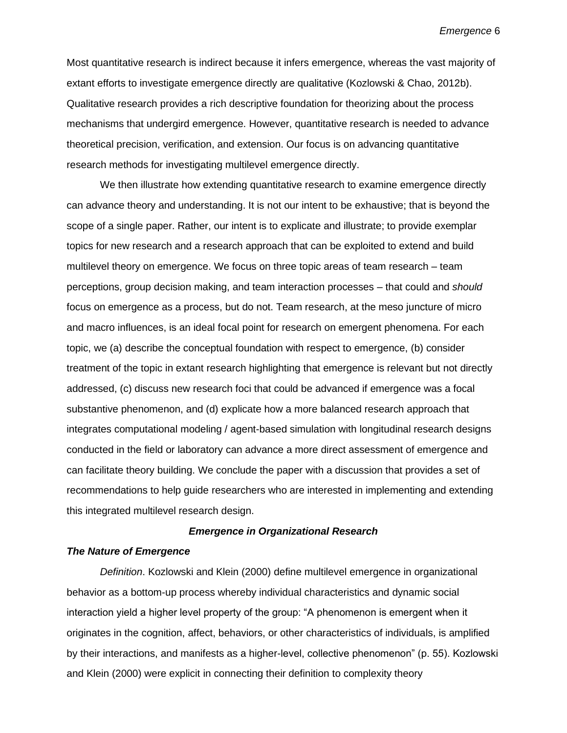Most quantitative research is indirect because it infers emergence, whereas the vast majority of extant efforts to investigate emergence directly are qualitative (Kozlowski & Chao, 2012b). Qualitative research provides a rich descriptive foundation for theorizing about the process mechanisms that undergird emergence. However, quantitative research is needed to advance theoretical precision, verification, and extension. Our focus is on advancing quantitative research methods for investigating multilevel emergence directly.

We then illustrate how extending quantitative research to examine emergence directly can advance theory and understanding. It is not our intent to be exhaustive; that is beyond the scope of a single paper. Rather, our intent is to explicate and illustrate; to provide exemplar topics for new research and a research approach that can be exploited to extend and build multilevel theory on emergence. We focus on three topic areas of team research – team perceptions, group decision making, and team interaction processes – that could and *should* focus on emergence as a process, but do not. Team research, at the meso juncture of micro and macro influences, is an ideal focal point for research on emergent phenomena. For each topic, we (a) describe the conceptual foundation with respect to emergence, (b) consider treatment of the topic in extant research highlighting that emergence is relevant but not directly addressed, (c) discuss new research foci that could be advanced if emergence was a focal substantive phenomenon, and (d) explicate how a more balanced research approach that integrates computational modeling / agent-based simulation with longitudinal research designs conducted in the field or laboratory can advance a more direct assessment of emergence and can facilitate theory building. We conclude the paper with a discussion that provides a set of recommendations to help guide researchers who are interested in implementing and extending this integrated multilevel research design.

## *Emergence in Organizational Research*

### *The Nature of Emergence*

*Definition*. Kozlowski and Klein (2000) define multilevel emergence in organizational behavior as a bottom-up process whereby individual characteristics and dynamic social interaction yield a higher level property of the group: "A phenomenon is emergent when it originates in the cognition, affect, behaviors, or other characteristics of individuals, is amplified by their interactions, and manifests as a higher-level, collective phenomenon" (p. 55). Kozlowski and Klein (2000) were explicit in connecting their definition to complexity theory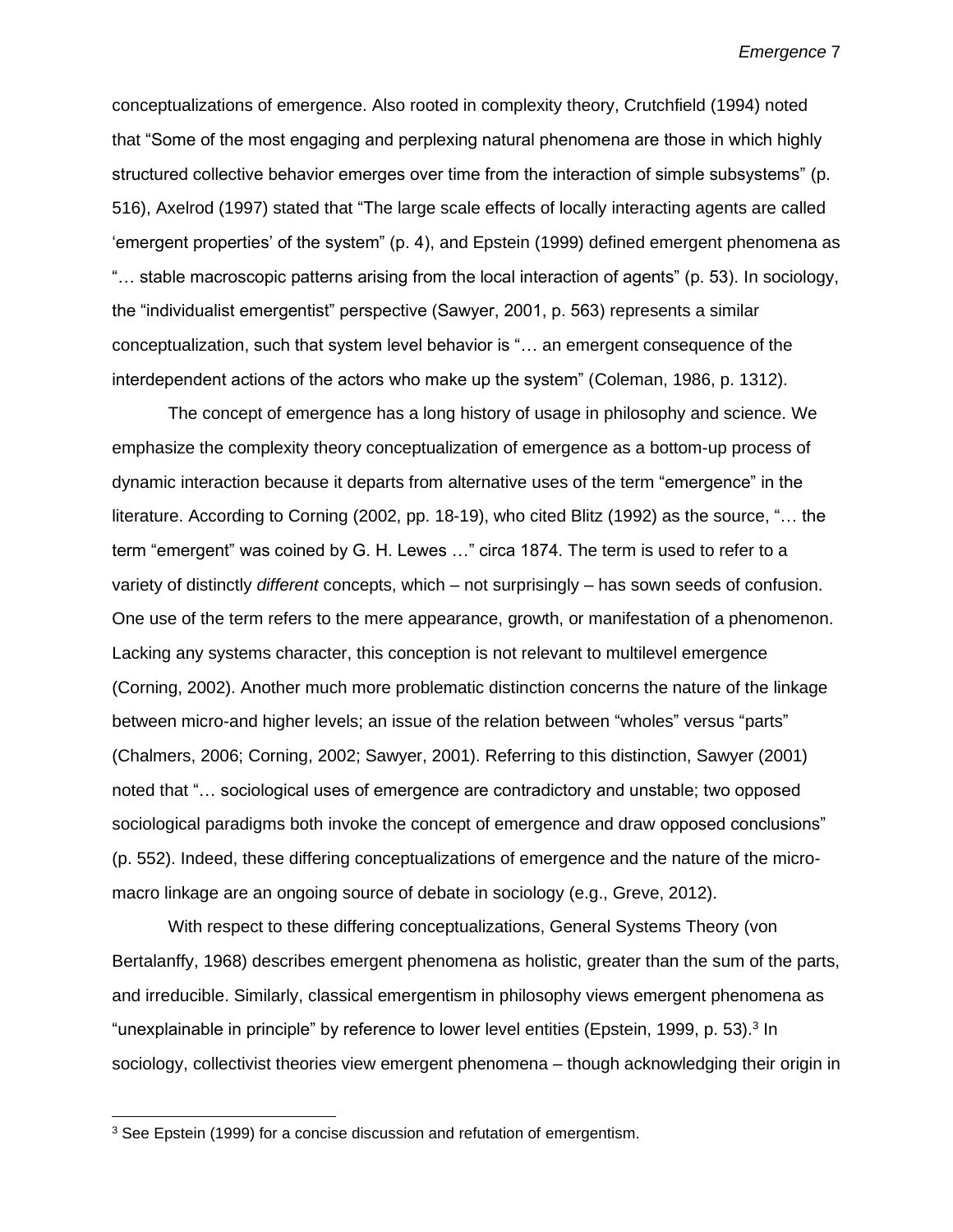conceptualizations of emergence. Also rooted in complexity theory, Crutchfield (1994) noted that "Some of the most engaging and perplexing natural phenomena are those in which highly structured collective behavior emerges over time from the interaction of simple subsystems" (p. 516), Axelrod (1997) stated that "The large scale effects of locally interacting agents are called 'emergent properties' of the system" (p. 4), and Epstein (1999) defined emergent phenomena as "… stable macroscopic patterns arising from the local interaction of agents" (p. 53). In sociology, the "individualist emergentist" perspective (Sawyer, 2001, p. 563) represents a similar conceptualization, such that system level behavior is "… an emergent consequence of the interdependent actions of the actors who make up the system" (Coleman, 1986, p. 1312).

The concept of emergence has a long history of usage in philosophy and science. We emphasize the complexity theory conceptualization of emergence as a bottom-up process of dynamic interaction because it departs from alternative uses of the term "emergence" in the literature. According to Corning (2002, pp. 18-19), who cited Blitz (1992) as the source, "… the term "emergent" was coined by G. H. Lewes …" circa 1874. The term is used to refer to a variety of distinctly *different* concepts, which – not surprisingly – has sown seeds of confusion. One use of the term refers to the mere appearance, growth, or manifestation of a phenomenon. Lacking any systems character, this conception is not relevant to multilevel emergence (Corning, 2002). Another much more problematic distinction concerns the nature of the linkage between micro-and higher levels; an issue of the relation between "wholes" versus "parts" (Chalmers, 2006; Corning, 2002; Sawyer, 2001). Referring to this distinction, Sawyer (2001) noted that "… sociological uses of emergence are contradictory and unstable; two opposed sociological paradigms both invoke the concept of emergence and draw opposed conclusions" (p. 552). Indeed, these differing conceptualizations of emergence and the nature of the micro-macro linkage are an ongoing source of debate in sociology (e.g., Greve, 2012).

With respect to these differing conceptualizations, General Systems Theory (von Bertalanffy, 1968) describes emergent phenomena as holistic, greater than the sum of the parts, and irreducible. Similarly, classical emergentism in philosophy views emergent phenomena as "unexplainable in principle" by reference to lower level entities (Epstein, 1999, p. 53).[3] In sociology, collectivist theories view emergent phenomena – though acknowledging their origin in

[3] See Epstein (1999) for a concise discussion and refutation of emergentism.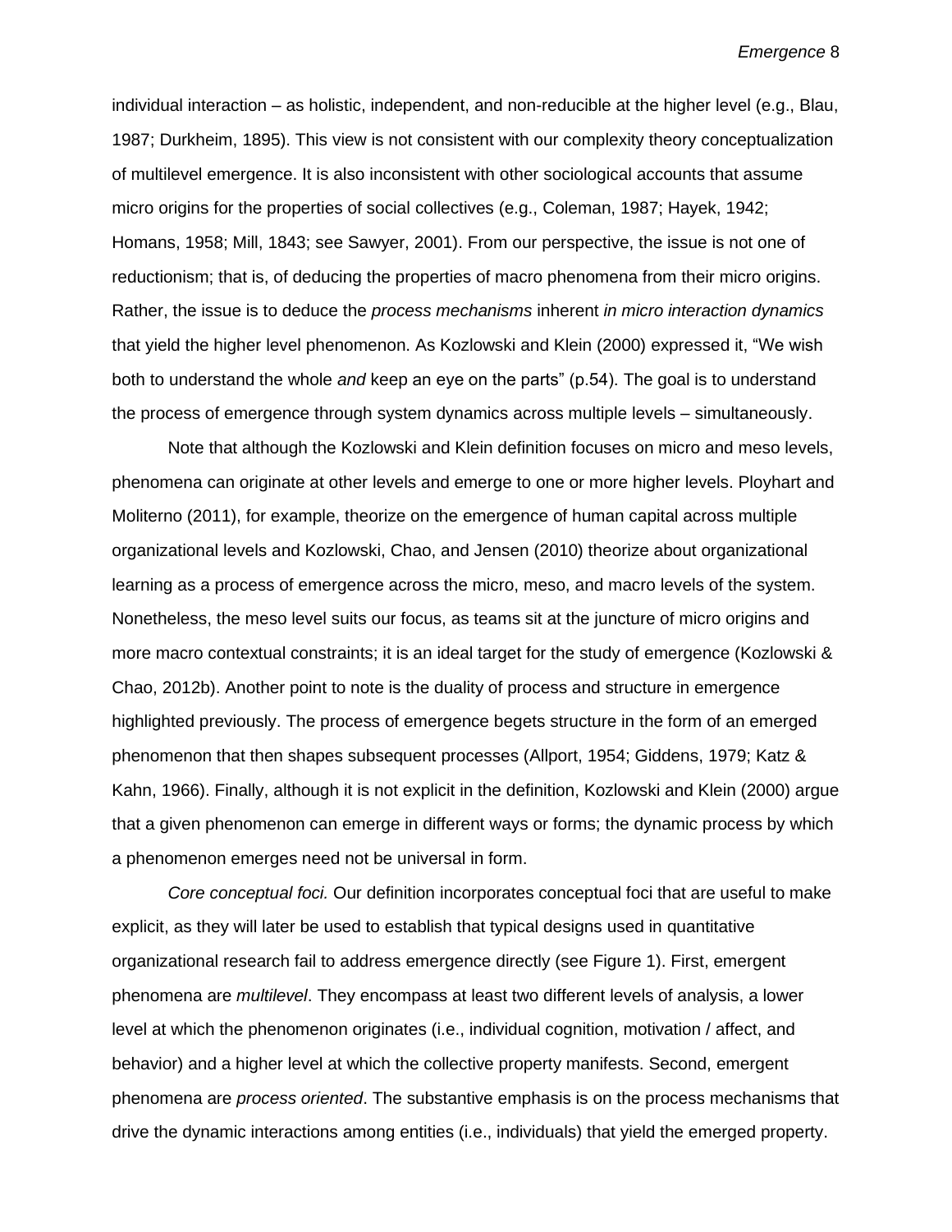individual interaction – as holistic, independent, and non-reducible at the higher level (e.g., Blau, 1987; Durkheim, 1895). This view is not consistent with our complexity theory conceptualization of multilevel emergence. It is also inconsistent with other sociological accounts that assume micro origins for the properties of social collectives (e.g., Coleman, 1987; Hayek, 1942; Homans, 1958; Mill, 1843; see Sawyer, 2001). From our perspective, the issue is not one of reductionism; that is, of deducing the properties of macro phenomena from their micro origins. Rather, the issue is to deduce the *process mechanisms* inherent *in micro interaction dynamics* that yield the higher level phenomenon. As Kozlowski and Klein (2000) expressed it, "We wish both to understand the whole *and* keep an eye on the parts" (p.54). The goal is to understand the process of emergence through system dynamics across multiple levels – simultaneously.

Note that although the Kozlowski and Klein definition focuses on micro and meso levels, phenomena can originate at other levels and emerge to one or more higher levels. Ployhart and Moliterno (2011), for example, theorize on the emergence of human capital across multiple organizational levels and Kozlowski, Chao, and Jensen (2010) theorize about organizational learning as a process of emergence across the micro, meso, and macro levels of the system. Nonetheless, the meso level suits our focus, as teams sit at the juncture of micro origins and more macro contextual constraints; it is an ideal target for the study of emergence (Kozlowski & Chao, 2012b). Another point to note is the duality of process and structure in emergence highlighted previously. The process of emergence begets structure in the form of an emerged phenomenon that then shapes subsequent processes (Allport, 1954; Giddens, 1979; Katz & Kahn, 1966). Finally, although it is not explicit in the definition, Kozlowski and Klein (2000) argue that a given phenomenon can emerge in different ways or forms; the dynamic process by which a phenomenon emerges need not be universal in form.

*Core conceptual foci.* Our definition incorporates conceptual foci that are useful to make explicit, as they will later be used to establish that typical designs used in quantitative organizational research fail to address emergence directly (see Figure 1). First, emergent phenomena are *multilevel*. They encompass at least two different levels of analysis, a lower level at which the phenomenon originates (i.e., individual cognition, motivation / affect, and behavior) and a higher level at which the collective property manifests. Second, emergent phenomena are *process oriented*. The substantive emphasis is on the process mechanisms that drive the dynamic interactions among entities (i.e., individuals) that yield the emerged property.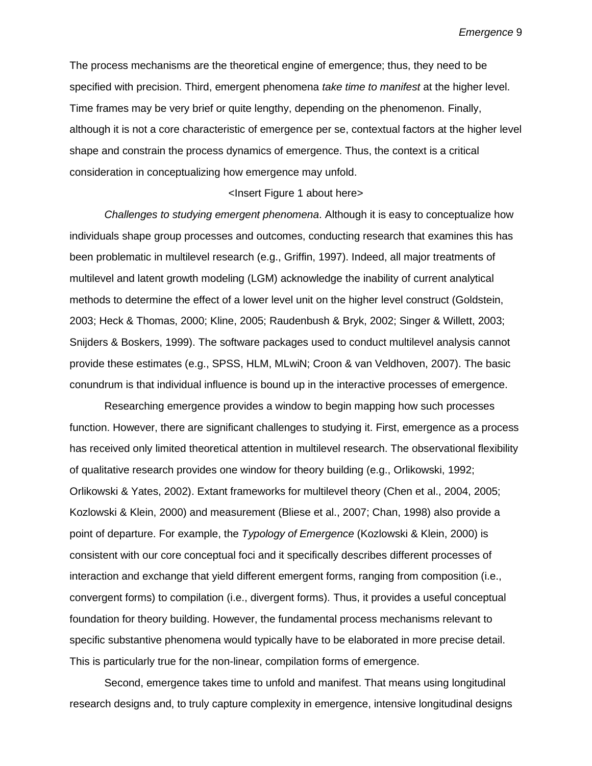The process mechanisms are the theoretical engine of emergence; thus, they need to be specified with precision. Third, emergent phenomena *take time to manifest* at the higher level. Time frames may be very brief or quite lengthy, depending on the phenomenon. Finally, although it is not a core characteristic of emergence per se, contextual factors at the higher level shape and constrain the process dynamics of emergence. Thus, the context is a critical consideration in conceptualizing how emergence may unfold.

<Insert Figure 1 about here>

*Challenges to studying emergent phenomena*. Although it is easy to conceptualize how individuals shape group processes and outcomes, conducting research that examines this has been problematic in multilevel research (e.g., Griffin, 1997). Indeed, all major treatments of multilevel and latent growth modeling (LGM) acknowledge the inability of current analytical methods to determine the effect of a lower level unit on the higher level construct (Goldstein, 2003; Heck & Thomas, 2000; Kline, 2005; Raudenbush & Bryk, 2002; Singer & Willett, 2003; Snijders & Boskers, 1999). The software packages used to conduct multilevel analysis cannot provide these estimates (e.g., SPSS, HLM, MLwiN; Croon & van Veldhoven, 2007). The basic conundrum is that individual influence is bound up in the interactive processes of emergence.

Researching emergence provides a window to begin mapping how such processes function. However, there are significant challenges to studying it. First, emergence as a process has received only limited theoretical attention in multilevel research. The observational flexibility of qualitative research provides one window for theory building (e.g., Orlikowski, 1992; Orlikowski & Yates, 2002). Extant frameworks for multilevel theory (Chen et al., 2004, 2005; Kozlowski & Klein, 2000) and measurement (Bliese et al., 2007; Chan, 1998) also provide a point of departure. For example, the *Typology of Emergence* (Kozlowski & Klein, 2000) is consistent with our core conceptual foci and it specifically describes different processes of interaction and exchange that yield different emergent forms, ranging from composition (i.e., convergent forms) to compilation (i.e., divergent forms). Thus, it provides a useful conceptual foundation for theory building. However, the fundamental process mechanisms relevant to specific substantive phenomena would typically have to be elaborated in more precise detail. This is particularly true for the non-linear, compilation forms of emergence.

Second, emergence takes time to unfold and manifest. That means using longitudinal research designs and, to truly capture complexity in emergence, intensive longitudinal designs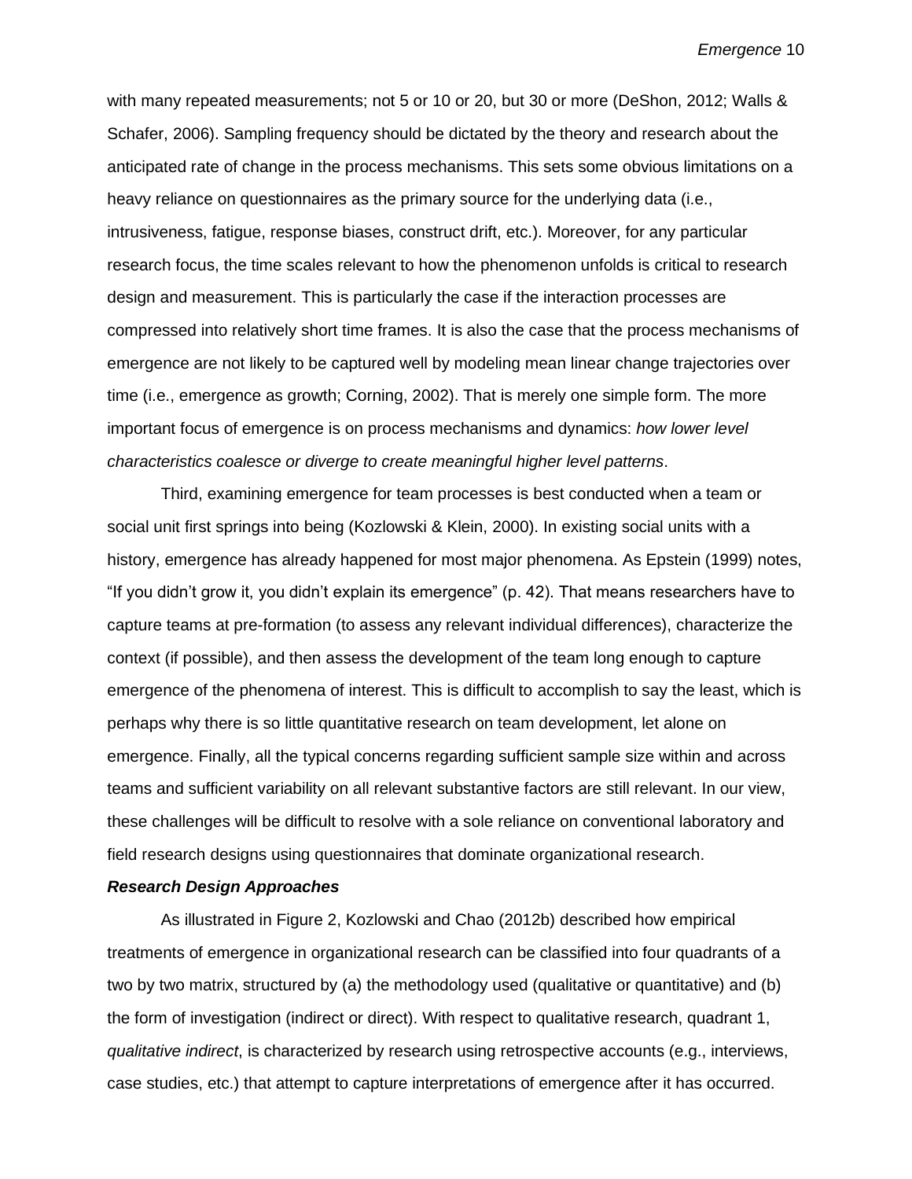with many repeated measurements; not 5 or 10 or 20, but 30 or more (DeShon, 2012; Walls & Schafer, 2006). Sampling frequency should be dictated by the theory and research about the anticipated rate of change in the process mechanisms. This sets some obvious limitations on a heavy reliance on questionnaires as the primary source for the underlying data (i.e., intrusiveness, fatigue, response biases, construct drift, etc.). Moreover, for any particular research focus, the time scales relevant to how the phenomenon unfolds is critical to research design and measurement. This is particularly the case if the interaction processes are compressed into relatively short time frames. It is also the case that the process mechanisms of emergence are not likely to be captured well by modeling mean linear change trajectories over time (i.e., emergence as growth; Corning, 2002). That is merely one simple form. The more important focus of emergence is on process mechanisms and dynamics: *how lower level characteristics coalesce or diverge to create meaningful higher level patterns*.

Third, examining emergence for team processes is best conducted when a team or social unit first springs into being (Kozlowski & Klein, 2000). In existing social units with a history, emergence has already happened for most major phenomena. As Epstein (1999) notes, "If you didn't grow it, you didn't explain its emergence" (p. 42). That means researchers have to capture teams at pre-formation (to assess any relevant individual differences), characterize the context (if possible), and then assess the development of the team long enough to capture emergence of the phenomena of interest. This is difficult to accomplish to say the least, which is perhaps why there is so little quantitative research on team development, let alone on emergence. Finally, all the typical concerns regarding sufficient sample size within and across teams and sufficient variability on all relevant substantive factors are still relevant. In our view, these challenges will be difficult to resolve with a sole reliance on conventional laboratory and field research designs using questionnaires that dominate organizational research.

### *Research Design Approaches*

As illustrated in Figure 2, Kozlowski and Chao (2012b) described how empirical treatments of emergence in organizational research can be classified into four quadrants of a two by two matrix, structured by (a) the methodology used (qualitative or quantitative) and (b) the form of investigation (indirect or direct). With respect to qualitative research, quadrant 1, *qualitative indirect*, is characterized by research using retrospective accounts (e.g., interviews, case studies, etc.) that attempt to capture interpretations of emergence after it has occurred.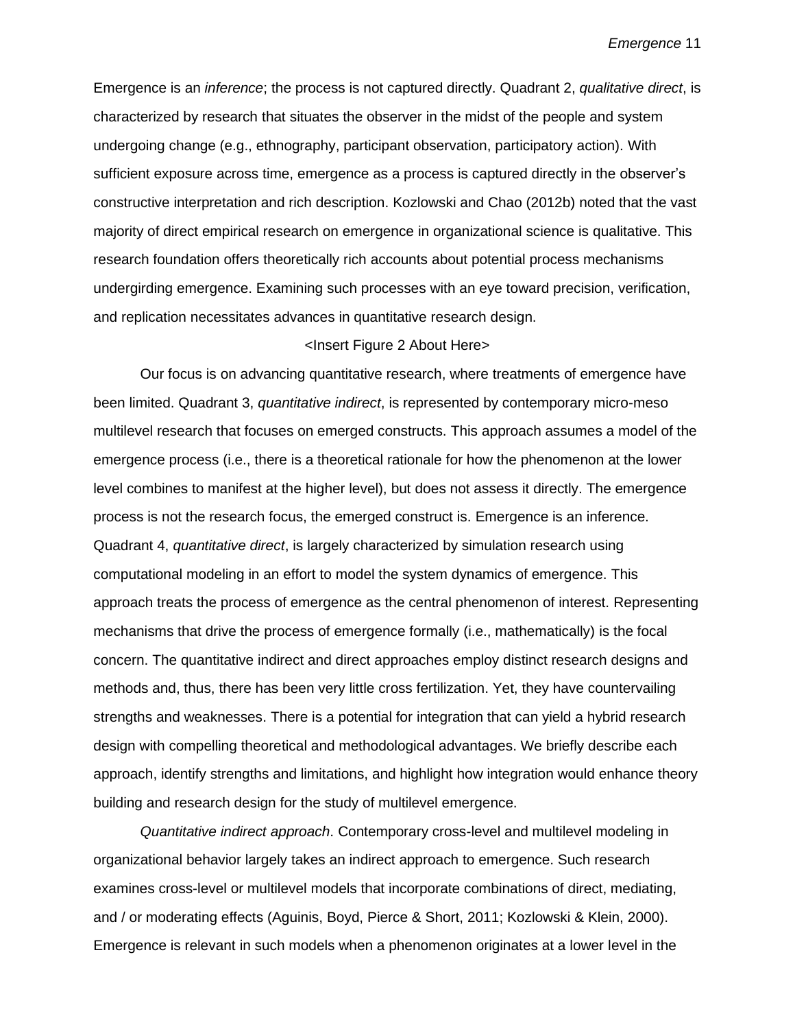Emergence is an *inference*; the process is not captured directly. Quadrant 2, *qualitative direct*, is characterized by research that situates the observer in the midst of the people and system undergoing change (e.g., ethnography, participant observation, participatory action). With sufficient exposure across time, emergence as a process is captured directly in the observer's constructive interpretation and rich description. Kozlowski and Chao (2012b) noted that the vast majority of direct empirical research on emergence in organizational science is qualitative. This research foundation offers theoretically rich accounts about potential process mechanisms undergirding emergence. Examining such processes with an eye toward precision, verification, and replication necessitates advances in quantitative research design.

<Insert Figure 2 About Here>

Our focus is on advancing quantitative research, where treatments of emergence have been limited. Quadrant 3, *quantitative indirect*, is represented by contemporary micro-meso multilevel research that focuses on emerged constructs. This approach assumes a model of the emergence process (i.e., there is a theoretical rationale for how the phenomenon at the lower level combines to manifest at the higher level), but does not assess it directly. The emergence process is not the research focus, the emerged construct is. Emergence is an inference. Quadrant 4, *quantitative direct*, is largely characterized by simulation research using computational modeling in an effort to model the system dynamics of emergence. This approach treats the process of emergence as the central phenomenon of interest. Representing mechanisms that drive the process of emergence formally (i.e., mathematically) is the focal concern. The quantitative indirect and direct approaches employ distinct research designs and methods and, thus, there has been very little cross fertilization. Yet, they have countervailing strengths and weaknesses. There is a potential for integration that can yield a hybrid research design with compelling theoretical and methodological advantages. We briefly describe each approach, identify strengths and limitations, and highlight how integration would enhance theory building and research design for the study of multilevel emergence.

*Quantitative indirect approach*. Contemporary cross-level and multilevel modeling in organizational behavior largely takes an indirect approach to emergence. Such research examines cross-level or multilevel models that incorporate combinations of direct, mediating, and / or moderating effects (Aguinis, Boyd, Pierce & Short, 2011; Kozlowski & Klein, 2000). Emergence is relevant in such models when a phenomenon originates at a lower level in the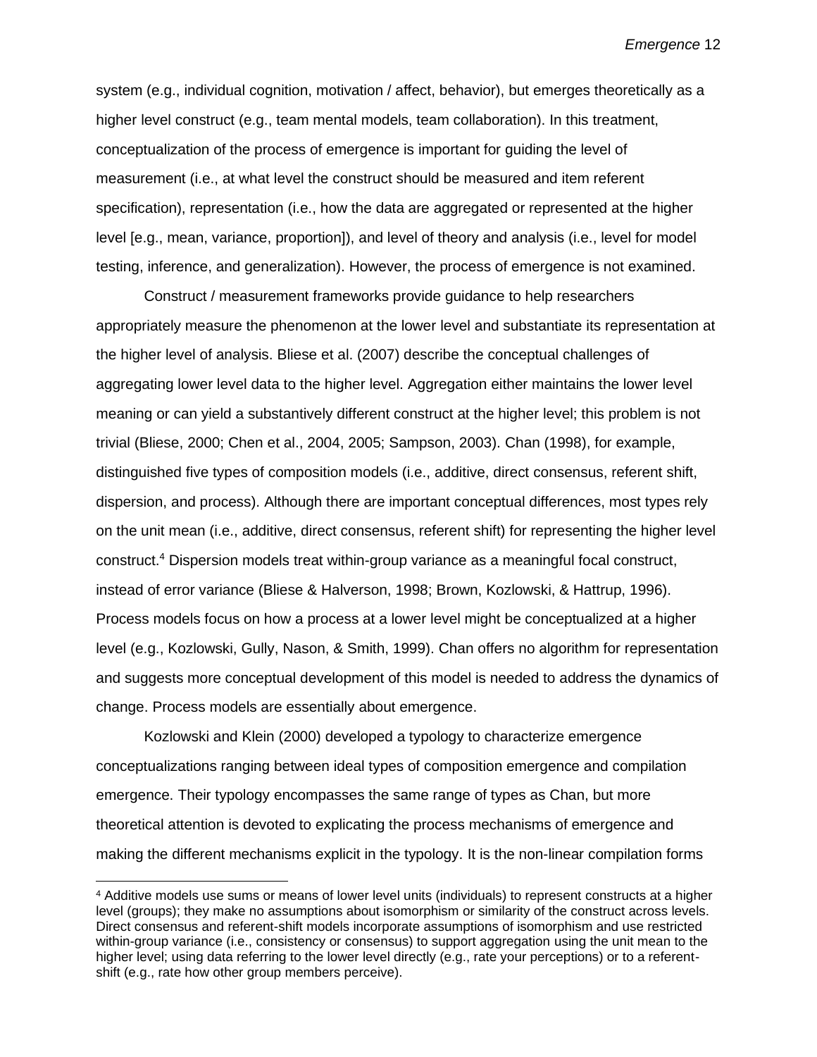system (e.g., individual cognition, motivation / affect, behavior), but emerges theoretically as a higher level construct (e.g., team mental models, team collaboration). In this treatment, conceptualization of the process of emergence is important for guiding the level of measurement (i.e., at what level the construct should be measured and item referent specification), representation (i.e., how the data are aggregated or represented at the higher level [e.g., mean, variance, proportion]), and level of theory and analysis (i.e., level for model testing, inference, and generalization). However, the process of emergence is not examined.

Construct / measurement frameworks provide guidance to help researchers appropriately measure the phenomenon at the lower level and substantiate its representation at the higher level of analysis. Bliese et al. (2007) describe the conceptual challenges of aggregating lower level data to the higher level. Aggregation either maintains the lower level meaning or can yield a substantively different construct at the higher level; this problem is not trivial (Bliese, 2000; Chen et al., 2004, 2005; Sampson, 2003). Chan (1998), for example, distinguished five types of composition models (i.e., additive, direct consensus, referent shift, dispersion, and process). Although there are important conceptual differences, most types rely on the unit mean (i.e., additive, direct consensus, referent shift) for representing the higher level construct.[4] Dispersion models treat within-group variance as a meaningful focal construct, instead of error variance (Bliese & Halverson, 1998; Brown, Kozlowski, & Hattrup, 1996). Process models focus on how a process at a lower level might be conceptualized at a higher level (e.g., Kozlowski, Gully, Nason, & Smith, 1999). Chan offers no algorithm for representation and suggests more conceptual development of this model is needed to address the dynamics of change. Process models are essentially about emergence.

Kozlowski and Klein (2000) developed a typology to characterize emergence conceptualizations ranging between ideal types of composition emergence and compilation emergence. Their typology encompasses the same range of types as Chan, but more theoretical attention is devoted to explicating the process mechanisms of emergence and making the different mechanisms explicit in the typology. It is the non-linear compilation forms

---

[4] Additive models use sums or means of lower level units (individuals) to represent constructs at a higher level (groups); they make no assumptions about isomorphism or similarity of the construct across levels. Direct consensus and referent-shift models incorporate assumptions of isomorphism and use restricted within-group variance (i.e., consistency or consensus) to support aggregation using the unit mean to the higher level; using data referring to the lower level directly (e.g., rate your perceptions) or to a referent-shift (e.g., rate how other group members perceive).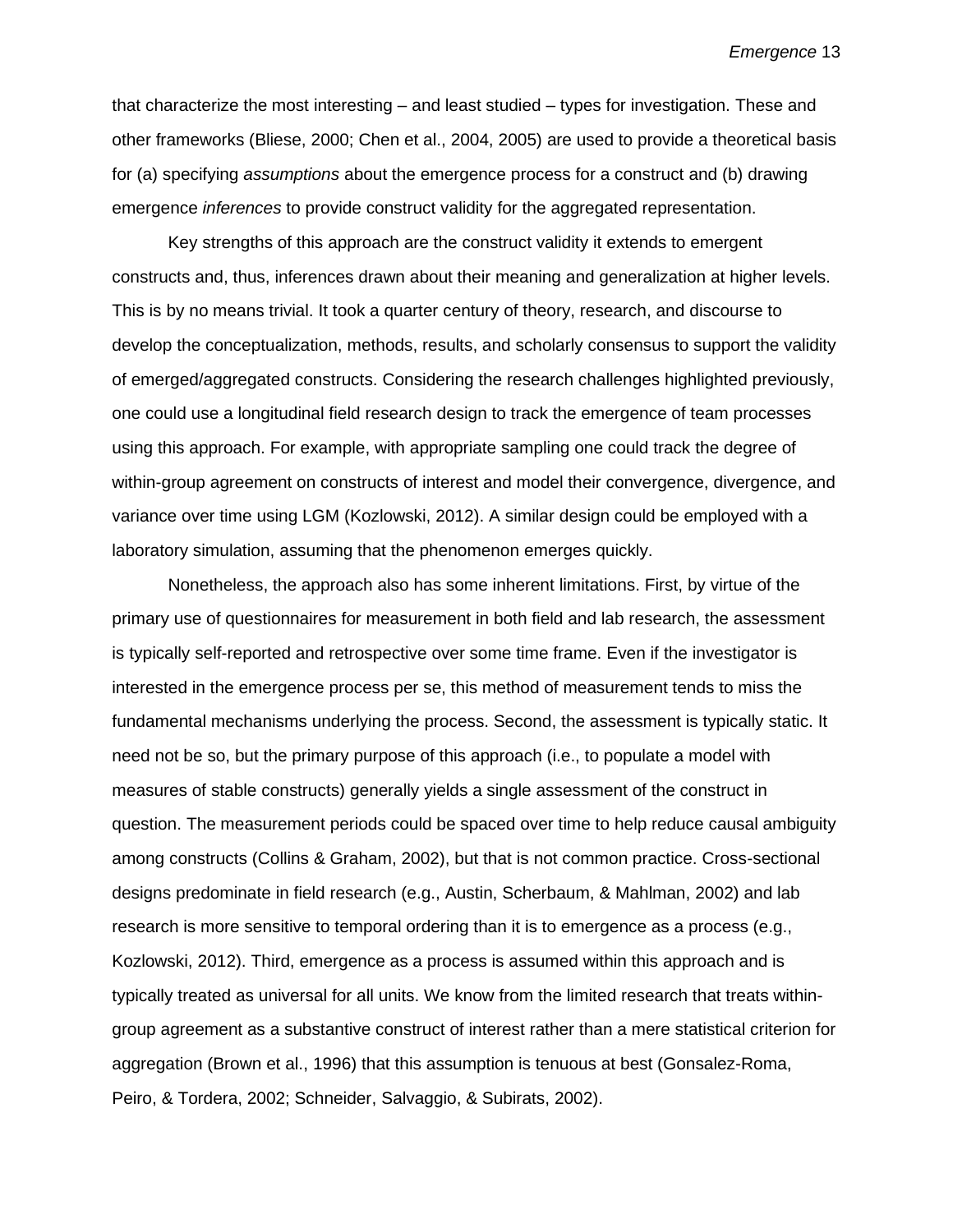that characterize the most interesting – and least studied – types for investigation. These and other frameworks (Bliese, 2000; Chen et al., 2004, 2005) are used to provide a theoretical basis for (a) specifying *assumptions* about the emergence process for a construct and (b) drawing emergence *inferences* to provide construct validity for the aggregated representation.

Key strengths of this approach are the construct validity it extends to emergent constructs and, thus, inferences drawn about their meaning and generalization at higher levels. This is by no means trivial. It took a quarter century of theory, research, and discourse to develop the conceptualization, methods, results, and scholarly consensus to support the validity of emerged/aggregated constructs. Considering the research challenges highlighted previously, one could use a longitudinal field research design to track the emergence of team processes using this approach. For example, with appropriate sampling one could track the degree of within-group agreement on constructs of interest and model their convergence, divergence, and variance over time using LGM (Kozlowski, 2012). A similar design could be employed with a laboratory simulation, assuming that the phenomenon emerges quickly.

Nonetheless, the approach also has some inherent limitations. First, by virtue of the primary use of questionnaires for measurement in both field and lab research, the assessment is typically self-reported and retrospective over some time frame. Even if the investigator is interested in the emergence process per se, this method of measurement tends to miss the fundamental mechanisms underlying the process. Second, the assessment is typically static. It need not be so, but the primary purpose of this approach (i.e., to populate a model with measures of stable constructs) generally yields a single assessment of the construct in question. The measurement periods could be spaced over time to help reduce causal ambiguity among constructs (Collins & Graham, 2002), but that is not common practice. Cross-sectional designs predominate in field research (e.g., Austin, Scherbaum, & Mahlman, 2002) and lab research is more sensitive to temporal ordering than it is to emergence as a process (e.g., Kozlowski, 2012). Third, emergence as a process is assumed within this approach and is typically treated as universal for all units. We know from the limited research that treats within-group agreement as a substantive construct of interest rather than a mere statistical criterion for aggregation (Brown et al., 1996) that this assumption is tenuous at best (Gonsalez-Roma, Peiro, & Tordera, 2002; Schneider, Salvaggio, & Subirats, 2002).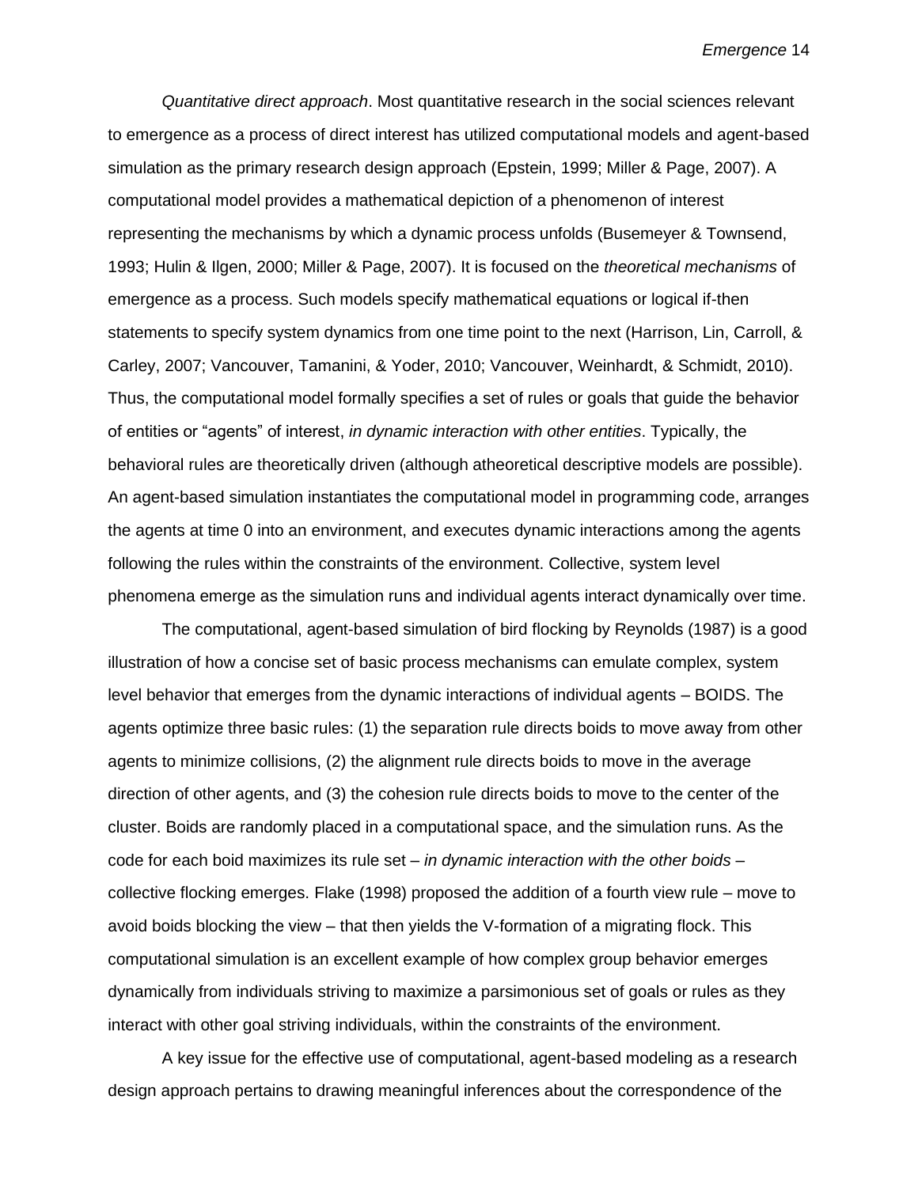*Quantitative direct approach*. Most quantitative research in the social sciences relevant to emergence as a process of direct interest has utilized computational models and agent-based simulation as the primary research design approach (Epstein, 1999; Miller & Page, 2007). A computational model provides a mathematical depiction of a phenomenon of interest representing the mechanisms by which a dynamic process unfolds (Busemeyer & Townsend, 1993; Hulin & Ilgen, 2000; Miller & Page, 2007). It is focused on the *theoretical mechanisms* of emergence as a process. Such models specify mathematical equations or logical if-then statements to specify system dynamics from one time point to the next (Harrison, Lin, Carroll, & Carley, 2007; Vancouver, Tamanini, & Yoder, 2010; Vancouver, Weinhardt, & Schmidt, 2010). Thus, the computational model formally specifies a set of rules or goals that guide the behavior of entities or "agents" of interest, *in dynamic interaction with other entities*. Typically, the behavioral rules are theoretically driven (although atheoretical descriptive models are possible). An agent-based simulation instantiates the computational model in programming code, arranges the agents at time 0 into an environment, and executes dynamic interactions among the agents following the rules within the constraints of the environment. Collective, system level phenomena emerge as the simulation runs and individual agents interact dynamically over time.

The computational, agent-based simulation of bird flocking by Reynolds (1987) is a good illustration of how a concise set of basic process mechanisms can emulate complex, system level behavior that emerges from the dynamic interactions of individual agents – BOIDS. The agents optimize three basic rules: (1) the separation rule directs boids to move away from other agents to minimize collisions, (2) the alignment rule directs boids to move in the average direction of other agents, and (3) the cohesion rule directs boids to move to the center of the cluster. Boids are randomly placed in a computational space, and the simulation runs. As the code for each boid maximizes its rule set – *in dynamic interaction with the other boids* – collective flocking emerges. Flake (1998) proposed the addition of a fourth view rule – move to avoid boids blocking the view – that then yields the V-formation of a migrating flock. This computational simulation is an excellent example of how complex group behavior emerges dynamically from individuals striving to maximize a parsimonious set of goals or rules as they interact with other goal striving individuals, within the constraints of the environment.

A key issue for the effective use of computational, agent-based modeling as a research design approach pertains to drawing meaningful inferences about the correspondence of the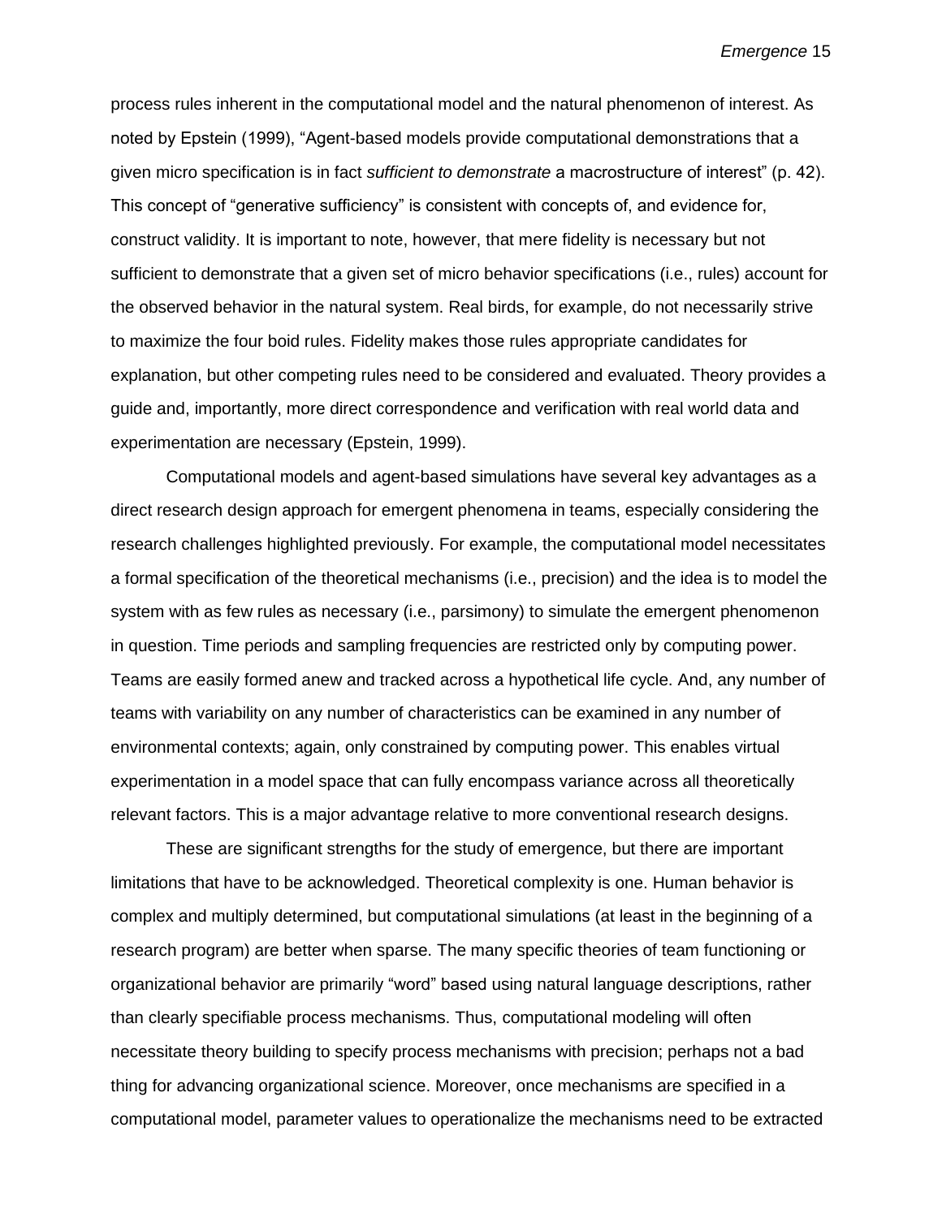process rules inherent in the computational model and the natural phenomenon of interest. As noted by Epstein (1999), "Agent-based models provide computational demonstrations that a given micro specification is in fact *sufficient to demonstrate* a macrostructure of interest" (p. 42). This concept of "generative sufficiency" is consistent with concepts of, and evidence for, construct validity. It is important to note, however, that mere fidelity is necessary but not sufficient to demonstrate that a given set of micro behavior specifications (i.e., rules) account for the observed behavior in the natural system. Real birds, for example, do not necessarily strive to maximize the four boid rules. Fidelity makes those rules appropriate candidates for explanation, but other competing rules need to be considered and evaluated. Theory provides a guide and, importantly, more direct correspondence and verification with real world data and experimentation are necessary (Epstein, 1999).

Computational models and agent-based simulations have several key advantages as a direct research design approach for emergent phenomena in teams, especially considering the research challenges highlighted previously. For example, the computational model necessitates a formal specification of the theoretical mechanisms (i.e., precision) and the idea is to model the system with as few rules as necessary (i.e., parsimony) to simulate the emergent phenomenon in question. Time periods and sampling frequencies are restricted only by computing power. Teams are easily formed anew and tracked across a hypothetical life cycle. And, any number of teams with variability on any number of characteristics can be examined in any number of environmental contexts; again, only constrained by computing power. This enables virtual experimentation in a model space that can fully encompass variance across all theoretically relevant factors. This is a major advantage relative to more conventional research designs.

These are significant strengths for the study of emergence, but there are important limitations that have to be acknowledged. Theoretical complexity is one. Human behavior is complex and multiply determined, but computational simulations (at least in the beginning of a research program) are better when sparse. The many specific theories of team functioning or organizational behavior are primarily "word" based using natural language descriptions, rather than clearly specifiable process mechanisms. Thus, computational modeling will often necessitate theory building to specify process mechanisms with precision; perhaps not a bad thing for advancing organizational science. Moreover, once mechanisms are specified in a computational model, parameter values to operationalize the mechanisms need to be extracted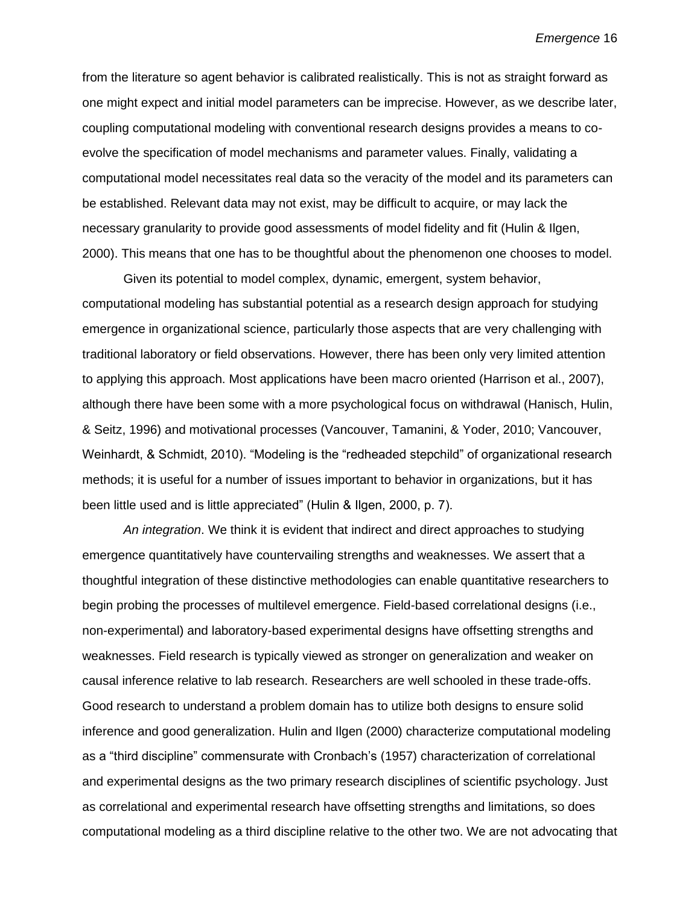from the literature so agent behavior is calibrated realistically. This is not as straight forward as one might expect and initial model parameters can be imprecise. However, as we describe later, coupling computational modeling with conventional research designs provides a means to co-evolve the specification of model mechanisms and parameter values. Finally, validating a computational model necessitates real data so the veracity of the model and its parameters can be established. Relevant data may not exist, may be difficult to acquire, or may lack the necessary granularity to provide good assessments of model fidelity and fit (Hulin & Ilgen, 2000). This means that one has to be thoughtful about the phenomenon one chooses to model.

Given its potential to model complex, dynamic, emergent, system behavior, computational modeling has substantial potential as a research design approach for studying emergence in organizational science, particularly those aspects that are very challenging with traditional laboratory or field observations. However, there has been only very limited attention to applying this approach. Most applications have been macro oriented (Harrison et al., 2007), although there have been some with a more psychological focus on withdrawal (Hanisch, Hulin, & Seitz, 1996) and motivational processes (Vancouver, Tamanini, & Yoder, 2010; Vancouver, Weinhardt, & Schmidt, 2010). "Modeling is the "redheaded stepchild" of organizational research methods; it is useful for a number of issues important to behavior in organizations, but it has been little used and is little appreciated" (Hulin & Ilgen, 2000, p. 7).

*An integration*. We think it is evident that indirect and direct approaches to studying emergence quantitatively have countervailing strengths and weaknesses. We assert that a thoughtful integration of these distinctive methodologies can enable quantitative researchers to begin probing the processes of multilevel emergence. Field-based correlational designs (i.e., non-experimental) and laboratory-based experimental designs have offsetting strengths and weaknesses. Field research is typically viewed as stronger on generalization and weaker on causal inference relative to lab research. Researchers are well schooled in these trade-offs. Good research to understand a problem domain has to utilize both designs to ensure solid inference and good generalization. Hulin and Ilgen (2000) characterize computational modeling as a "third discipline" commensurate with Cronbach's (1957) characterization of correlational and experimental designs as the two primary research disciplines of scientific psychology. Just as correlational and experimental research have offsetting strengths and limitations, so does computational modeling as a third discipline relative to the other two. We are not advocating that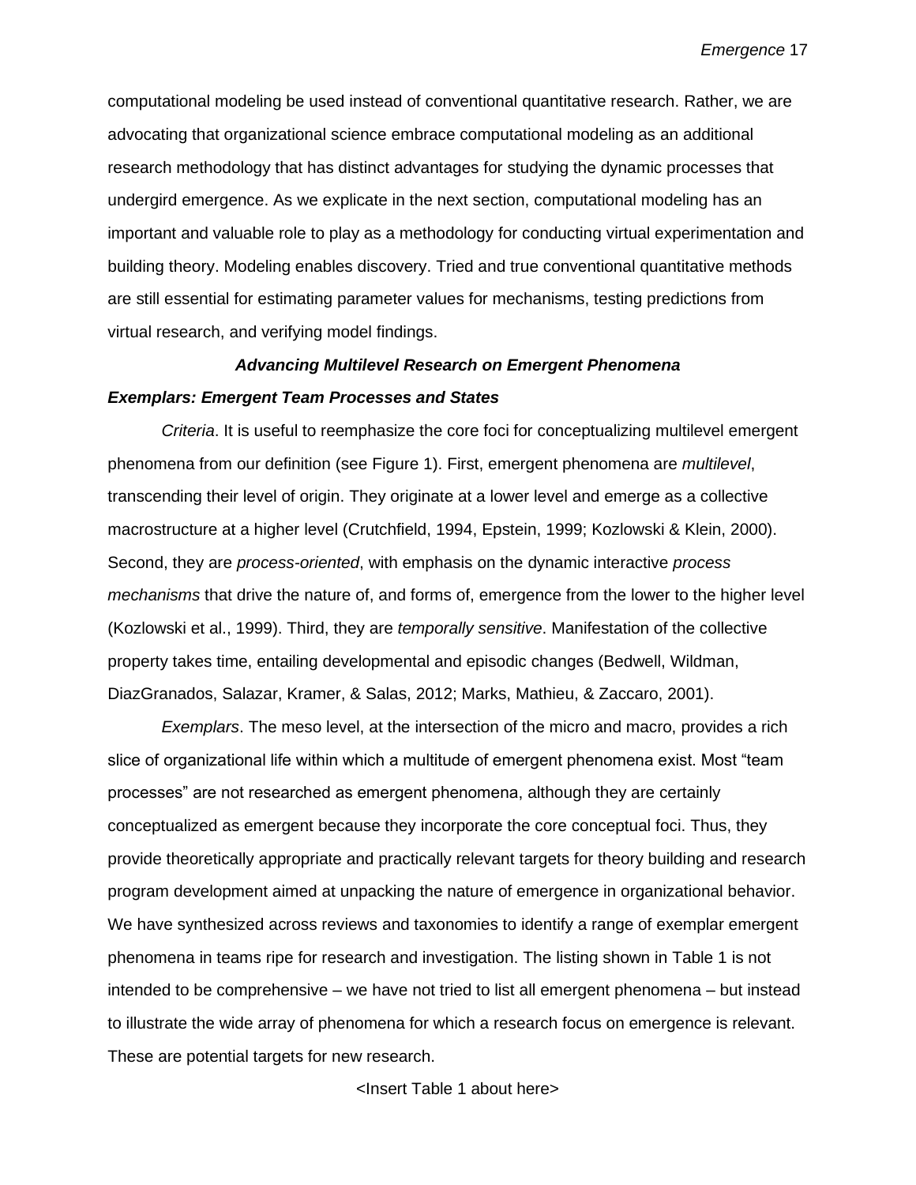computational modeling be used instead of conventional quantitative research. Rather, we are advocating that organizational science embrace computational modeling as an additional research methodology that has distinct advantages for studying the dynamic processes that undergird emergence. As we explicate in the next section, computational modeling has an important and valuable role to play as a methodology for conducting virtual experimentation and building theory. Modeling enables discovery. Tried and true conventional quantitative methods are still essential for estimating parameter values for mechanisms, testing predictions from virtual research, and verifying model findings.

## *Advancing Multilevel Research on Emergent Phenomena*

### *Exemplars: Emergent Team Processes and States*

*Criteria*. It is useful to reemphasize the core foci for conceptualizing multilevel emergent phenomena from our definition (see Figure 1). First, emergent phenomena are *multilevel*, transcending their level of origin. They originate at a lower level and emerge as a collective macrostructure at a higher level (Crutchfield, 1994, Epstein, 1999; Kozlowski & Klein, 2000). Second, they are *process-oriented*, with emphasis on the dynamic interactive *process mechanisms* that drive the nature of, and forms of, emergence from the lower to the higher level (Kozlowski et al., 1999). Third, they are *temporally sensitive*. Manifestation of the collective property takes time, entailing developmental and episodic changes (Bedwell, Wildman, DiazGranados, Salazar, Kramer, & Salas, 2012; Marks, Mathieu, & Zaccaro, 2001).

*Exemplars*. The meso level, at the intersection of the micro and macro, provides a rich slice of organizational life within which a multitude of emergent phenomena exist. Most "team processes" are not researched as emergent phenomena, although they are certainly conceptualized as emergent because they incorporate the core conceptual foci. Thus, they provide theoretically appropriate and practically relevant targets for theory building and research program development aimed at unpacking the nature of emergence in organizational behavior. We have synthesized across reviews and taxonomies to identify a range of exemplar emergent phenomena in teams ripe for research and investigation. The listing shown in Table 1 is not intended to be comprehensive – we have not tried to list all emergent phenomena – but instead to illustrate the wide array of phenomena for which a research focus on emergence is relevant. These are potential targets for new research.

<Insert Table 1 about here>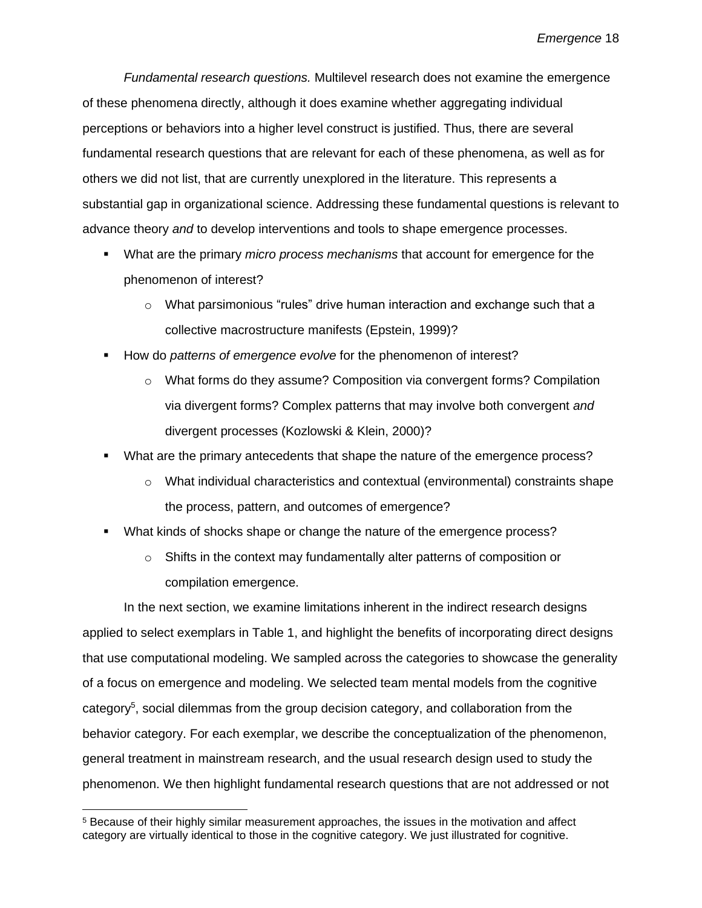*Fundamental research questions.* Multilevel research does not examine the emergence of these phenomena directly, although it does examine whether aggregating individual perceptions or behaviors into a higher level construct is justified. Thus, there are several fundamental research questions that are relevant for each of these phenomena, as well as for others we did not list, that are currently unexplored in the literature. This represents a substantial gap in organizational science. Addressing these fundamental questions is relevant to advance theory *and* to develop interventions and tools to shape emergence processes.

- What are the primary *micro process mechanisms* that account for emergence for the phenomenon of interest?
  - What parsimonious "rules" drive human interaction and exchange such that a collective macrostructure manifests (Epstein, 1999)?
- How do *patterns of emergence evolve* for the phenomenon of interest?
  - What forms do they assume? Composition via convergent forms? Compilation via divergent forms? Complex patterns that may involve both convergent *and* divergent processes (Kozlowski & Klein, 2000)?
- What are the primary antecedents that shape the nature of the emergence process?
  - What individual characteristics and contextual (environmental) constraints shape the process, pattern, and outcomes of emergence?
- What kinds of shocks shape or change the nature of the emergence process?
  - Shifts in the context may fundamentally alter patterns of composition or compilation emergence.

In the next section, we examine limitations inherent in the indirect research designs applied to select exemplars in Table 1, and highlight the benefits of incorporating direct designs that use computational modeling. We sampled across the categories to showcase the generality of a focus on emergence and modeling. We selected team mental models from the cognitive category[5], social dilemmas from the group decision category, and collaboration from the behavior category. For each exemplar, we describe the conceptualization of the phenomenon, general treatment in mainstream research, and the usual research design used to study the phenomenon. We then highlight fundamental research questions that are not addressed or not

[5] Because of their highly similar measurement approaches, the issues in the motivation and affect category are virtually identical to those in the cognitive category. We just illustrated for cognitive.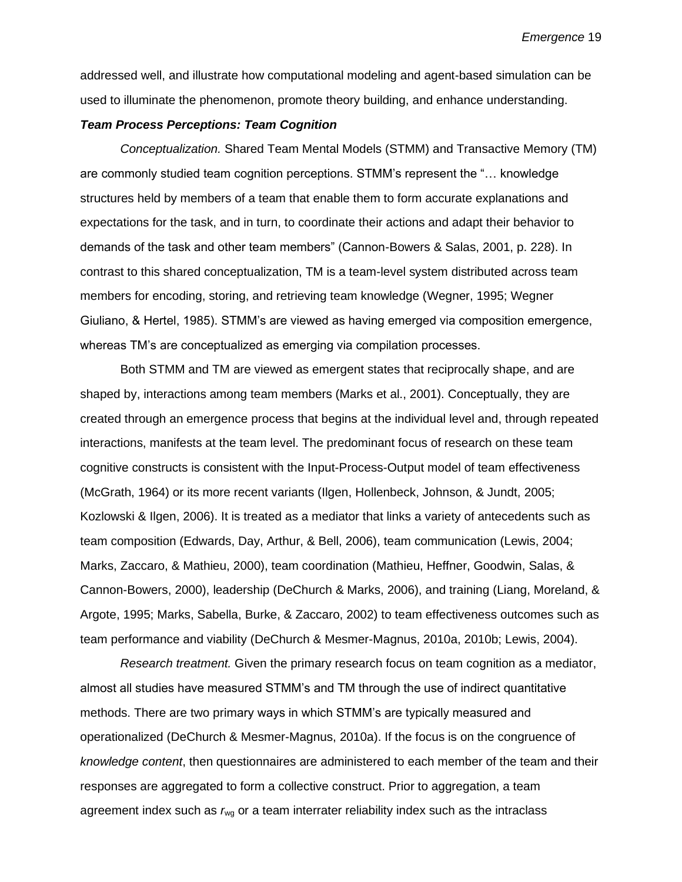addressed well, and illustrate how computational modeling and agent-based simulation can be used to illuminate the phenomenon, promote theory building, and enhance understanding.

***Team Process Perceptions: Team Cognition***

*Conceptualization.* Shared Team Mental Models (STMM) and Transactive Memory (TM) are commonly studied team cognition perceptions. STMM's represent the "… knowledge structures held by members of a team that enable them to form accurate explanations and expectations for the task, and in turn, to coordinate their actions and adapt their behavior to demands of the task and other team members" (Cannon-Bowers & Salas, 2001, p. 228). In contrast to this shared conceptualization, TM is a team-level system distributed across team members for encoding, storing, and retrieving team knowledge (Wegner, 1995; Wegner Giuliano, & Hertel, 1985). STMM's are viewed as having emerged via composition emergence, whereas TM's are conceptualized as emerging via compilation processes.

Both STMM and TM are viewed as emergent states that reciprocally shape, and are shaped by, interactions among team members (Marks et al., 2001). Conceptually, they are created through an emergence process that begins at the individual level and, through repeated interactions, manifests at the team level. The predominant focus of research on these team cognitive constructs is consistent with the Input-Process-Output model of team effectiveness (McGrath, 1964) or its more recent variants (Ilgen, Hollenbeck, Johnson, & Jundt, 2005; Kozlowski & Ilgen, 2006). It is treated as a mediator that links a variety of antecedents such as team composition (Edwards, Day, Arthur, & Bell, 2006), team communication (Lewis, 2004; Marks, Zaccaro, & Mathieu, 2000), team coordination (Mathieu, Heffner, Goodwin, Salas, & Cannon-Bowers, 2000), leadership (DeChurch & Marks, 2006), and training (Liang, Moreland, & Argote, 1995; Marks, Sabella, Burke, & Zaccaro, 2002) to team effectiveness outcomes such as team performance and viability (DeChurch & Mesmer-Magnus, 2010a, 2010b; Lewis, 2004).

*Research treatment.* Given the primary research focus on team cognition as a mediator, almost all studies have measured STMM's and TM through the use of indirect quantitative methods. There are two primary ways in which STMM's are typically measured and operationalized (DeChurch & Mesmer-Magnus, 2010a). If the focus is on the congruence of *knowledge content*, then questionnaires are administered to each member of the team and their responses are aggregated to form a collective construct. Prior to aggregation, a team agreement index such as $r_{wg}$ or a team interrater reliability index such as the intraclass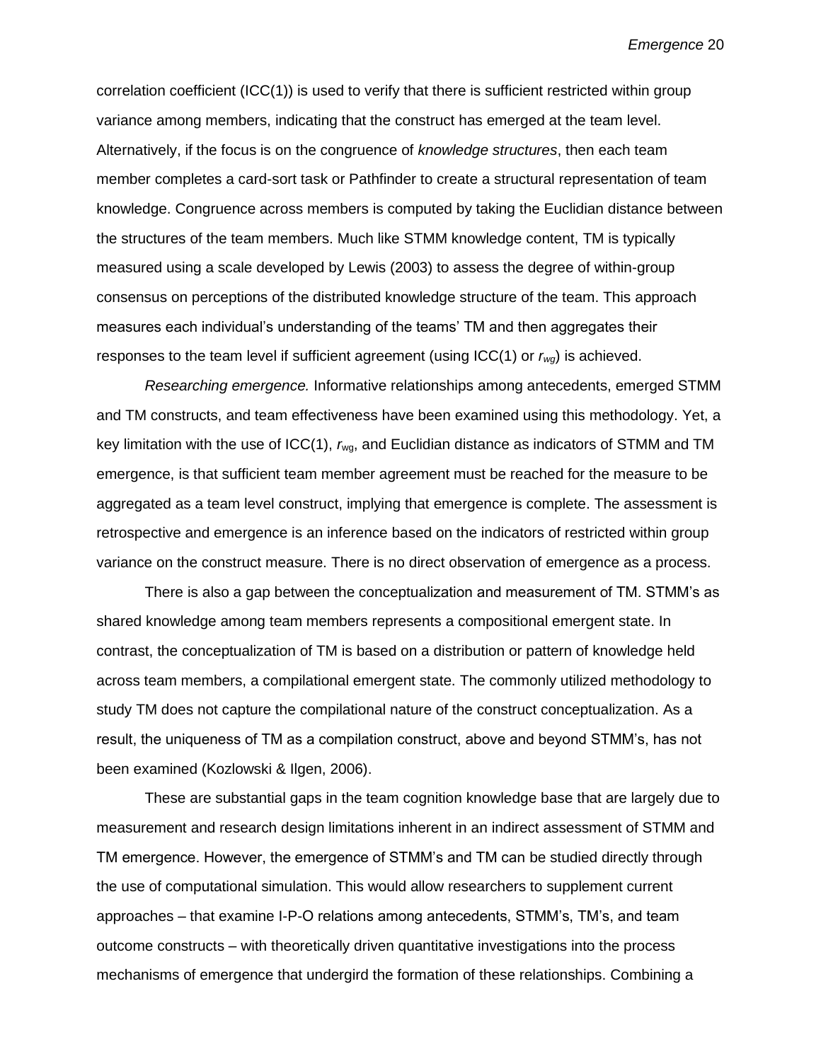correlation coefficient (ICC(1)) is used to verify that there is sufficient restricted within group variance among members, indicating that the construct has emerged at the team level. Alternatively, if the focus is on the congruence of *knowledge structures*, then each team member completes a card-sort task or Pathfinder to create a structural representation of team knowledge. Congruence across members is computed by taking the Euclidian distance between the structures of the team members. Much like STMM knowledge content, TM is typically measured using a scale developed by Lewis (2003) to assess the degree of within-group consensus on perceptions of the distributed knowledge structure of the team. This approach measures each individual's understanding of the teams' TM and then aggregates their responses to the team level if sufficient agreement (using ICC(1) or $r_{wg}$) is achieved.

*Researching emergence.* Informative relationships among antecedents, emerged STMM and TM constructs, and team effectiveness have been examined using this methodology. Yet, a key limitation with the use of ICC(1), $r_{wg}$, and Euclidian distance as indicators of STMM and TM emergence, is that sufficient team member agreement must be reached for the measure to be aggregated as a team level construct, implying that emergence is complete. The assessment is retrospective and emergence is an inference based on the indicators of restricted within group variance on the construct measure. There is no direct observation of emergence as a process.

There is also a gap between the conceptualization and measurement of TM. STMM's as shared knowledge among team members represents a compositional emergent state. In contrast, the conceptualization of TM is based on a distribution or pattern of knowledge held across team members, a compilational emergent state. The commonly utilized methodology to study TM does not capture the compilational nature of the construct conceptualization. As a result, the uniqueness of TM as a compilation construct, above and beyond STMM's, has not been examined (Kozlowski & Ilgen, 2006).

These are substantial gaps in the team cognition knowledge base that are largely due to measurement and research design limitations inherent in an indirect assessment of STMM and TM emergence. However, the emergence of STMM's and TM can be studied directly through the use of computational simulation. This would allow researchers to supplement current approaches – that examine I-P-O relations among antecedents, STMM's, TM's, and team outcome constructs – with theoretically driven quantitative investigations into the process mechanisms of emergence that undergird the formation of these relationships. Combining a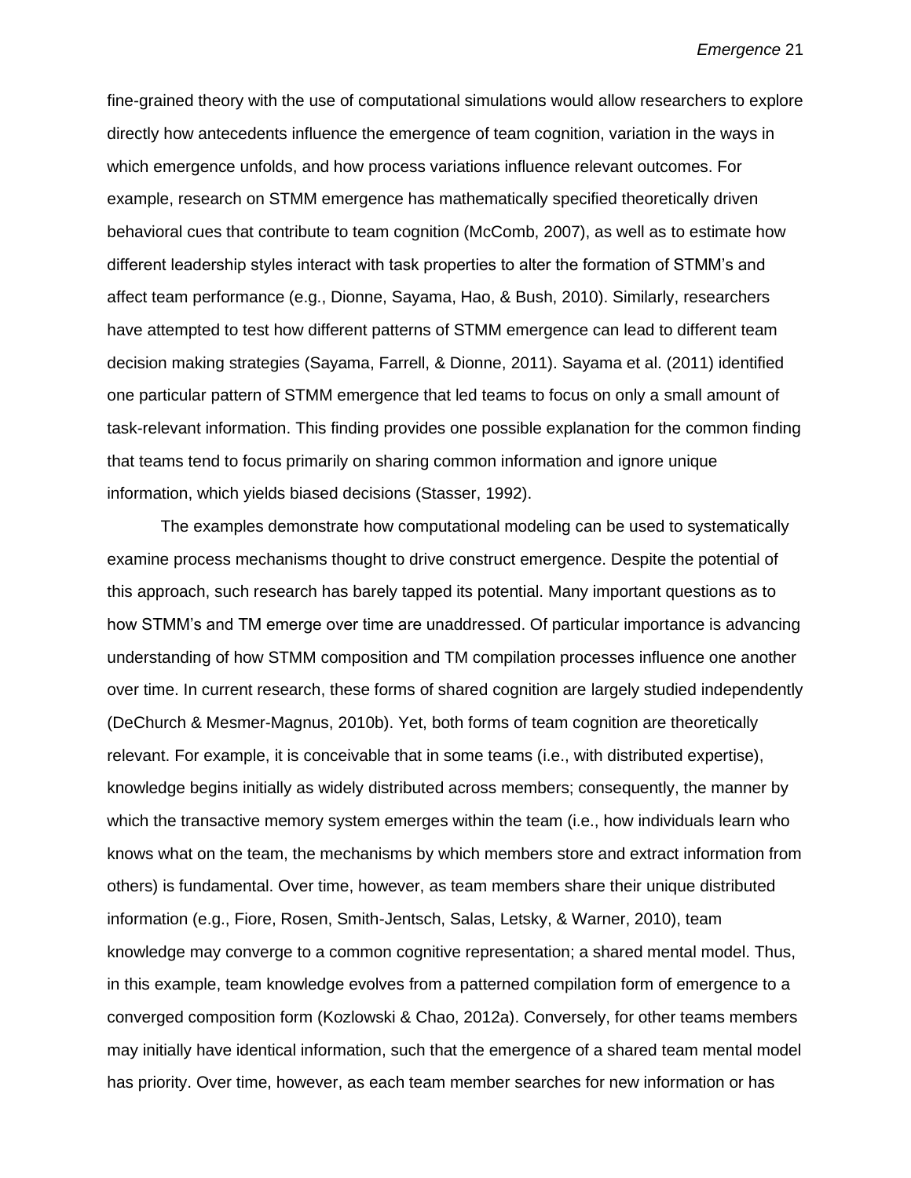fine-grained theory with the use of computational simulations would allow researchers to explore directly how antecedents influence the emergence of team cognition, variation in the ways in which emergence unfolds, and how process variations influence relevant outcomes. For example, research on STMM emergence has mathematically specified theoretically driven behavioral cues that contribute to team cognition (McComb, 2007), as well as to estimate how different leadership styles interact with task properties to alter the formation of STMM's and affect team performance (e.g., Dionne, Sayama, Hao, & Bush, 2010). Similarly, researchers have attempted to test how different patterns of STMM emergence can lead to different team decision making strategies (Sayama, Farrell, & Dionne, 2011). Sayama et al. (2011) identified one particular pattern of STMM emergence that led teams to focus on only a small amount of task-relevant information. This finding provides one possible explanation for the common finding that teams tend to focus primarily on sharing common information and ignore unique information, which yields biased decisions (Stasser, 1992).

The examples demonstrate how computational modeling can be used to systematically examine process mechanisms thought to drive construct emergence. Despite the potential of this approach, such research has barely tapped its potential. Many important questions as to how STMM's and TM emerge over time are unaddressed. Of particular importance is advancing understanding of how STMM composition and TM compilation processes influence one another over time. In current research, these forms of shared cognition are largely studied independently (DeChurch & Mesmer-Magnus, 2010b). Yet, both forms of team cognition are theoretically relevant. For example, it is conceivable that in some teams (i.e., with distributed expertise), knowledge begins initially as widely distributed across members; consequently, the manner by which the transactive memory system emerges within the team (i.e., how individuals learn who knows what on the team, the mechanisms by which members store and extract information from others) is fundamental. Over time, however, as team members share their unique distributed information (e.g., Fiore, Rosen, Smith-Jentsch, Salas, Letsky, & Warner, 2010), team knowledge may converge to a common cognitive representation; a shared mental model. Thus, in this example, team knowledge evolves from a patterned compilation form of emergence to a converged composition form (Kozlowski & Chao, 2012a). Conversely, for other teams members may initially have identical information, such that the emergence of a shared team mental model has priority. Over time, however, as each team member searches for new information or has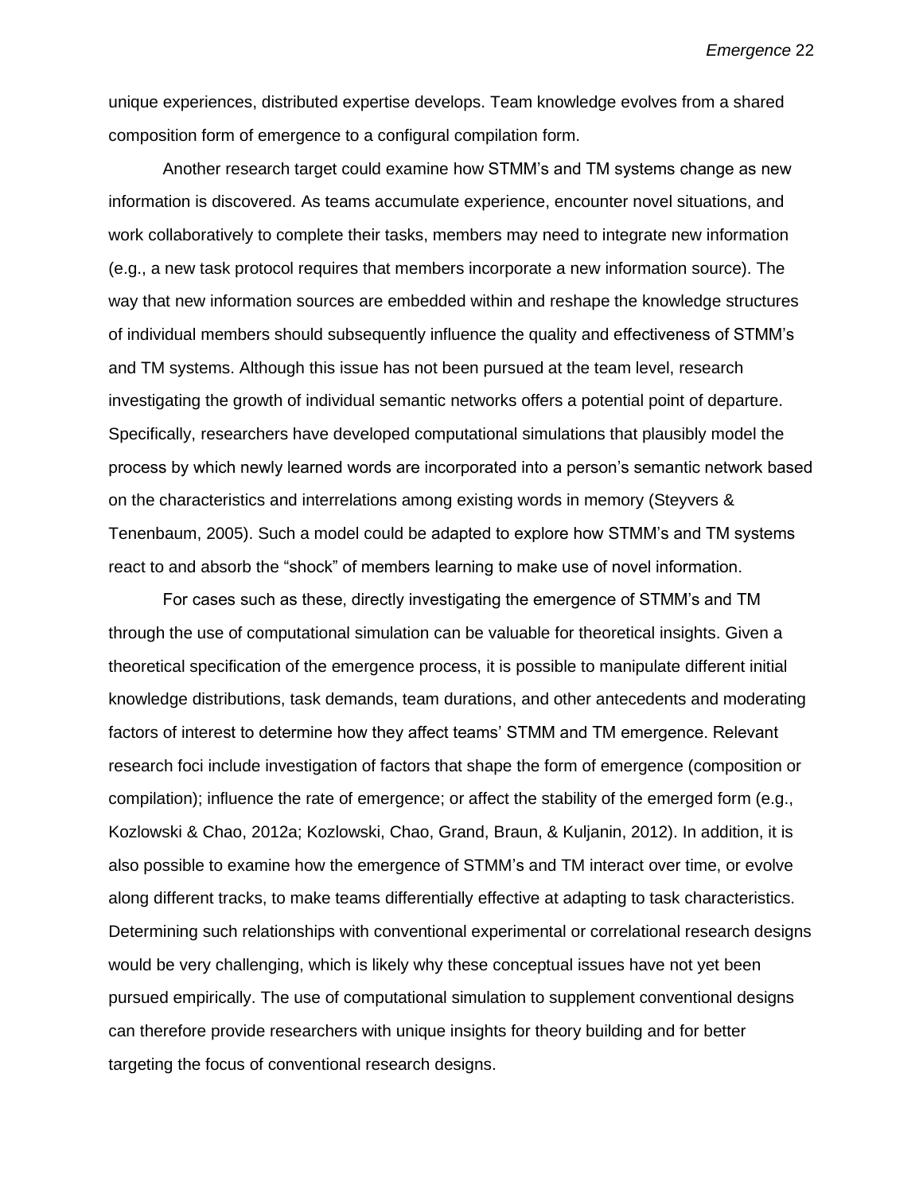unique experiences, distributed expertise develops. Team knowledge evolves from a shared composition form of emergence to a configural compilation form.

Another research target could examine how STMM's and TM systems change as new information is discovered. As teams accumulate experience, encounter novel situations, and work collaboratively to complete their tasks, members may need to integrate new information (e.g., a new task protocol requires that members incorporate a new information source). The way that new information sources are embedded within and reshape the knowledge structures of individual members should subsequently influence the quality and effectiveness of STMM's and TM systems. Although this issue has not been pursued at the team level, research investigating the growth of individual semantic networks offers a potential point of departure. Specifically, researchers have developed computational simulations that plausibly model the process by which newly learned words are incorporated into a person's semantic network based on the characteristics and interrelations among existing words in memory (Steyvers & Tenenbaum, 2005). Such a model could be adapted to explore how STMM's and TM systems react to and absorb the "shock" of members learning to make use of novel information.

For cases such as these, directly investigating the emergence of STMM's and TM through the use of computational simulation can be valuable for theoretical insights. Given a theoretical specification of the emergence process, it is possible to manipulate different initial knowledge distributions, task demands, team durations, and other antecedents and moderating factors of interest to determine how they affect teams' STMM and TM emergence. Relevant research foci include investigation of factors that shape the form of emergence (composition or compilation); influence the rate of emergence; or affect the stability of the emerged form (e.g., Kozlowski & Chao, 2012a; Kozlowski, Chao, Grand, Braun, & Kuljanin, 2012). In addition, it is also possible to examine how the emergence of STMM's and TM interact over time, or evolve along different tracks, to make teams differentially effective at adapting to task characteristics. Determining such relationships with conventional experimental or correlational research designs would be very challenging, which is likely why these conceptual issues have not yet been pursued empirically. The use of computational simulation to supplement conventional designs can therefore provide researchers with unique insights for theory building and for better targeting the focus of conventional research designs.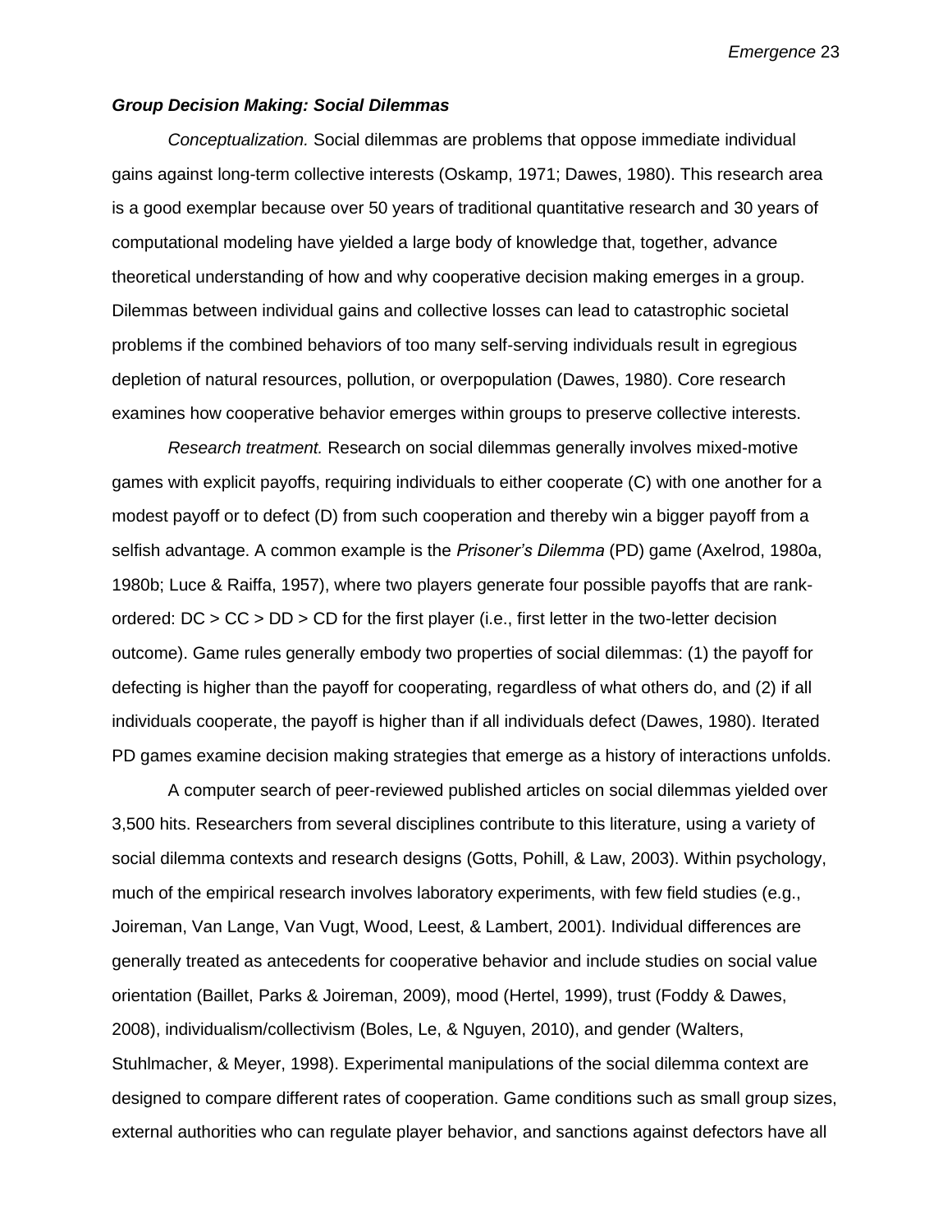***Group Decision Making: Social Dilemmas***

*Conceptualization.* Social dilemmas are problems that oppose immediate individual gains against long-term collective interests (Oskamp, 1971; Dawes, 1980). This research area is a good exemplar because over 50 years of traditional quantitative research and 30 years of computational modeling have yielded a large body of knowledge that, together, advance theoretical understanding of how and why cooperative decision making emerges in a group. Dilemmas between individual gains and collective losses can lead to catastrophic societal problems if the combined behaviors of too many self-serving individuals result in egregious depletion of natural resources, pollution, or overpopulation (Dawes, 1980). Core research examines how cooperative behavior emerges within groups to preserve collective interests.

*Research treatment.* Research on social dilemmas generally involves mixed-motive games with explicit payoffs, requiring individuals to either cooperate (C) with one another for a modest payoff or to defect (D) from such cooperation and thereby win a bigger payoff from a selfish advantage. A common example is the *Prisoner's Dilemma* (PD) game (Axelrod, 1980a, 1980b; Luce & Raiffa, 1957), where two players generate four possible payoffs that are rank-ordered: DC > CC > DD > CD for the first player (i.e., first letter in the two-letter decision outcome). Game rules generally embody two properties of social dilemmas: (1) the payoff for defecting is higher than the payoff for cooperating, regardless of what others do, and (2) if all individuals cooperate, the payoff is higher than if all individuals defect (Dawes, 1980). Iterated PD games examine decision making strategies that emerge as a history of interactions unfolds.

A computer search of peer-reviewed published articles on social dilemmas yielded over 3,500 hits. Researchers from several disciplines contribute to this literature, using a variety of social dilemma contexts and research designs (Gotts, Pohill, & Law, 2003). Within psychology, much of the empirical research involves laboratory experiments, with few field studies (e.g., Joireman, Van Lange, Van Vugt, Wood, Leest, & Lambert, 2001). Individual differences are generally treated as antecedents for cooperative behavior and include studies on social value orientation (Baillet, Parks & Joireman, 2009), mood (Hertel, 1999), trust (Foddy & Dawes, 2008), individualism/collectivism (Boles, Le, & Nguyen, 2010), and gender (Walters, Stuhlmacher, & Meyer, 1998). Experimental manipulations of the social dilemma context are designed to compare different rates of cooperation. Game conditions such as small group sizes, external authorities who can regulate player behavior, and sanctions against defectors have all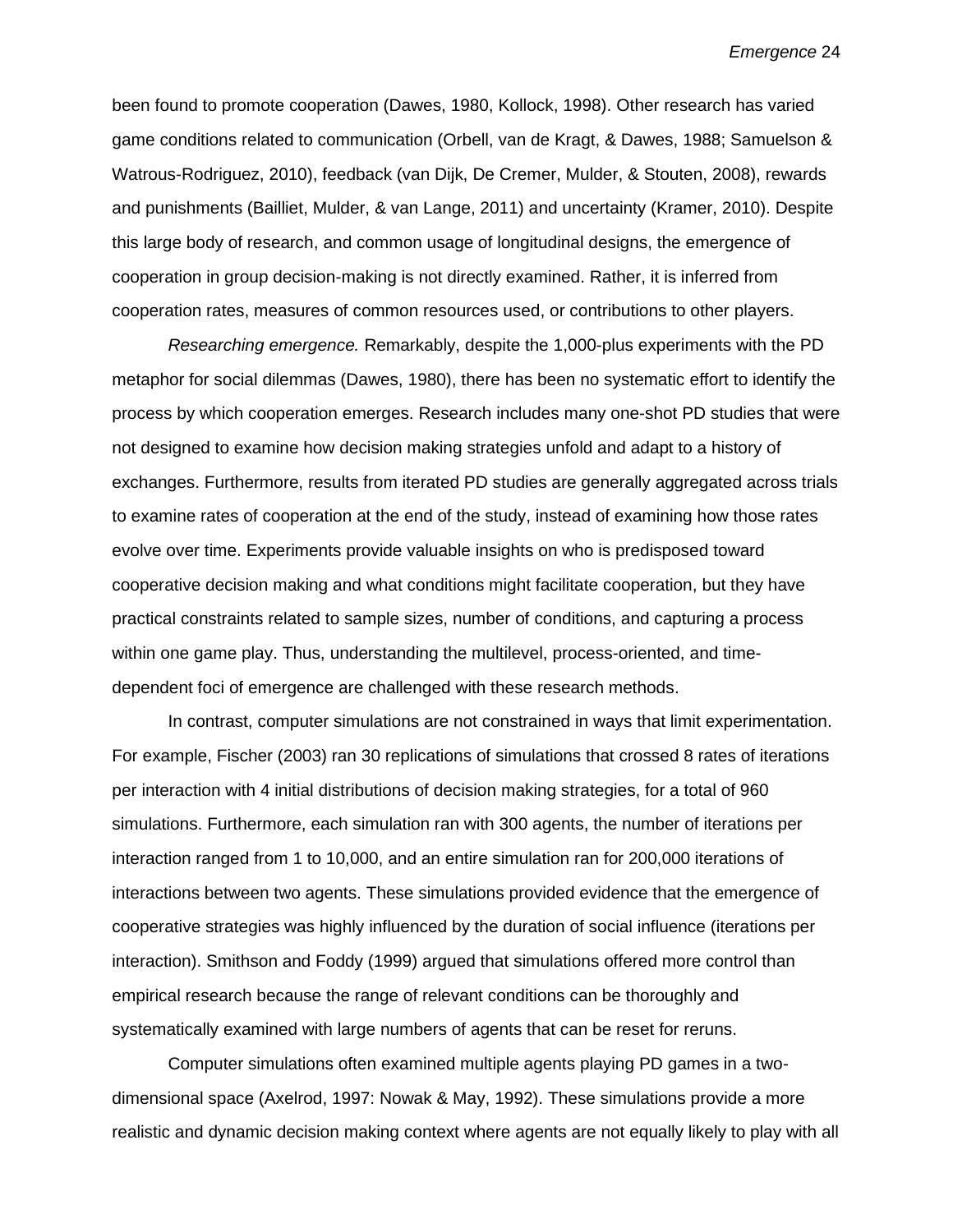been found to promote cooperation (Dawes, 1980, Kollock, 1998). Other research has varied game conditions related to communication (Orbell, van de Kragt, & Dawes, 1988; Samuelson & Watrous-Rodriguez, 2010), feedback (van Dijk, De Cremer, Mulder, & Stouten, 2008), rewards and punishments (Bailliet, Mulder, & van Lange, 2011) and uncertainty (Kramer, 2010). Despite this large body of research, and common usage of longitudinal designs, the emergence of cooperation in group decision-making is not directly examined. Rather, it is inferred from cooperation rates, measures of common resources used, or contributions to other players.

*Researching emergence.* Remarkably, despite the 1,000-plus experiments with the PD metaphor for social dilemmas (Dawes, 1980), there has been no systematic effort to identify the process by which cooperation emerges. Research includes many one-shot PD studies that were not designed to examine how decision making strategies unfold and adapt to a history of exchanges. Furthermore, results from iterated PD studies are generally aggregated across trials to examine rates of cooperation at the end of the study, instead of examining how those rates evolve over time. Experiments provide valuable insights on who is predisposed toward cooperative decision making and what conditions might facilitate cooperation, but they have practical constraints related to sample sizes, number of conditions, and capturing a process within one game play. Thus, understanding the multilevel, process-oriented, and time-dependent foci of emergence are challenged with these research methods.

In contrast, computer simulations are not constrained in ways that limit experimentation. For example, Fischer (2003) ran 30 replications of simulations that crossed 8 rates of iterations per interaction with 4 initial distributions of decision making strategies, for a total of 960 simulations. Furthermore, each simulation ran with 300 agents, the number of iterations per interaction ranged from 1 to 10,000, and an entire simulation ran for 200,000 iterations of interactions between two agents. These simulations provided evidence that the emergence of cooperative strategies was highly influenced by the duration of social influence (iterations per interaction). Smithson and Foddy (1999) argued that simulations offered more control than empirical research because the range of relevant conditions can be thoroughly and systematically examined with large numbers of agents that can be reset for reruns.

Computer simulations often examined multiple agents playing PD games in a two-dimensional space (Axelrod, 1997: Nowak & May, 1992). These simulations provide a more realistic and dynamic decision making context where agents are not equally likely to play with all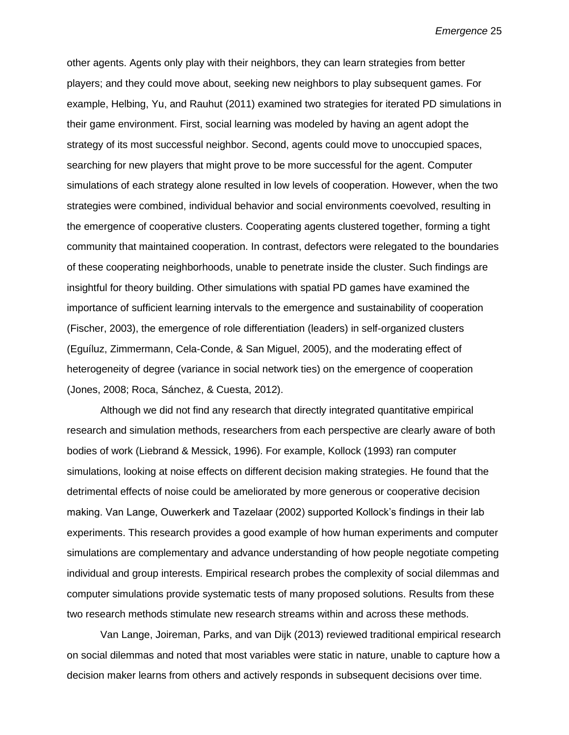other agents. Agents only play with their neighbors, they can learn strategies from better players; and they could move about, seeking new neighbors to play subsequent games. For example, Helbing, Yu, and Rauhut (2011) examined two strategies for iterated PD simulations in their game environment. First, social learning was modeled by having an agent adopt the strategy of its most successful neighbor. Second, agents could move to unoccupied spaces, searching for new players that might prove to be more successful for the agent. Computer simulations of each strategy alone resulted in low levels of cooperation. However, when the two strategies were combined, individual behavior and social environments coevolved, resulting in the emergence of cooperative clusters. Cooperating agents clustered together, forming a tight community that maintained cooperation. In contrast, defectors were relegated to the boundaries of these cooperating neighborhoods, unable to penetrate inside the cluster. Such findings are insightful for theory building. Other simulations with spatial PD games have examined the importance of sufficient learning intervals to the emergence and sustainability of cooperation (Fischer, 2003), the emergence of role differentiation (leaders) in self-organized clusters (Eguíluz, Zimmermann, Cela-Conde, & San Miguel, 2005), and the moderating effect of heterogeneity of degree (variance in social network ties) on the emergence of cooperation (Jones, 2008; Roca, Sánchez, & Cuesta, 2012).

Although we did not find any research that directly integrated quantitative empirical research and simulation methods, researchers from each perspective are clearly aware of both bodies of work (Liebrand & Messick, 1996). For example, Kollock (1993) ran computer simulations, looking at noise effects on different decision making strategies. He found that the detrimental effects of noise could be ameliorated by more generous or cooperative decision making. Van Lange, Ouwerkerk and Tazelaar (2002) supported Kollock's findings in their lab experiments. This research provides a good example of how human experiments and computer simulations are complementary and advance understanding of how people negotiate competing individual and group interests. Empirical research probes the complexity of social dilemmas and computer simulations provide systematic tests of many proposed solutions. Results from these two research methods stimulate new research streams within and across these methods.

Van Lange, Joireman, Parks, and van Dijk (2013) reviewed traditional empirical research on social dilemmas and noted that most variables were static in nature, unable to capture how a decision maker learns from others and actively responds in subsequent decisions over time.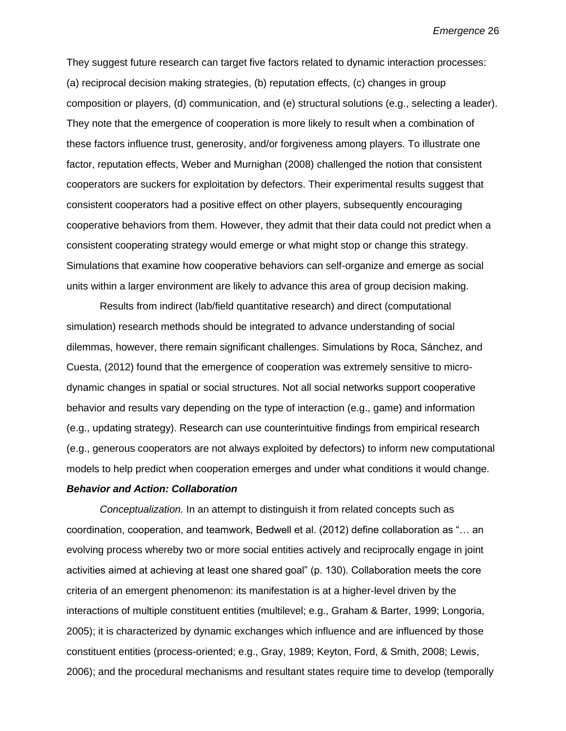They suggest future research can target five factors related to dynamic interaction processes: (a) reciprocal decision making strategies, (b) reputation effects, (c) changes in group composition or players, (d) communication, and (e) structural solutions (e.g., selecting a leader). They note that the emergence of cooperation is more likely to result when a combination of these factors influence trust, generosity, and/or forgiveness among players. To illustrate one factor, reputation effects, Weber and Murnighan (2008) challenged the notion that consistent cooperators are suckers for exploitation by defectors. Their experimental results suggest that consistent cooperators had a positive effect on other players, subsequently encouraging cooperative behaviors from them. However, they admit that their data could not predict when a consistent cooperating strategy would emerge or what might stop or change this strategy. Simulations that examine how cooperative behaviors can self-organize and emerge as social units within a larger environment are likely to advance this area of group decision making.

Results from indirect (lab/field quantitative research) and direct (computational simulation) research methods should be integrated to advance understanding of social dilemmas, however, there remain significant challenges. Simulations by Roca, Sánchez, and Cuesta, (2012) found that the emergence of cooperation was extremely sensitive to micro-dynamic changes in spatial or social structures. Not all social networks support cooperative behavior and results vary depending on the type of interaction (e.g., game) and information (e.g., updating strategy). Research can use counterintuitive findings from empirical research (e.g., generous cooperators are not always exploited by defectors) to inform new computational models to help predict when cooperation emerges and under what conditions it would change.

***Behavior and Action: Collaboration***

*Conceptualization.* In an attempt to distinguish it from related concepts such as coordination, cooperation, and teamwork, Bedwell et al. (2012) define collaboration as "… an evolving process whereby two or more social entities actively and reciprocally engage in joint activities aimed at achieving at least one shared goal" (p. 130). Collaboration meets the core criteria of an emergent phenomenon: its manifestation is at a higher-level driven by the interactions of multiple constituent entities (multilevel; e.g., Graham & Barter, 1999; Longoria, 2005); it is characterized by dynamic exchanges which influence and are influenced by those constituent entities (process-oriented; e.g., Gray, 1989; Keyton, Ford, & Smith, 2008; Lewis, 2006); and the procedural mechanisms and resultant states require time to develop (temporally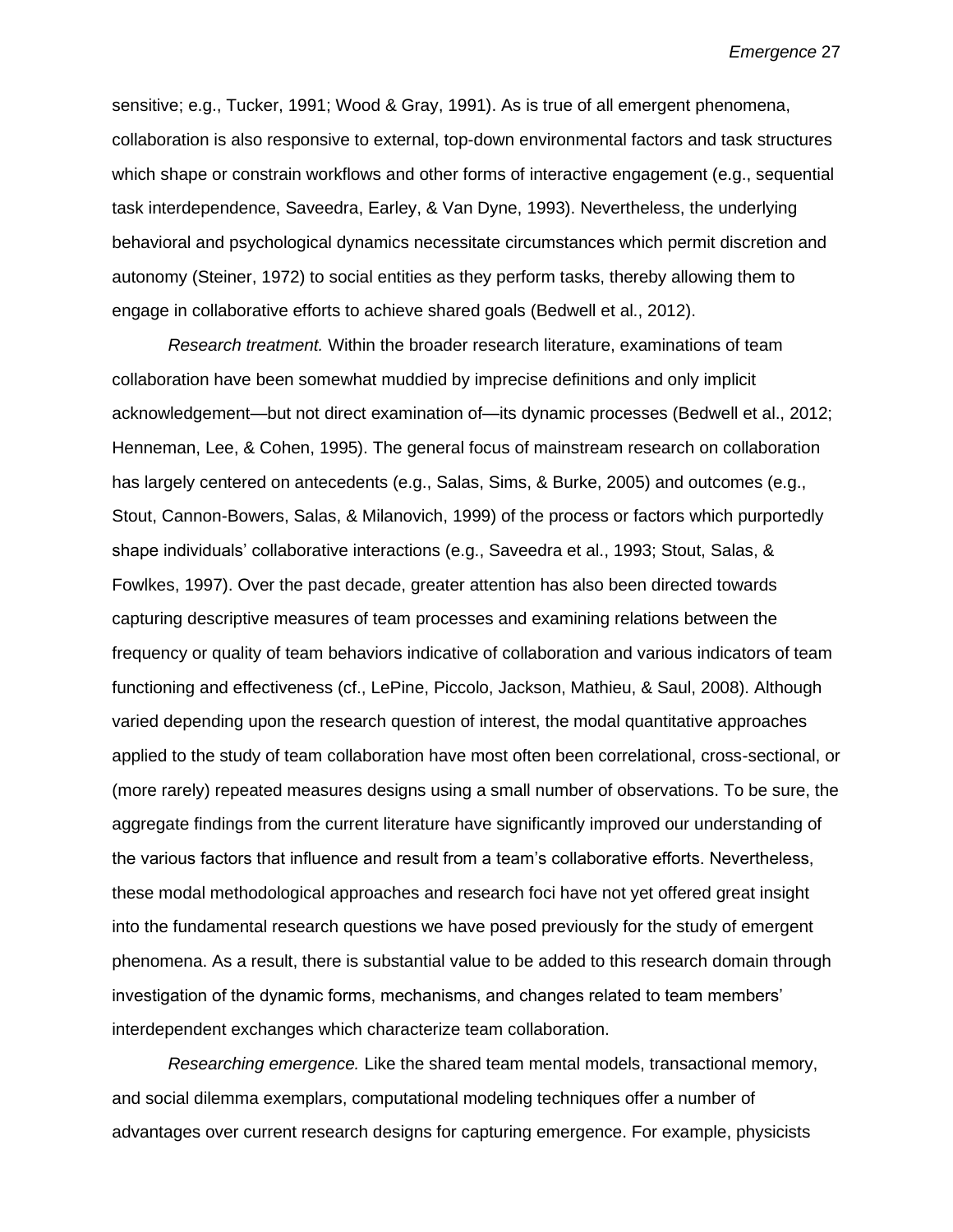sensitive; e.g., Tucker, 1991; Wood & Gray, 1991). As is true of all emergent phenomena, collaboration is also responsive to external, top-down environmental factors and task structures which shape or constrain workflows and other forms of interactive engagement (e.g., sequential task interdependence, Saveedra, Earley, & Van Dyne, 1993). Nevertheless, the underlying behavioral and psychological dynamics necessitate circumstances which permit discretion and autonomy (Steiner, 1972) to social entities as they perform tasks, thereby allowing them to engage in collaborative efforts to achieve shared goals (Bedwell et al., 2012).

*Research treatment.* Within the broader research literature, examinations of team collaboration have been somewhat muddied by imprecise definitions and only implicit acknowledgement—but not direct examination of—its dynamic processes (Bedwell et al., 2012; Henneman, Lee, & Cohen, 1995). The general focus of mainstream research on collaboration has largely centered on antecedents (e.g., Salas, Sims, & Burke, 2005) and outcomes (e.g., Stout, Cannon-Bowers, Salas, & Milanovich, 1999) of the process or factors which purportedly shape individuals' collaborative interactions (e.g., Saveedra et al., 1993; Stout, Salas, & Fowlkes, 1997). Over the past decade, greater attention has also been directed towards capturing descriptive measures of team processes and examining relations between the frequency or quality of team behaviors indicative of collaboration and various indicators of team functioning and effectiveness (cf., LePine, Piccolo, Jackson, Mathieu, & Saul, 2008). Although varied depending upon the research question of interest, the modal quantitative approaches applied to the study of team collaboration have most often been correlational, cross-sectional, or (more rarely) repeated measures designs using a small number of observations. To be sure, the aggregate findings from the current literature have significantly improved our understanding of the various factors that influence and result from a team's collaborative efforts. Nevertheless, these modal methodological approaches and research foci have not yet offered great insight into the fundamental research questions we have posed previously for the study of emergent phenomena. As a result, there is substantial value to be added to this research domain through investigation of the dynamic forms, mechanisms, and changes related to team members' interdependent exchanges which characterize team collaboration.

*Researching emergence.* Like the shared team mental models, transactional memory, and social dilemma exemplars, computational modeling techniques offer a number of advantages over current research designs for capturing emergence. For example, physicists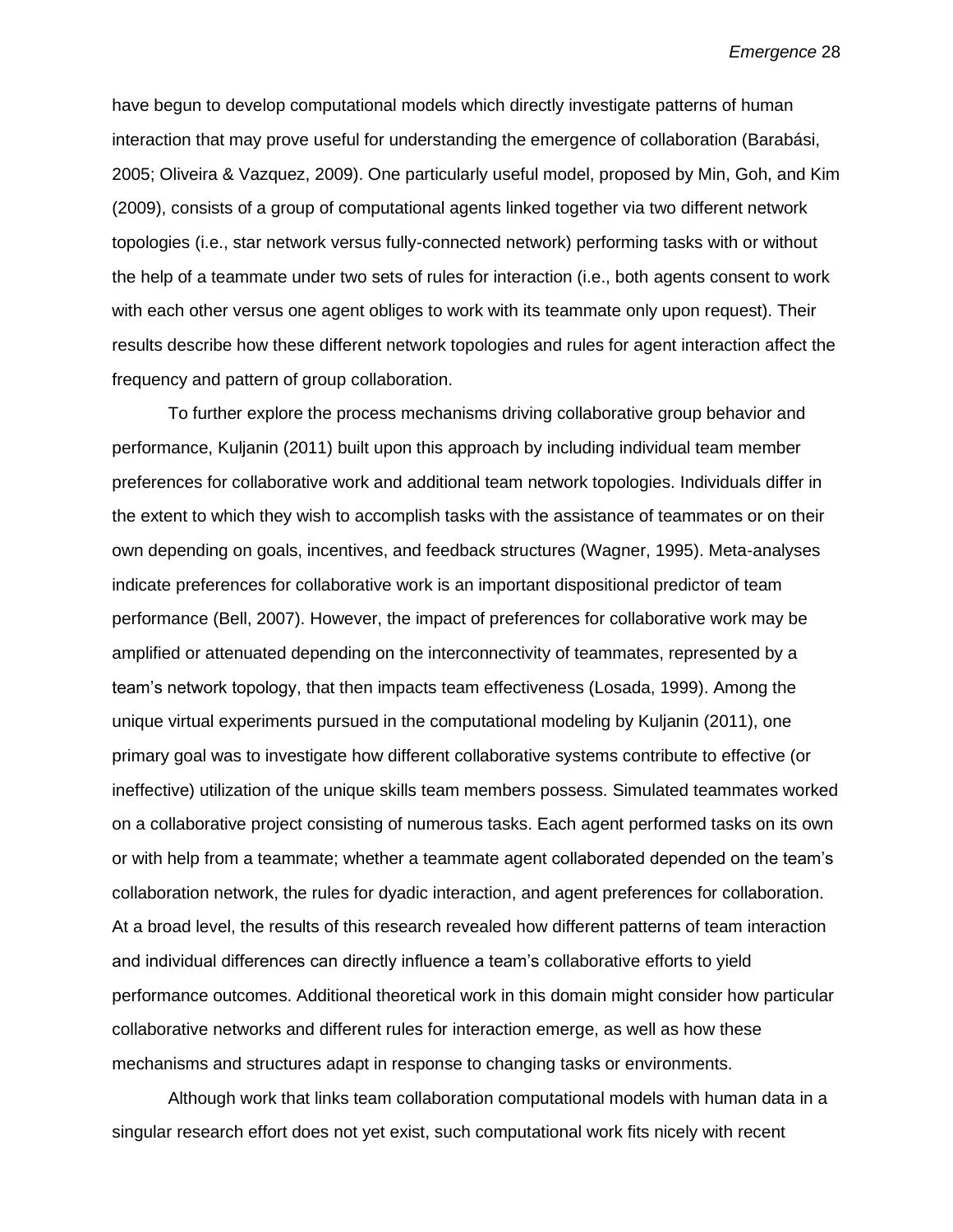have begun to develop computational models which directly investigate patterns of human interaction that may prove useful for understanding the emergence of collaboration (Barabási, 2005; Oliveira & Vazquez, 2009). One particularly useful model, proposed by Min, Goh, and Kim (2009), consists of a group of computational agents linked together via two different network topologies (i.e., star network versus fully-connected network) performing tasks with or without the help of a teammate under two sets of rules for interaction (i.e., both agents consent to work with each other versus one agent obliges to work with its teammate only upon request). Their results describe how these different network topologies and rules for agent interaction affect the frequency and pattern of group collaboration.

To further explore the process mechanisms driving collaborative group behavior and performance, Kuljanin (2011) built upon this approach by including individual team member preferences for collaborative work and additional team network topologies. Individuals differ in the extent to which they wish to accomplish tasks with the assistance of teammates or on their own depending on goals, incentives, and feedback structures (Wagner, 1995). Meta-analyses indicate preferences for collaborative work is an important dispositional predictor of team performance (Bell, 2007). However, the impact of preferences for collaborative work may be amplified or attenuated depending on the interconnectivity of teammates, represented by a team's network topology, that then impacts team effectiveness (Losada, 1999). Among the unique virtual experiments pursued in the computational modeling by Kuljanin (2011), one primary goal was to investigate how different collaborative systems contribute to effective (or ineffective) utilization of the unique skills team members possess. Simulated teammates worked on a collaborative project consisting of numerous tasks. Each agent performed tasks on its own or with help from a teammate; whether a teammate agent collaborated depended on the team's collaboration network, the rules for dyadic interaction, and agent preferences for collaboration. At a broad level, the results of this research revealed how different patterns of team interaction and individual differences can directly influence a team's collaborative efforts to yield performance outcomes. Additional theoretical work in this domain might consider how particular collaborative networks and different rules for interaction emerge, as well as how these mechanisms and structures adapt in response to changing tasks or environments.

Although work that links team collaboration computational models with human data in a singular research effort does not yet exist, such computational work fits nicely with recent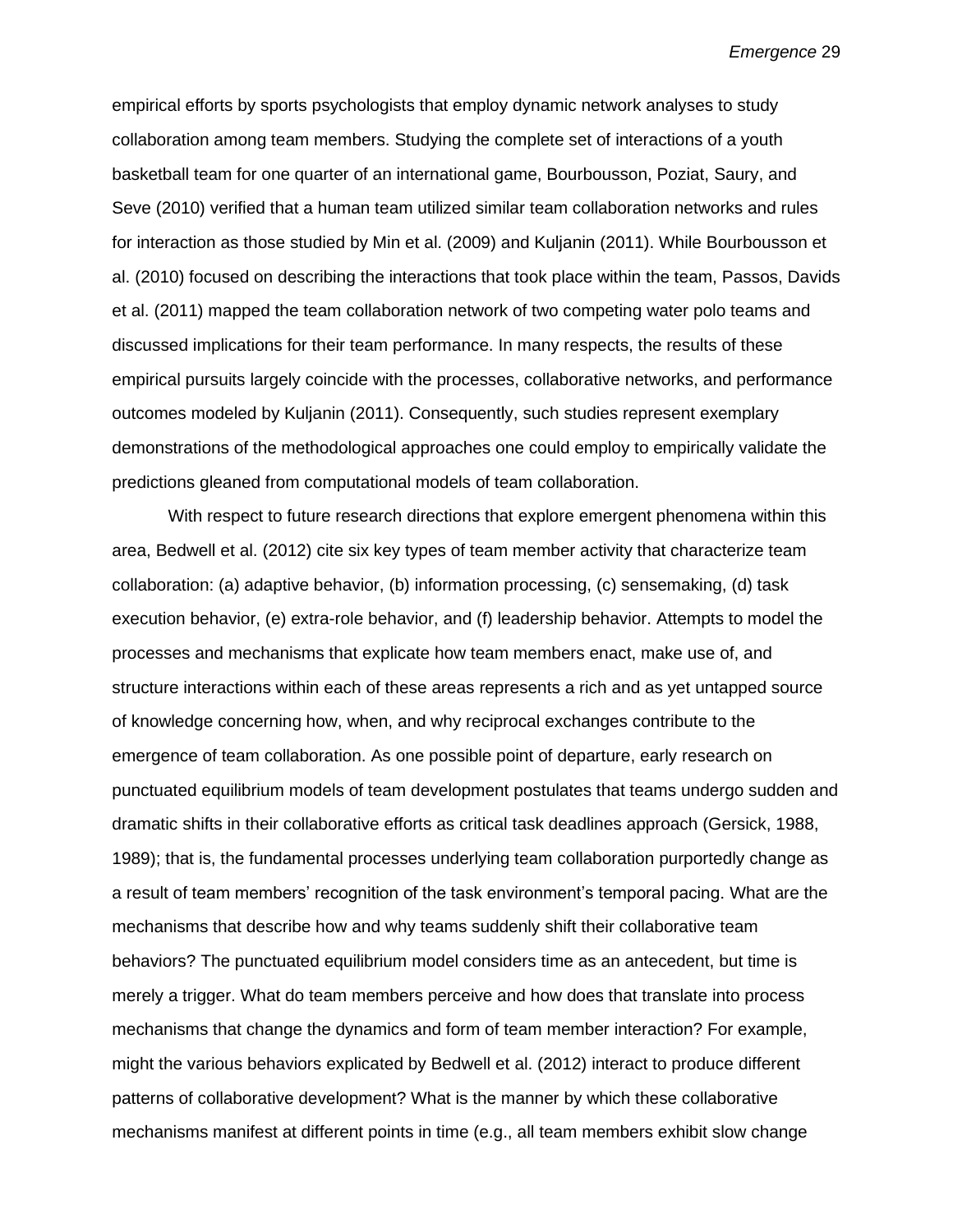empirical efforts by sports psychologists that employ dynamic network analyses to study collaboration among team members. Studying the complete set of interactions of a youth basketball team for one quarter of an international game, Bourbousson, Poziat, Saury, and Seve (2010) verified that a human team utilized similar team collaboration networks and rules for interaction as those studied by Min et al. (2009) and Kuljanin (2011). While Bourbousson et al. (2010) focused on describing the interactions that took place within the team, Passos, Davids et al. (2011) mapped the team collaboration network of two competing water polo teams and discussed implications for their team performance. In many respects, the results of these empirical pursuits largely coincide with the processes, collaborative networks, and performance outcomes modeled by Kuljanin (2011). Consequently, such studies represent exemplary demonstrations of the methodological approaches one could employ to empirically validate the predictions gleaned from computational models of team collaboration.

With respect to future research directions that explore emergent phenomena within this area, Bedwell et al. (2012) cite six key types of team member activity that characterize team collaboration: (a) adaptive behavior, (b) information processing, (c) sensemaking, (d) task execution behavior, (e) extra-role behavior, and (f) leadership behavior. Attempts to model the processes and mechanisms that explicate how team members enact, make use of, and structure interactions within each of these areas represents a rich and as yet untapped source of knowledge concerning how, when, and why reciprocal exchanges contribute to the emergence of team collaboration. As one possible point of departure, early research on punctuated equilibrium models of team development postulates that teams undergo sudden and dramatic shifts in their collaborative efforts as critical task deadlines approach (Gersick, 1988, 1989); that is, the fundamental processes underlying team collaboration purportedly change as a result of team members' recognition of the task environment's temporal pacing. What are the mechanisms that describe how and why teams suddenly shift their collaborative team behaviors? The punctuated equilibrium model considers time as an antecedent, but time is merely a trigger. What do team members perceive and how does that translate into process mechanisms that change the dynamics and form of team member interaction? For example, might the various behaviors explicated by Bedwell et al. (2012) interact to produce different patterns of collaborative development? What is the manner by which these collaborative mechanisms manifest at different points in time (e.g., all team members exhibit slow change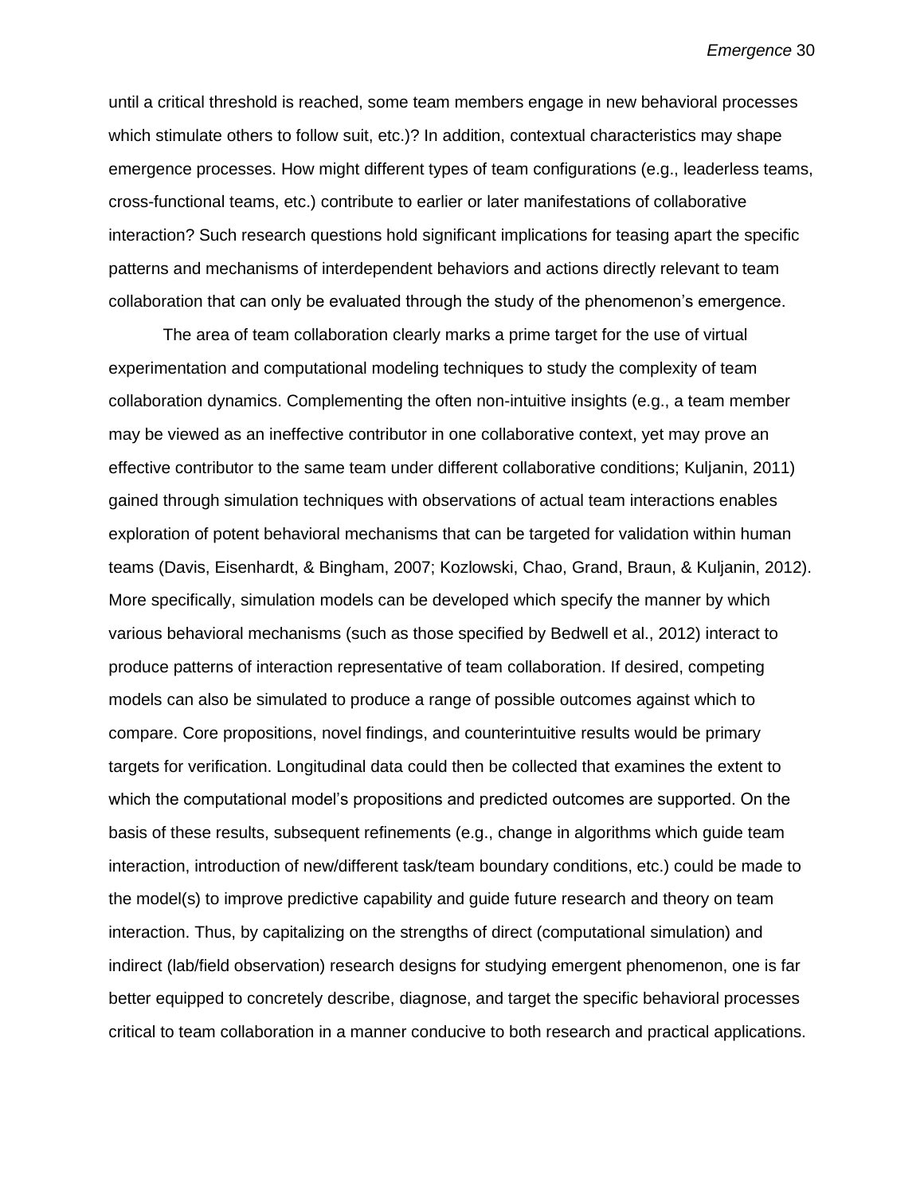until a critical threshold is reached, some team members engage in new behavioral processes which stimulate others to follow suit, etc.)? In addition, contextual characteristics may shape emergence processes. How might different types of team configurations (e.g., leaderless teams, cross-functional teams, etc.) contribute to earlier or later manifestations of collaborative interaction? Such research questions hold significant implications for teasing apart the specific patterns and mechanisms of interdependent behaviors and actions directly relevant to team collaboration that can only be evaluated through the study of the phenomenon's emergence.

The area of team collaboration clearly marks a prime target for the use of virtual experimentation and computational modeling techniques to study the complexity of team collaboration dynamics. Complementing the often non-intuitive insights (e.g., a team member may be viewed as an ineffective contributor in one collaborative context, yet may prove an effective contributor to the same team under different collaborative conditions; Kuljanin, 2011) gained through simulation techniques with observations of actual team interactions enables exploration of potent behavioral mechanisms that can be targeted for validation within human teams (Davis, Eisenhardt, & Bingham, 2007; Kozlowski, Chao, Grand, Braun, & Kuljanin, 2012). More specifically, simulation models can be developed which specify the manner by which various behavioral mechanisms (such as those specified by Bedwell et al., 2012) interact to produce patterns of interaction representative of team collaboration. If desired, competing models can also be simulated to produce a range of possible outcomes against which to compare. Core propositions, novel findings, and counterintuitive results would be primary targets for verification. Longitudinal data could then be collected that examines the extent to which the computational model's propositions and predicted outcomes are supported. On the basis of these results, subsequent refinements (e.g., change in algorithms which guide team interaction, introduction of new/different task/team boundary conditions, etc.) could be made to the model(s) to improve predictive capability and guide future research and theory on team interaction. Thus, by capitalizing on the strengths of direct (computational simulation) and indirect (lab/field observation) research designs for studying emergent phenomenon, one is far better equipped to concretely describe, diagnose, and target the specific behavioral processes critical to team collaboration in a manner conducive to both research and practical applications.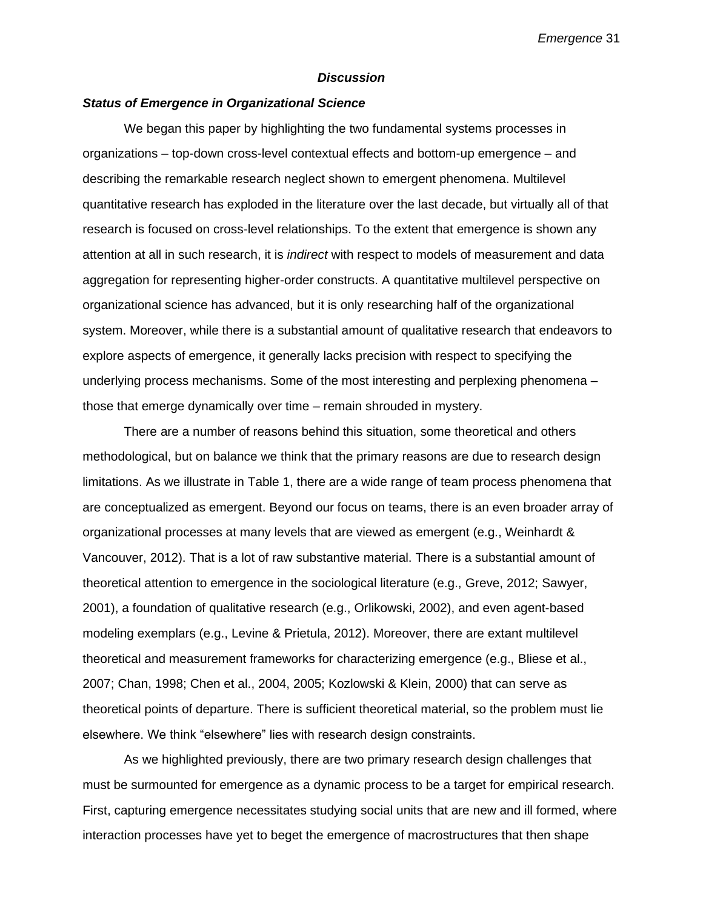## *Discussion*

### *Status of Emergence in Organizational Science*

We began this paper by highlighting the two fundamental systems processes in organizations – top-down cross-level contextual effects and bottom-up emergence – and describing the remarkable research neglect shown to emergent phenomena. Multilevel quantitative research has exploded in the literature over the last decade, but virtually all of that research is focused on cross-level relationships. To the extent that emergence is shown any attention at all in such research, it is *indirect* with respect to models of measurement and data aggregation for representing higher-order constructs. A quantitative multilevel perspective on organizational science has advanced, but it is only researching half of the organizational system. Moreover, while there is a substantial amount of qualitative research that endeavors to explore aspects of emergence, it generally lacks precision with respect to specifying the underlying process mechanisms. Some of the most interesting and perplexing phenomena – those that emerge dynamically over time – remain shrouded in mystery.

There are a number of reasons behind this situation, some theoretical and others methodological, but on balance we think that the primary reasons are due to research design limitations. As we illustrate in Table 1, there are a wide range of team process phenomena that are conceptualized as emergent. Beyond our focus on teams, there is an even broader array of organizational processes at many levels that are viewed as emergent (e.g., Weinhardt & Vancouver, 2012). That is a lot of raw substantive material. There is a substantial amount of theoretical attention to emergence in the sociological literature (e.g., Greve, 2012; Sawyer, 2001), a foundation of qualitative research (e.g., Orlikowski, 2002), and even agent-based modeling exemplars (e.g., Levine & Prietula, 2012). Moreover, there are extant multilevel theoretical and measurement frameworks for characterizing emergence (e.g., Bliese et al., 2007; Chan, 1998; Chen et al., 2004, 2005; Kozlowski & Klein, 2000) that can serve as theoretical points of departure. There is sufficient theoretical material, so the problem must lie elsewhere. We think "elsewhere" lies with research design constraints.

As we highlighted previously, there are two primary research design challenges that must be surmounted for emergence as a dynamic process to be a target for empirical research. First, capturing emergence necessitates studying social units that are new and ill formed, where interaction processes have yet to beget the emergence of macrostructures that then shape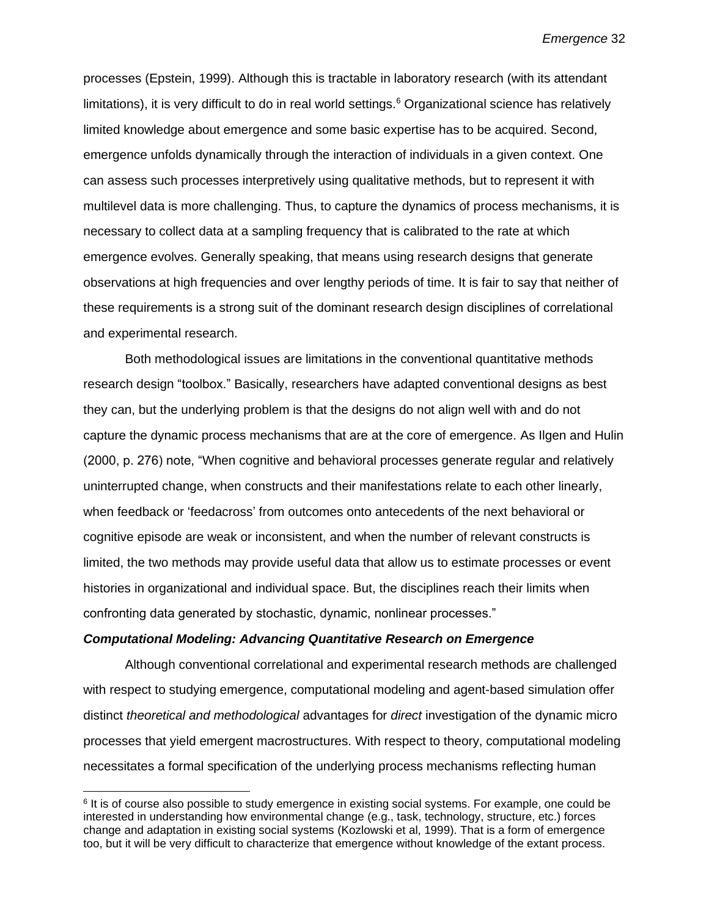processes (Epstein, 1999). Although this is tractable in laboratory research (with its attendant limitations), it is very difficult to do in real world settings.[6] Organizational science has relatively limited knowledge about emergence and some basic expertise has to be acquired. Second, emergence unfolds dynamically through the interaction of individuals in a given context. One can assess such processes interpretively using qualitative methods, but to represent it with multilevel data is more challenging. Thus, to capture the dynamics of process mechanisms, it is necessary to collect data at a sampling frequency that is calibrated to the rate at which emergence evolves. Generally speaking, that means using research designs that generate observations at high frequencies and over lengthy periods of time. It is fair to say that neither of these requirements is a strong suit of the dominant research design disciplines of correlational and experimental research.

Both methodological issues are limitations in the conventional quantitative methods research design "toolbox." Basically, researchers have adapted conventional designs as best they can, but the underlying problem is that the designs do not align well with and do not capture the dynamic process mechanisms that are at the core of emergence. As Ilgen and Hulin (2000, p. 276) note, "When cognitive and behavioral processes generate regular and relatively uninterrupted change, when constructs and their manifestations relate to each other linearly, when feedback or 'feedacross' from outcomes onto antecedents of the next behavioral or cognitive episode are weak or inconsistent, and when the number of relevant constructs is limited, the two methods may provide useful data that allow us to estimate processes or event histories in organizational and individual space. But, the disciplines reach their limits when confronting data generated by stochastic, dynamic, nonlinear processes."

### *Computational Modeling: Advancing Quantitative Research on Emergence*

Although conventional correlational and experimental research methods are challenged with respect to studying emergence, computational modeling and agent-based simulation offer distinct *theoretical and methodological* advantages for *direct* investigation of the dynamic micro processes that yield emergent macrostructures. With respect to theory, computational modeling necessitates a formal specification of the underlying process mechanisms reflecting human

---

[6] It is of course also possible to study emergence in existing social systems. For example, one could be interested in understanding how environmental change (e.g., task, technology, structure, etc.) forces change and adaptation in existing social systems (Kozlowski et al, 1999). That is a form of emergence too, but it will be very difficult to characterize that emergence without knowledge of the extant process.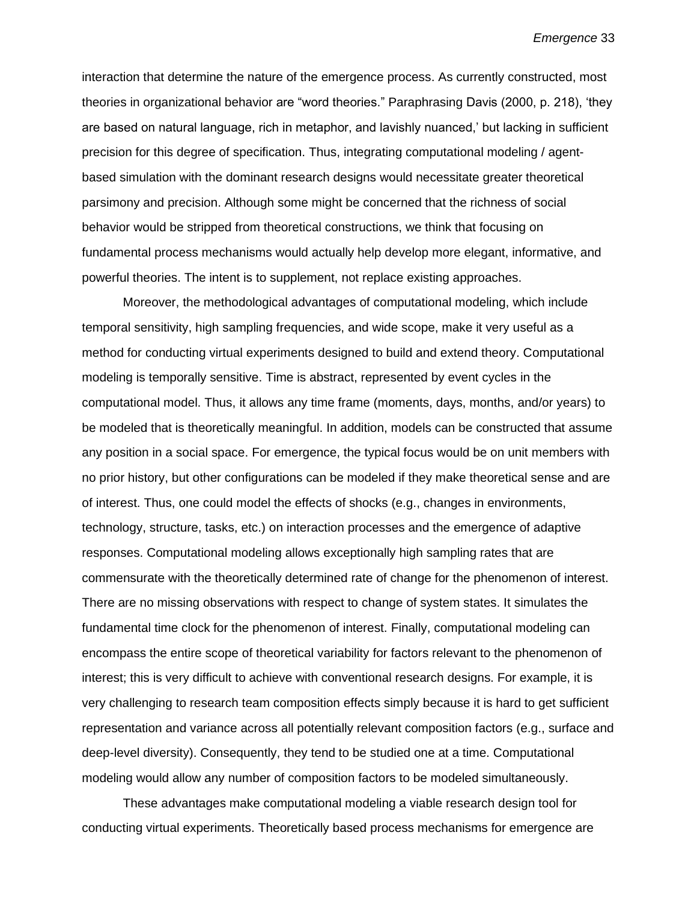interaction that determine the nature of the emergence process. As currently constructed, most theories in organizational behavior are "word theories." Paraphrasing Davis (2000, p. 218), 'they are based on natural language, rich in metaphor, and lavishly nuanced,' but lacking in sufficient precision for this degree of specification. Thus, integrating computational modeling / agent-based simulation with the dominant research designs would necessitate greater theoretical parsimony and precision. Although some might be concerned that the richness of social behavior would be stripped from theoretical constructions, we think that focusing on fundamental process mechanisms would actually help develop more elegant, informative, and powerful theories. The intent is to supplement, not replace existing approaches.

Moreover, the methodological advantages of computational modeling, which include temporal sensitivity, high sampling frequencies, and wide scope, make it very useful as a method for conducting virtual experiments designed to build and extend theory. Computational modeling is temporally sensitive. Time is abstract, represented by event cycles in the computational model. Thus, it allows any time frame (moments, days, months, and/or years) to be modeled that is theoretically meaningful. In addition, models can be constructed that assume any position in a social space. For emergence, the typical focus would be on unit members with no prior history, but other configurations can be modeled if they make theoretical sense and are of interest. Thus, one could model the effects of shocks (e.g., changes in environments, technology, structure, tasks, etc.) on interaction processes and the emergence of adaptive responses. Computational modeling allows exceptionally high sampling rates that are commensurate with the theoretically determined rate of change for the phenomenon of interest. There are no missing observations with respect to change of system states. It simulates the fundamental time clock for the phenomenon of interest. Finally, computational modeling can encompass the entire scope of theoretical variability for factors relevant to the phenomenon of interest; this is very difficult to achieve with conventional research designs. For example, it is very challenging to research team composition effects simply because it is hard to get sufficient representation and variance across all potentially relevant composition factors (e.g., surface and deep-level diversity). Consequently, they tend to be studied one at a time. Computational modeling would allow any number of composition factors to be modeled simultaneously.

These advantages make computational modeling a viable research design tool for conducting virtual experiments. Theoretically based process mechanisms for emergence are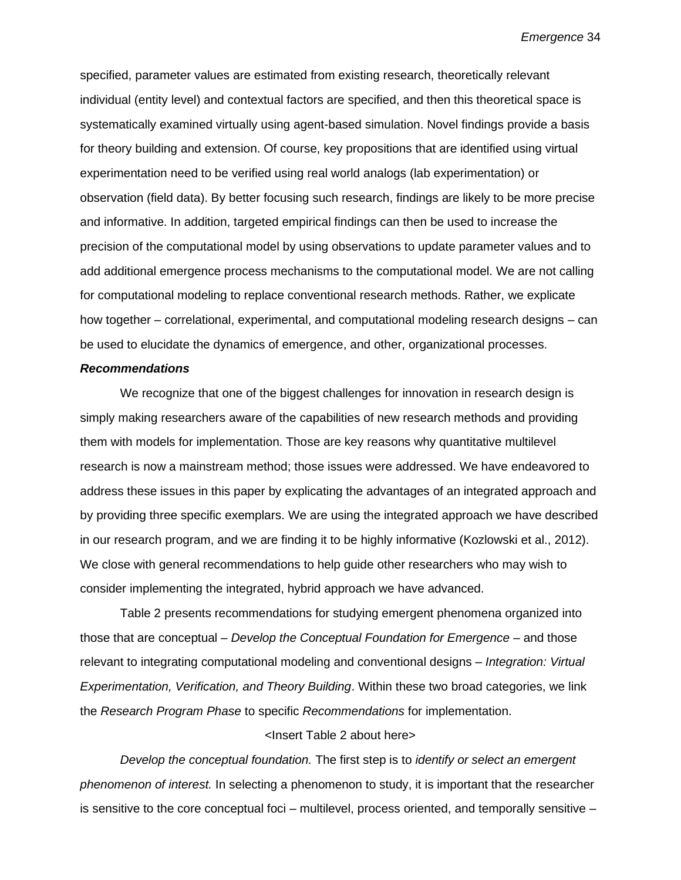specified, parameter values are estimated from existing research, theoretically relevant individual (entity level) and contextual factors are specified, and then this theoretical space is systematically examined virtually using agent-based simulation. Novel findings provide a basis for theory building and extension. Of course, key propositions that are identified using virtual experimentation need to be verified using real world analogs (lab experimentation) or observation (field data). By better focusing such research, findings are likely to be more precise and informative. In addition, targeted empirical findings can then be used to increase the precision of the computational model by using observations to update parameter values and to add additional emergence process mechanisms to the computational model. We are not calling for computational modeling to replace conventional research methods. Rather, we explicate how together – correlational, experimental, and computational modeling research designs – can be used to elucidate the dynamics of emergence, and other, organizational processes.

***Recommendations***

We recognize that one of the biggest challenges for innovation in research design is simply making researchers aware of the capabilities of new research methods and providing them with models for implementation. Those are key reasons why quantitative multilevel research is now a mainstream method; those issues were addressed. We have endeavored to address these issues in this paper by explicating the advantages of an integrated approach and by providing three specific exemplars. We are using the integrated approach we have described in our research program, and we are finding it to be highly informative (Kozlowski et al., 2012). We close with general recommendations to help guide other researchers who may wish to consider implementing the integrated, hybrid approach we have advanced.

Table 2 presents recommendations for studying emergent phenomena organized into those that are conceptual – *Develop the Conceptual Foundation for Emergence* – and those relevant to integrating computational modeling and conventional designs – *Integration: Virtual Experimentation, Verification, and Theory Building*. Within these two broad categories, we link the *Research Program Phase* to specific *Recommendations* for implementation.

<Insert Table 2 about here>

*Develop the conceptual foundation.* The first step is to *identify or select an emergent phenomenon of interest.* In selecting a phenomenon to study, it is important that the researcher is sensitive to the core conceptual foci – multilevel, process oriented, and temporally sensitive –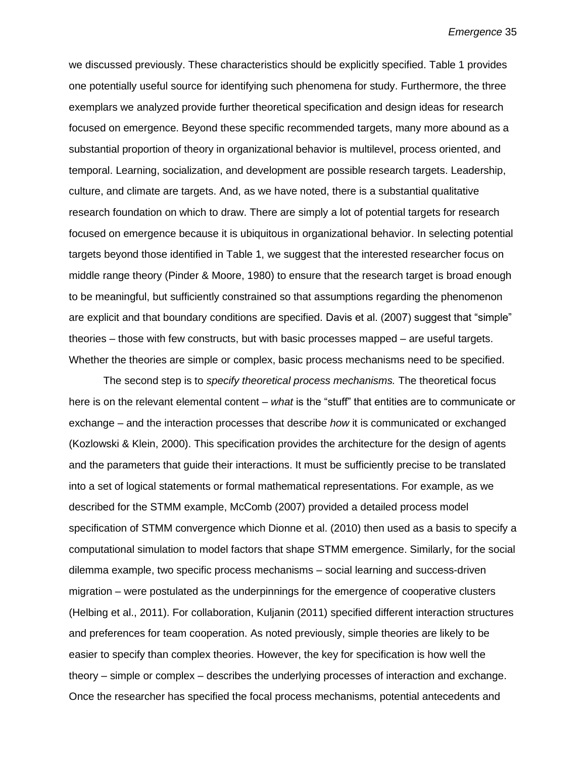we discussed previously. These characteristics should be explicitly specified. Table 1 provides one potentially useful source for identifying such phenomena for study. Furthermore, the three exemplars we analyzed provide further theoretical specification and design ideas for research focused on emergence. Beyond these specific recommended targets, many more abound as a substantial proportion of theory in organizational behavior is multilevel, process oriented, and temporal. Learning, socialization, and development are possible research targets. Leadership, culture, and climate are targets. And, as we have noted, there is a substantial qualitative research foundation on which to draw. There are simply a lot of potential targets for research focused on emergence because it is ubiquitous in organizational behavior. In selecting potential targets beyond those identified in Table 1, we suggest that the interested researcher focus on middle range theory (Pinder & Moore, 1980) to ensure that the research target is broad enough to be meaningful, but sufficiently constrained so that assumptions regarding the phenomenon are explicit and that boundary conditions are specified. Davis et al. (2007) suggest that "simple" theories – those with few constructs, but with basic processes mapped – are useful targets. Whether the theories are simple or complex, basic process mechanisms need to be specified.

The second step is to *specify theoretical process mechanisms.* The theoretical focus here is on the relevant elemental content – *what* is the "stuff" that entities are to communicate or exchange – and the interaction processes that describe *how* it is communicated or exchanged (Kozlowski & Klein, 2000). This specification provides the architecture for the design of agents and the parameters that guide their interactions. It must be sufficiently precise to be translated into a set of logical statements or formal mathematical representations. For example, as we described for the STMM example, McComb (2007) provided a detailed process model specification of STMM convergence which Dionne et al. (2010) then used as a basis to specify a computational simulation to model factors that shape STMM emergence. Similarly, for the social dilemma example, two specific process mechanisms – social learning and success-driven migration – were postulated as the underpinnings for the emergence of cooperative clusters (Helbing et al., 2011). For collaboration, Kuljanin (2011) specified different interaction structures and preferences for team cooperation. As noted previously, simple theories are likely to be easier to specify than complex theories. However, the key for specification is how well the theory – simple or complex – describes the underlying processes of interaction and exchange. Once the researcher has specified the focal process mechanisms, potential antecedents and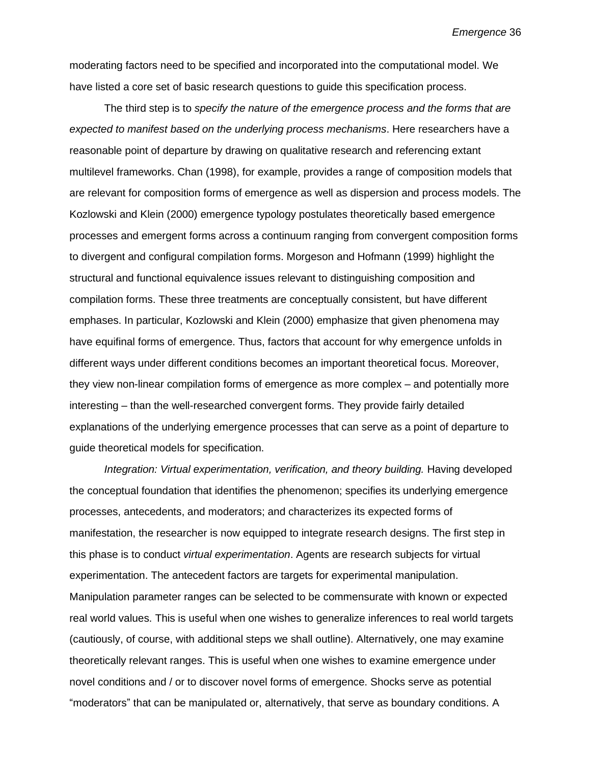moderating factors need to be specified and incorporated into the computational model. We have listed a core set of basic research questions to guide this specification process.

The third step is to *specify the nature of the emergence process and the forms that are expected to manifest based on the underlying process mechanisms*. Here researchers have a reasonable point of departure by drawing on qualitative research and referencing extant multilevel frameworks. Chan (1998), for example, provides a range of composition models that are relevant for composition forms of emergence as well as dispersion and process models. The Kozlowski and Klein (2000) emergence typology postulates theoretically based emergence processes and emergent forms across a continuum ranging from convergent composition forms to divergent and configural compilation forms. Morgeson and Hofmann (1999) highlight the structural and functional equivalence issues relevant to distinguishing composition and compilation forms. These three treatments are conceptually consistent, but have different emphases. In particular, Kozlowski and Klein (2000) emphasize that given phenomena may have equifinal forms of emergence. Thus, factors that account for why emergence unfolds in different ways under different conditions becomes an important theoretical focus. Moreover, they view non-linear compilation forms of emergence as more complex – and potentially more interesting – than the well-researched convergent forms. They provide fairly detailed explanations of the underlying emergence processes that can serve as a point of departure to guide theoretical models for specification.

*Integration: Virtual experimentation, verification, and theory building.* Having developed the conceptual foundation that identifies the phenomenon; specifies its underlying emergence processes, antecedents, and moderators; and characterizes its expected forms of manifestation, the researcher is now equipped to integrate research designs. The first step in this phase is to conduct *virtual experimentation*. Agents are research subjects for virtual experimentation. The antecedent factors are targets for experimental manipulation. Manipulation parameter ranges can be selected to be commensurate with known or expected real world values. This is useful when one wishes to generalize inferences to real world targets (cautiously, of course, with additional steps we shall outline). Alternatively, one may examine theoretically relevant ranges. This is useful when one wishes to examine emergence under novel conditions and / or to discover novel forms of emergence. Shocks serve as potential "moderators" that can be manipulated or, alternatively, that serve as boundary conditions. A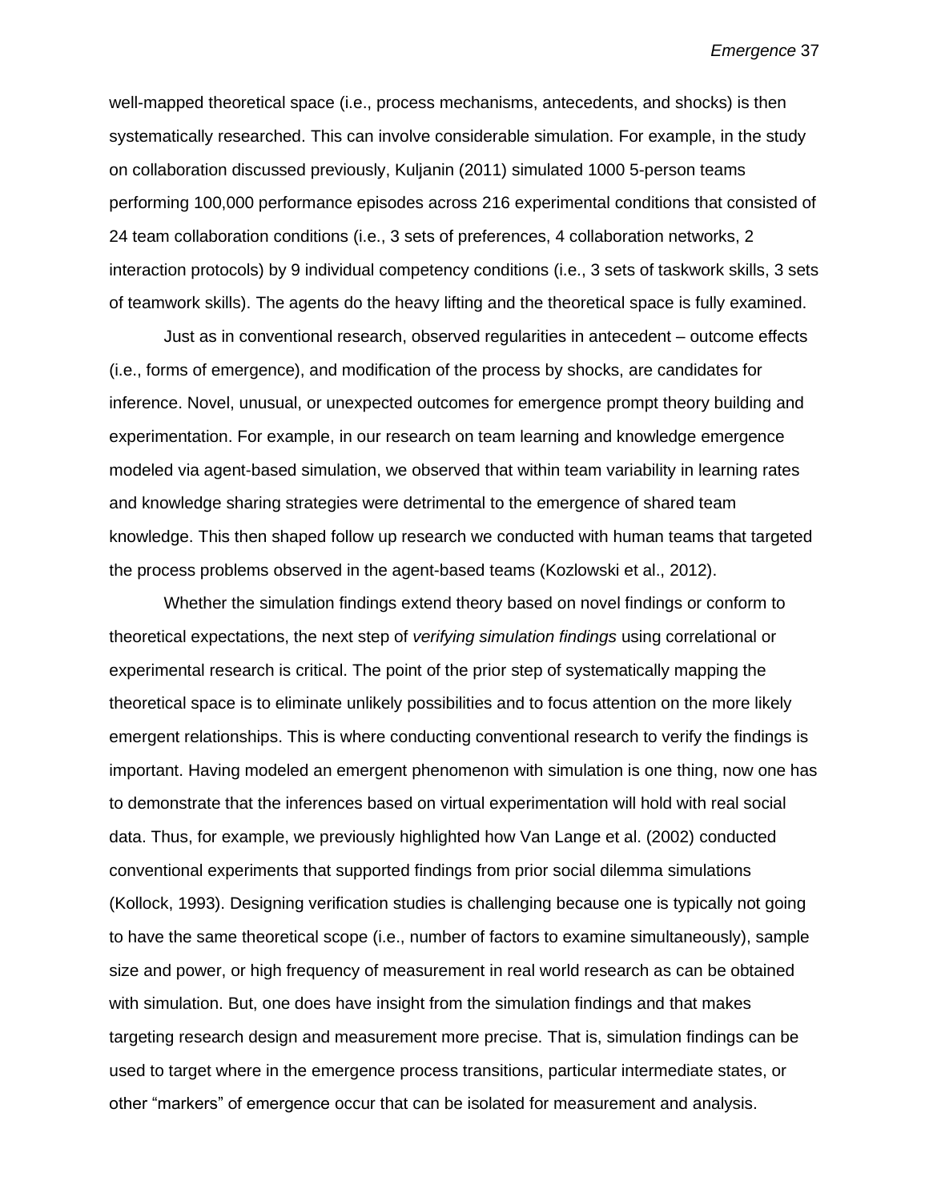well-mapped theoretical space (i.e., process mechanisms, antecedents, and shocks) is then systematically researched. This can involve considerable simulation. For example, in the study on collaboration discussed previously, Kuljanin (2011) simulated 1000 5-person teams performing 100,000 performance episodes across 216 experimental conditions that consisted of 24 team collaboration conditions (i.e., 3 sets of preferences, 4 collaboration networks, 2 interaction protocols) by 9 individual competency conditions (i.e., 3 sets of taskwork skills, 3 sets of teamwork skills). The agents do the heavy lifting and the theoretical space is fully examined.

Just as in conventional research, observed regularities in antecedent – outcome effects (i.e., forms of emergence), and modification of the process by shocks, are candidates for inference. Novel, unusual, or unexpected outcomes for emergence prompt theory building and experimentation. For example, in our research on team learning and knowledge emergence modeled via agent-based simulation, we observed that within team variability in learning rates and knowledge sharing strategies were detrimental to the emergence of shared team knowledge. This then shaped follow up research we conducted with human teams that targeted the process problems observed in the agent-based teams (Kozlowski et al., 2012).

Whether the simulation findings extend theory based on novel findings or conform to theoretical expectations, the next step of *verifying simulation findings* using correlational or experimental research is critical. The point of the prior step of systematically mapping the theoretical space is to eliminate unlikely possibilities and to focus attention on the more likely emergent relationships. This is where conducting conventional research to verify the findings is important. Having modeled an emergent phenomenon with simulation is one thing, now one has to demonstrate that the inferences based on virtual experimentation will hold with real social data. Thus, for example, we previously highlighted how Van Lange et al. (2002) conducted conventional experiments that supported findings from prior social dilemma simulations (Kollock, 1993). Designing verification studies is challenging because one is typically not going to have the same theoretical scope (i.e., number of factors to examine simultaneously), sample size and power, or high frequency of measurement in real world research as can be obtained with simulation. But, one does have insight from the simulation findings and that makes targeting research design and measurement more precise. That is, simulation findings can be used to target where in the emergence process transitions, particular intermediate states, or other "markers" of emergence occur that can be isolated for measurement and analysis.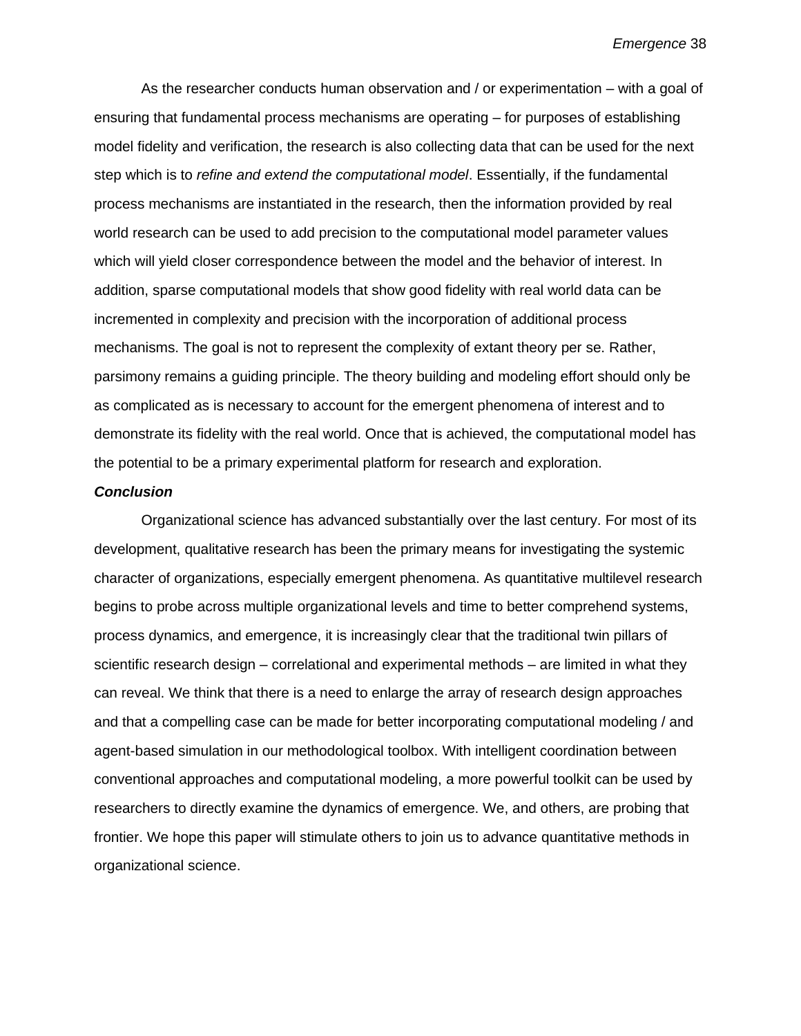As the researcher conducts human observation and / or experimentation – with a goal of ensuring that fundamental process mechanisms are operating – for purposes of establishing model fidelity and verification, the research is also collecting data that can be used for the next step which is to *refine and extend the computational model*. Essentially, if the fundamental process mechanisms are instantiated in the research, then the information provided by real world research can be used to add precision to the computational model parameter values which will yield closer correspondence between the model and the behavior of interest. In addition, sparse computational models that show good fidelity with real world data can be incremented in complexity and precision with the incorporation of additional process mechanisms. The goal is not to represent the complexity of extant theory per se. Rather, parsimony remains a guiding principle. The theory building and modeling effort should only be as complicated as is necessary to account for the emergent phenomena of interest and to demonstrate its fidelity with the real world. Once that is achieved, the computational model has the potential to be a primary experimental platform for research and exploration.

### *Conclusion*

Organizational science has advanced substantially over the last century. For most of its development, qualitative research has been the primary means for investigating the systemic character of organizations, especially emergent phenomena. As quantitative multilevel research begins to probe across multiple organizational levels and time to better comprehend systems, process dynamics, and emergence, it is increasingly clear that the traditional twin pillars of scientific research design – correlational and experimental methods – are limited in what they can reveal. We think that there is a need to enlarge the array of research design approaches and that a compelling case can be made for better incorporating computational modeling / and agent-based simulation in our methodological toolbox. With intelligent coordination between conventional approaches and computational modeling, a more powerful toolkit can be used by researchers to directly examine the dynamics of emergence. We, and others, are probing that frontier. We hope this paper will stimulate others to join us to advance quantitative methods in organizational science.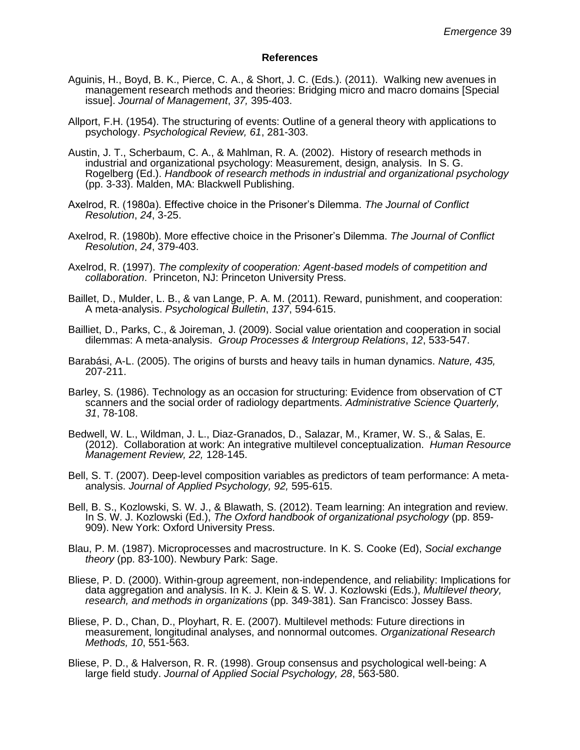## References

Aguinis, H., Boyd, B. K., Pierce, C. A., & Short, J. C. (Eds.). (2011). Walking new avenues in management research methods and theories: Bridging micro and macro domains [Special issue]. *Journal of Management*, *37,* 395-403.

Allport, F.H. (1954). The structuring of events: Outline of a general theory with applications to psychology. *Psychological Review, 61*, 281-303.

Austin, J. T., Scherbaum, C. A., & Mahlman, R. A. (2002). History of research methods in industrial and organizational psychology: Measurement, design, analysis. In S. G. Rogelberg (Ed.). *Handbook of research methods in industrial and organizational psychology* (pp. 3-33). Malden, MA: Blackwell Publishing.

Axelrod, R. (1980a). Effective choice in the Prisoner's Dilemma. *The Journal of Conflict Resolution*, *24*, 3-25.

Axelrod, R. (1980b). More effective choice in the Prisoner's Dilemma. *The Journal of Conflict Resolution*, *24*, 379-403.

Axelrod, R. (1997). *The complexity of cooperation: Agent-based models of competition and collaboration*. Princeton, NJ: Princeton University Press.

Baillet, D., Mulder, L. B., & van Lange, P. A. M. (2011). Reward, punishment, and cooperation: A meta-analysis. *Psychological Bulletin*, *137*, 594-615.

Bailliet, D., Parks, C., & Joireman, J. (2009). Social value orientation and cooperation in social dilemmas: A meta-analysis. *Group Processes & Intergroup Relations*, *12*, 533-547.

Barabási, A-L. (2005). The origins of bursts and heavy tails in human dynamics. *Nature, 435,* 207-211.

Barley, S. (1986). Technology as an occasion for structuring: Evidence from observation of CT scanners and the social order of radiology departments. *Administrative Science Quarterly, 31*, 78-108.

Bedwell, W. L., Wildman, J. L., Diaz-Granados, D., Salazar, M., Kramer, W. S., & Salas, E. (2012). Collaboration at work: An integrative multilevel conceptualization. *Human Resource Management Review, 22,* 128-145.

Bell, S. T. (2007). Deep-level composition variables as predictors of team performance: A meta-analysis. *Journal of Applied Psychology, 92,* 595-615.

Bell, B. S., Kozlowski, S. W. J., & Blawath, S. (2012). Team learning: An integration and review. In S. W. J. Kozlowski (Ed.), *The Oxford handbook of organizational psychology* (pp. 859-909). New York: Oxford University Press.

Blau, P. M. (1987). Microprocesses and macrostructure. In K. S. Cooke (Ed), *Social exchange theory* (pp. 83-100). Newbury Park: Sage.

Bliese, P. D. (2000). Within-group agreement, non-independence, and reliability: Implications for data aggregation and analysis. In K. J. Klein & S. W. J. Kozlowski (Eds.), *Multilevel theory, research, and methods in organizations* (pp. 349-381). San Francisco: Jossey Bass.

Bliese, P. D., Chan, D., Ployhart, R. E. (2007). Multilevel methods: Future directions in measurement, longitudinal analyses, and nonnormal outcomes. *Organizational Research Methods, 10*, 551-563.

Bliese, P. D., & Halverson, R. R. (1998). Group consensus and psychological well-being: A large field study. *Journal of Applied Social Psychology, 28*, 563-580.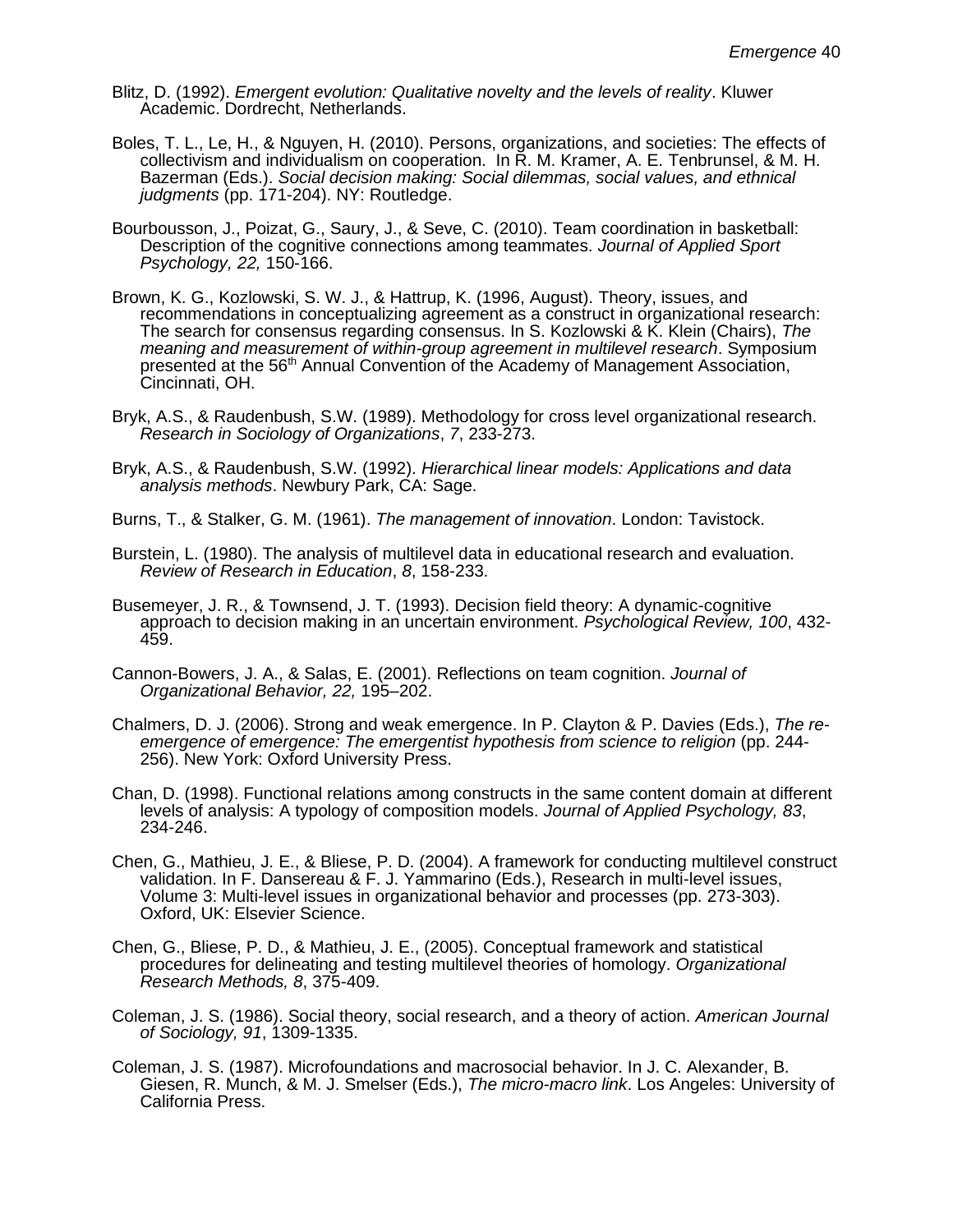Blitz, D. (1992). *Emergent evolution: Qualitative novelty and the levels of reality*. Kluwer Academic. Dordrecht, Netherlands.

Boles, T. L., Le, H., & Nguyen, H. (2010). Persons, organizations, and societies: The effects of collectivism and individualism on cooperation. In R. M. Kramer, A. E. Tenbrunsel, & M. H. Bazerman (Eds.). *Social decision making: Social dilemmas, social values, and ethnical judgments* (pp. 171-204). NY: Routledge.

Bourbousson, J., Poizat, G., Saury, J., & Seve, C. (2010). Team coordination in basketball: Description of the cognitive connections among teammates. *Journal of Applied Sport Psychology, 22,* 150-166.

Brown, K. G., Kozlowski, S. W. J., & Hattrup, K. (1996, August). Theory, issues, and recommendations in conceptualizing agreement as a construct in organizational research: The search for consensus regarding consensus. In S. Kozlowski & K. Klein (Chairs), *The meaning and measurement of within-group agreement in multilevel research*. Symposium presented at the 56th Annual Convention of the Academy of Management Association, Cincinnati, OH.

Bryk, A.S., & Raudenbush, S.W. (1989). Methodology for cross level organizational research. *Research in Sociology of Organizations*, *7*, 233-273.

Bryk, A.S., & Raudenbush, S.W. (1992). *Hierarchical linear models: Applications and data analysis methods*. Newbury Park, CA: Sage.

Burns, T., & Stalker, G. M. (1961). *The management of innovation*. London: Tavistock.

Burstein, L. (1980). The analysis of multilevel data in educational research and evaluation. *Review of Research in Education*, *8*, 158-233.

Busemeyer, J. R., & Townsend, J. T. (1993). Decision field theory: A dynamic-cognitive approach to decision making in an uncertain environment. *Psychological Review, 100*, 432-459.

Cannon-Bowers, J. A., & Salas, E. (2001). Reflections on team cognition. *Journal of Organizational Behavior, 22,* 195–202.

Chalmers, D. J. (2006). Strong and weak emergence. In P. Clayton & P. Davies (Eds.), *The re-emergence of emergence: The emergentist hypothesis from science to religion* (pp. 244-256). New York: Oxford University Press.

Chan, D. (1998). Functional relations among constructs in the same content domain at different levels of analysis: A typology of composition models. *Journal of Applied Psychology, 83*, 234-246.

Chen, G., Mathieu, J. E., & Bliese, P. D. (2004). A framework for conducting multilevel construct validation. In F. Dansereau & F. J. Yammarino (Eds.), Research in multi-level issues, Volume 3: Multi-level issues in organizational behavior and processes (pp. 273-303). Oxford, UK: Elsevier Science.

Chen, G., Bliese, P. D., & Mathieu, J. E., (2005). Conceptual framework and statistical procedures for delineating and testing multilevel theories of homology. *Organizational Research Methods, 8*, 375-409.

Coleman, J. S. (1986). Social theory, social research, and a theory of action. *American Journal of Sociology, 91*, 1309-1335.

Coleman, J. S. (1987). Microfoundations and macrosocial behavior. In J. C. Alexander, B. Giesen, R. Munch, & M. J. Smelser (Eds.), *The micro-macro link*. Los Angeles: University of California Press.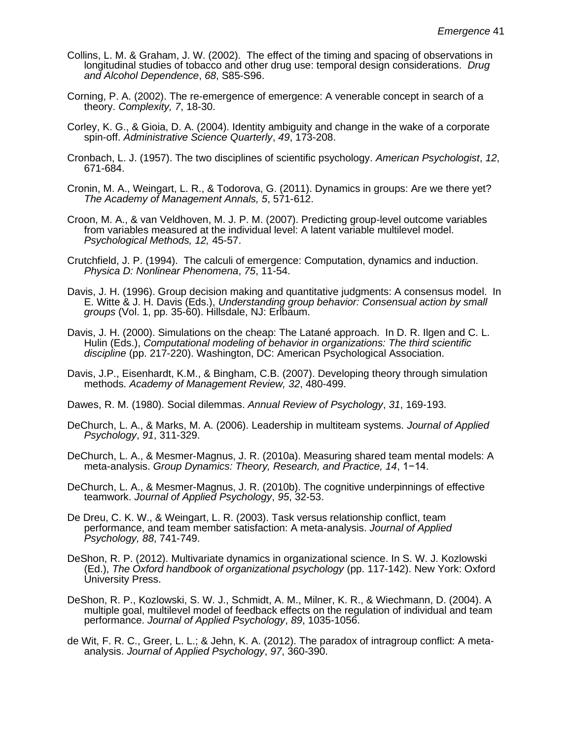Collins, L. M. & Graham, J. W. (2002). The effect of the timing and spacing of observations in longitudinal studies of tobacco and other drug use: temporal design considerations. *Drug and Alcohol Dependence*, *68*, S85-S96.

Corning, P. A. (2002). The re-emergence of emergence: A venerable concept in search of a theory. *Complexity, 7*, 18-30.

Corley, K. G., & Gioia, D. A. (2004). Identity ambiguity and change in the wake of a corporate spin-off. *Administrative Science Quarterly*, *49*, 173-208.

Cronbach, L. J. (1957). The two disciplines of scientific psychology. *American Psychologist*, *12*, 671-684.

Cronin, M. A., Weingart, L. R., & Todorova, G. (2011). Dynamics in groups: Are we there yet? *The Academy of Management Annals, 5*, 571-612.

Croon, M. A., & van Veldhoven, M. J. P. M. (2007). Predicting group-level outcome variables from variables measured at the individual level: A latent variable multilevel model. *Psychological Methods, 12,* 45-57.

Crutchfield, J. P. (1994). The calculi of emergence: Computation, dynamics and induction. *Physica D: Nonlinear Phenomena*, *75*, 11-54.

Davis, J. H. (1996). Group decision making and quantitative judgments: A consensus model. In E. Witte & J. H. Davis (Eds.), *Understanding group behavior: Consensual action by small groups* (Vol. 1, pp. 35-60). Hillsdale, NJ: Erlbaum.

Davis, J. H. (2000). Simulations on the cheap: The Latané approach. In D. R. Ilgen and C. L. Hulin (Eds.), *Computational modeling of behavior in organizations: The third scientific discipline* (pp. 217-220). Washington, DC: American Psychological Association.

Davis, J.P., Eisenhardt, K.M., & Bingham, C.B. (2007). Developing theory through simulation methods. *Academy of Management Review, 32*, 480-499.

Dawes, R. M. (1980). Social dilemmas. *Annual Review of Psychology*, *31*, 169-193.

DeChurch, L. A., & Marks, M. A. (2006). Leadership in multiteam systems. *Journal of Applied Psychology*, *91*, 311-329.

DeChurch, L. A., & Mesmer-Magnus, J. R. (2010a). Measuring shared team mental models: A meta-analysis. *Group Dynamics: Theory, Research, and Practice, 14*, 1−14.

DeChurch, L. A., & Mesmer-Magnus, J. R. (2010b). The cognitive underpinnings of effective teamwork. *Journal of Applied Psychology*, *95*, 32-53.

De Dreu, C. K. W., & Weingart, L. R. (2003). Task versus relationship conflict, team performance, and team member satisfaction: A meta-analysis. *Journal of Applied Psychology, 88*, 741-749.

DeShon, R. P. (2012). Multivariate dynamics in organizational science. In S. W. J. Kozlowski (Ed.), *The Oxford handbook of organizational psychology* (pp. 117-142). New York: Oxford University Press.

DeShon, R. P., Kozlowski, S. W. J., Schmidt, A. M., Milner, K. R., & Wiechmann, D. (2004). A multiple goal, multilevel model of feedback effects on the regulation of individual and team performance. *Journal of Applied Psychology*, *89*, 1035-1056.

de Wit, F. R. C., Greer, L. L.; & Jehn, K. A. (2012). The paradox of intragroup conflict: A meta-analysis. *Journal of Applied Psychology*, *97*, 360-390.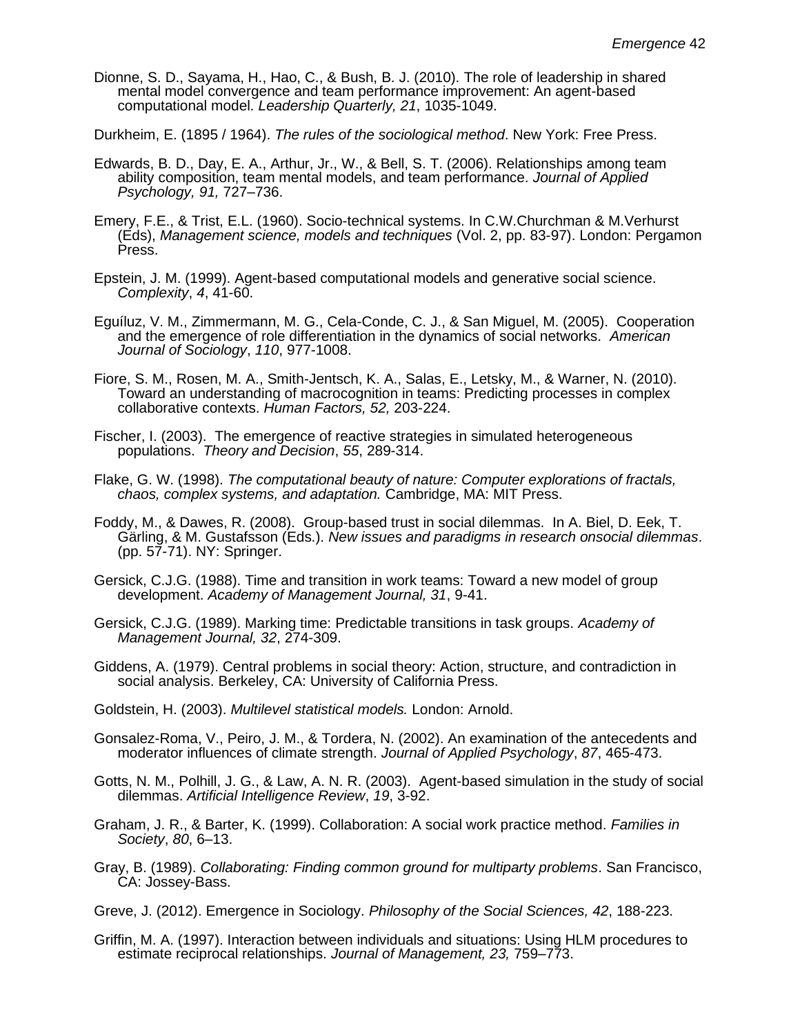Dionne, S. D., Sayama, H., Hao, C., & Bush, B. J. (2010). The role of leadership in shared mental model convergence and team performance improvement: An agent-based computational model. *Leadership Quarterly, 21*, 1035-1049.

Durkheim, E. (1895 / 1964). *The rules of the sociological method*. New York: Free Press.

Edwards, B. D., Day, E. A., Arthur, Jr., W., & Bell, S. T. (2006). Relationships among team ability composition, team mental models, and team performance. *Journal of Applied Psychology, 91,* 727–736.

Emery, F.E., & Trist, E.L. (1960). Socio-technical systems. In C.W.Churchman & M.Verhurst (Eds), *Management science, models and techniques* (Vol. 2, pp. 83-97). London: Pergamon Press.

Epstein, J. M. (1999). Agent-based computational models and generative social science. *Complexity*, *4*, 41-60.

Eguíluz, V. M., Zimmermann, M. G., Cela-Conde, C. J., & San Miguel, M. (2005). Cooperation and the emergence of role differentiation in the dynamics of social networks. *American Journal of Sociology*, *110*, 977-1008.

Fiore, S. M., Rosen, M. A., Smith-Jentsch, K. A., Salas, E., Letsky, M., & Warner, N. (2010). Toward an understanding of macrocognition in teams: Predicting processes in complex collaborative contexts. *Human Factors, 52,* 203-224.

Fischer, I. (2003). The emergence of reactive strategies in simulated heterogeneous populations. *Theory and Decision*, *55*, 289-314.

Flake, G. W. (1998). *The computational beauty of nature: Computer explorations of fractals, chaos, complex systems, and adaptation.* Cambridge, MA: MIT Press.

Foddy, M., & Dawes, R. (2008). Group-based trust in social dilemmas. In A. Biel, D. Eek, T. Gärling, & M. Gustafsson (Eds.). *New issues and paradigms in research onsocial dilemmas*. (pp. 57-71). NY: Springer.

Gersick, C.J.G. (1988). Time and transition in work teams: Toward a new model of group development. *Academy of Management Journal, 31*, 9-41.

Gersick, C.J.G. (1989). Marking time: Predictable transitions in task groups. *Academy of Management Journal, 32*, 274-309.

Giddens, A. (1979). Central problems in social theory: Action, structure, and contradiction in social analysis. Berkeley, CA: University of California Press.

Goldstein, H. (2003). *Multilevel statistical models.* London: Arnold.

Gonsalez-Roma, V., Peiro, J. M., & Tordera, N. (2002). An examination of the antecedents and moderator influences of climate strength. *Journal of Applied Psychology*, *87*, 465-473.

Gotts, N. M., Polhill, J. G., & Law, A. N. R. (2003). Agent-based simulation in the study of social dilemmas. *Artificial Intelligence Review*, *19*, 3-92.

Graham, J. R., & Barter, K. (1999). Collaboration: A social work practice method. *Families in Society*, *80*, 6–13.

Gray, B. (1989). *Collaborating: Finding common ground for multiparty problems*. San Francisco, CA: Jossey-Bass.

Greve, J. (2012). Emergence in Sociology. *Philosophy of the Social Sciences, 42*, 188-223.

Griffin, M. A. (1997). Interaction between individuals and situations: Using HLM procedures to estimate reciprocal relationships. *Journal of Management, 23,* 759–773.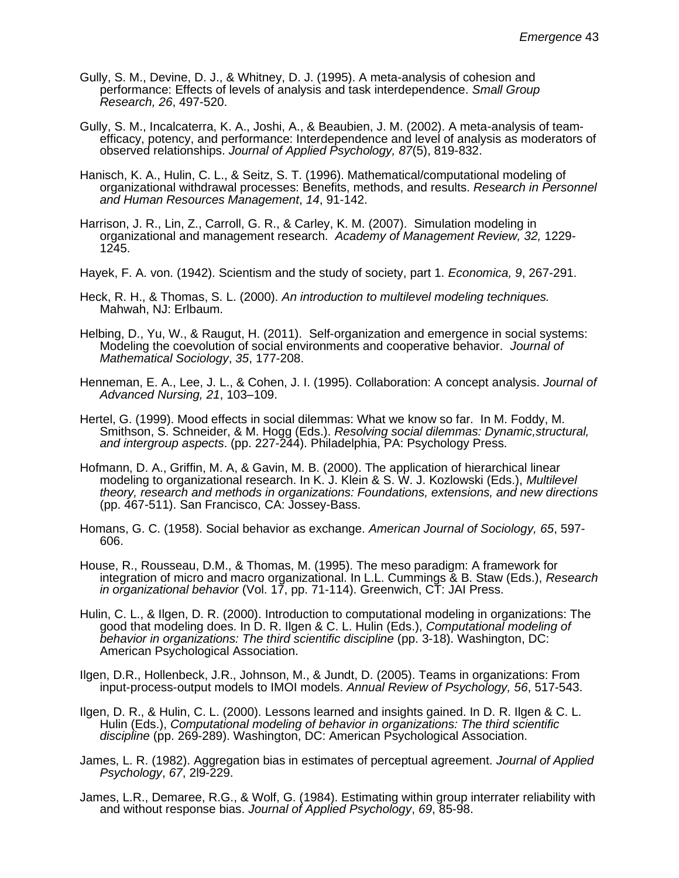Gully, S. M., Devine, D. J., & Whitney, D. J. (1995). A meta-analysis of cohesion and performance: Effects of levels of analysis and task interdependence. *Small Group Research, 26*, 497-520.

Gully, S. M., Incalcaterra, K. A., Joshi, A., & Beaubien, J. M. (2002). A meta-analysis of team-efficacy, potency, and performance: Interdependence and level of analysis as moderators of observed relationships. *Journal of Applied Psychology, 87*(5), 819-832.

Hanisch, K. A., Hulin, C. L., & Seitz, S. T. (1996). Mathematical/computational modeling of organizational withdrawal processes: Benefits, methods, and results. *Research in Personnel and Human Resources Management*, *14*, 91-142.

Harrison, J. R., Lin, Z., Carroll, G. R., & Carley, K. M. (2007). Simulation modeling in organizational and management research. *Academy of Management Review, 32,* 1229-1245.

Hayek, F. A. von. (1942). Scientism and the study of society, part 1. *Economica, 9*, 267-291.

Heck, R. H., & Thomas, S. L. (2000). *An introduction to multilevel modeling techniques.* Mahwah, NJ: Erlbaum.

Helbing, D., Yu, W., & Raugut, H. (2011). Self-organization and emergence in social systems: Modeling the coevolution of social environments and cooperative behavior. *Journal of Mathematical Sociology*, *35*, 177-208.

Henneman, E. A., Lee, J. L., & Cohen, J. I. (1995). Collaboration: A concept analysis. *Journal of Advanced Nursing, 21*, 103–109.

Hertel, G. (1999). Mood effects in social dilemmas: What we know so far. In M. Foddy, M. Smithson, S. Schneider, & M. Hogg (Eds.). *Resolving social dilemmas: Dynamic,structural, and intergroup aspects*. (pp. 227-244). Philadelphia, PA: Psychology Press.

Hofmann, D. A., Griffin, M. A, & Gavin, M. B. (2000). The application of hierarchical linear modeling to organizational research. In K. J. Klein & S. W. J. Kozlowski (Eds.), *Multilevel theory, research and methods in organizations: Foundations, extensions, and new directions* (pp. 467-511). San Francisco, CA: Jossey-Bass.

Homans, G. C. (1958). Social behavior as exchange. *American Journal of Sociology, 65*, 597-606.

House, R., Rousseau, D.M., & Thomas, M. (1995). The meso paradigm: A framework for integration of micro and macro organizational. In L.L. Cummings & B. Staw (Eds.), *Research in organizational behavior* (Vol. 17, pp. 71-114). Greenwich, CT: JAI Press.

Hulin, C. L., & Ilgen, D. R. (2000). Introduction to computational modeling in organizations: The good that modeling does. In D. R. Ilgen & C. L. Hulin (Eds.), *Computational modeling of behavior in organizations: The third scientific discipline* (pp. 3-18). Washington, DC: American Psychological Association.

Ilgen, D.R., Hollenbeck, J.R., Johnson, M., & Jundt, D. (2005). Teams in organizations: From input-process-output models to IMOI models. *Annual Review of Psychology, 56*, 517-543.

Ilgen, D. R., & Hulin, C. L. (2000). Lessons learned and insights gained. In D. R. Ilgen & C. L. Hulin (Eds.), *Computational modeling of behavior in organizations: The third scientific discipline* (pp. 269-289). Washington, DC: American Psychological Association.

James, L. R. (1982). Aggregation bias in estimates of perceptual agreement. *Journal of Applied Psychology*, *67*, 2l9-229.

James, L.R., Demaree, R.G., & Wolf, G. (1984). Estimating within group interrater reliability with and without response bias. *Journal of Applied Psychology*, *69*, 85-98.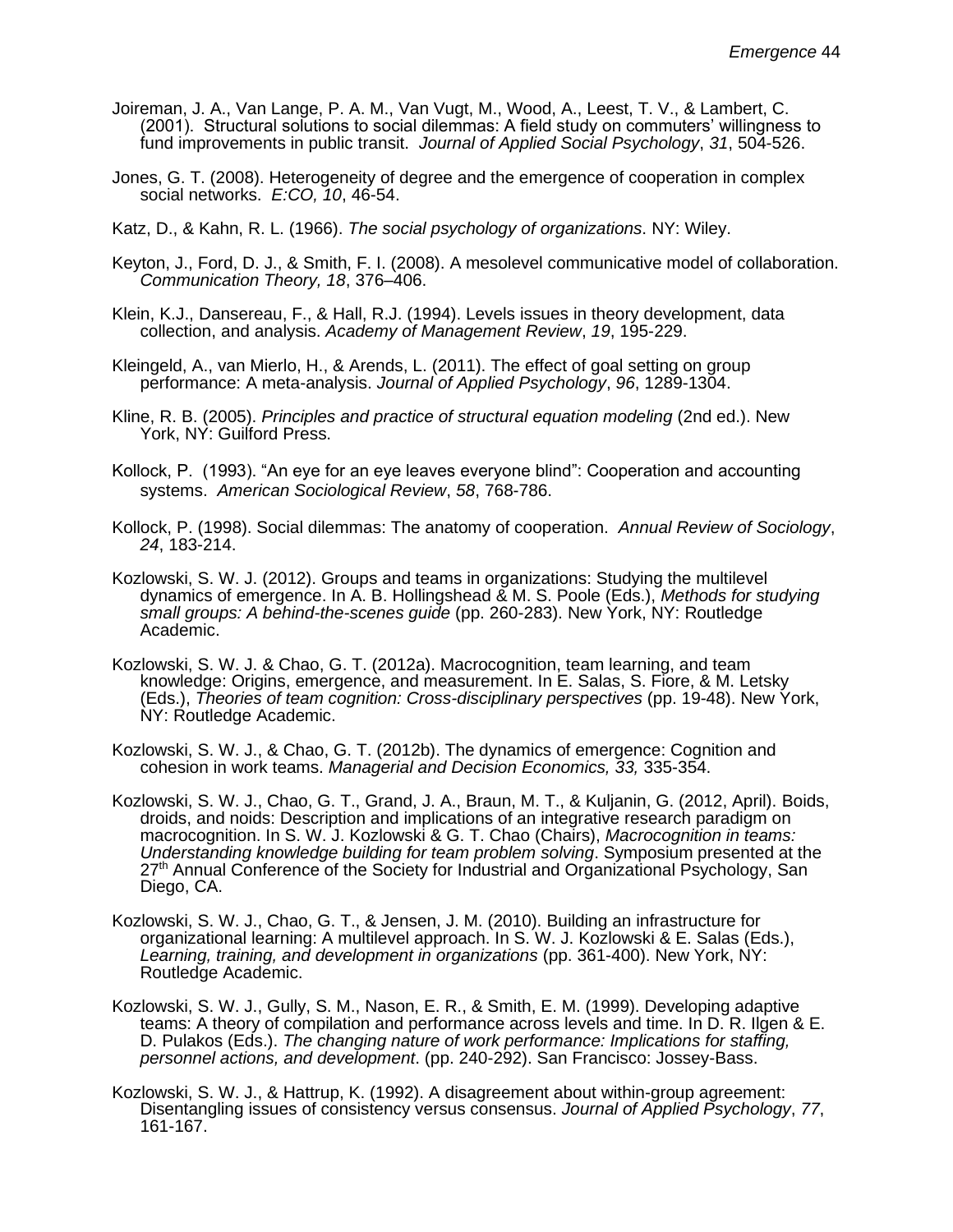Joireman, J. A., Van Lange, P. A. M., Van Vugt, M., Wood, A., Leest, T. V., & Lambert, C. (2001). Structural solutions to social dilemmas: A field study on commuters' willingness to fund improvements in public transit. *Journal of Applied Social Psychology*, *31*, 504-526.

Jones, G. T. (2008). Heterogeneity of degree and the emergence of cooperation in complex social networks. *E:CO, 10*, 46-54.

Katz, D., & Kahn, R. L. (1966). *The social psychology of organizations*. NY: Wiley.

Keyton, J., Ford, D. J., & Smith, F. I. (2008). A mesolevel communicative model of collaboration. *Communication Theory, 18*, 376–406.

Klein, K.J., Dansereau, F., & Hall, R.J. (1994). Levels issues in theory development, data collection, and analysis. *Academy of Management Review*, *19*, 195-229.

Kleingeld, A., van Mierlo, H., & Arends, L. (2011). The effect of goal setting on group performance: A meta-analysis. *Journal of Applied Psychology*, *96*, 1289-1304.

Kline, R. B. (2005). *Principles and practice of structural equation modeling* (2nd ed.). New York, NY: Guilford Press.

Kollock, P. (1993). "An eye for an eye leaves everyone blind": Cooperation and accounting systems. *American Sociological Review*, *58*, 768-786.

Kollock, P. (1998). Social dilemmas: The anatomy of cooperation. *Annual Review of Sociology*, *24*, 183-214.

Kozlowski, S. W. J. (2012). Groups and teams in organizations: Studying the multilevel dynamics of emergence. In A. B. Hollingshead & M. S. Poole (Eds.), *Methods for studying small groups: A behind-the-scenes guide* (pp. 260-283). New York, NY: Routledge Academic.

Kozlowski, S. W. J. & Chao, G. T. (2012a). Macrocognition, team learning, and team knowledge: Origins, emergence, and measurement. In E. Salas, S. Fiore, & M. Letsky (Eds.), *Theories of team cognition: Cross-disciplinary perspectives* (pp. 19-48). New York, NY: Routledge Academic.

Kozlowski, S. W. J., & Chao, G. T. (2012b). The dynamics of emergence: Cognition and cohesion in work teams. *Managerial and Decision Economics, 33,* 335-354.

Kozlowski, S. W. J., Chao, G. T., Grand, J. A., Braun, M. T., & Kuljanin, G. (2012, April). Boids, droids, and noids: Description and implications of an integrative research paradigm on macrocognition. In S. W. J. Kozlowski & G. T. Chao (Chairs), *Macrocognition in teams: Understanding knowledge building for team problem solving*. Symposium presented at the 27th Annual Conference of the Society for Industrial and Organizational Psychology, San Diego, CA.

Kozlowski, S. W. J., Chao, G. T., & Jensen, J. M. (2010). Building an infrastructure for organizational learning: A multilevel approach. In S. W. J. Kozlowski & E. Salas (Eds.), *Learning, training, and development in organizations* (pp. 361-400). New York, NY: Routledge Academic.

Kozlowski, S. W. J., Gully, S. M., Nason, E. R., & Smith, E. M. (1999). Developing adaptive teams: A theory of compilation and performance across levels and time. In D. R. Ilgen & E. D. Pulakos (Eds.). *The changing nature of work performance: Implications for staffing, personnel actions, and development*. (pp. 240-292). San Francisco: Jossey-Bass.

Kozlowski, S. W. J., & Hattrup, K. (1992). A disagreement about within-group agreement: Disentangling issues of consistency versus consensus. *Journal of Applied Psychology*, *77*, 161-167.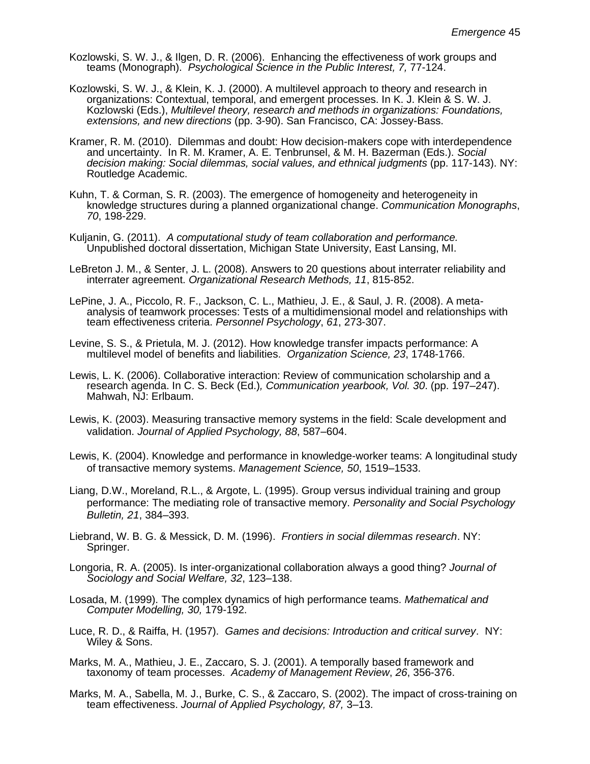Kozlowski, S. W. J., & Ilgen, D. R. (2006). Enhancing the effectiveness of work groups and teams (Monograph). *Psychological Science in the Public Interest, 7,* 77-124.

Kozlowski, S. W. J., & Klein, K. J. (2000). A multilevel approach to theory and research in organizations: Contextual, temporal, and emergent processes. In K. J. Klein & S. W. J. Kozlowski (Eds.), *Multilevel theory, research and methods in organizations: Foundations, extensions, and new directions* (pp. 3-90). San Francisco, CA: Jossey-Bass.

Kramer, R. M. (2010). Dilemmas and doubt: How decision-makers cope with interdependence and uncertainty. In R. M. Kramer, A. E. Tenbrunsel, & M. H. Bazerman (Eds.). *Social decision making: Social dilemmas, social values, and ethnical judgments* (pp. 117-143). NY: Routledge Academic.

Kuhn, T. & Corman, S. R. (2003). The emergence of homogeneity and heterogeneity in knowledge structures during a planned organizational change. *Communication Monographs*, *70*, 198-229.

Kuljanin, G. (2011). *A computational study of team collaboration and performance.* Unpublished doctoral dissertation, Michigan State University, East Lansing, MI.

LeBreton J. M., & Senter, J. L. (2008). Answers to 20 questions about interrater reliability and interrater agreement. *Organizational Research Methods, 11*, 815-852.

LePine, J. A., Piccolo, R. F., Jackson, C. L., Mathieu, J. E., & Saul, J. R. (2008). A meta-analysis of teamwork processes: Tests of a multidimensional model and relationships with team effectiveness criteria. *Personnel Psychology*, *61*, 273-307.

Levine, S. S., & Prietula, M. J. (2012). How knowledge transfer impacts performance: A multilevel model of benefits and liabilities. *Organization Science, 23*, 1748-1766.

Lewis, L. K. (2006). Collaborative interaction: Review of communication scholarship and a research agenda. In C. S. Beck (Ed.)*, Communication yearbook, Vol. 30*. (pp. 197–247). Mahwah, NJ: Erlbaum.

Lewis, K. (2003). Measuring transactive memory systems in the field: Scale development and validation. *Journal of Applied Psychology, 88*, 587–604.

Lewis, K. (2004). Knowledge and performance in knowledge-worker teams: A longitudinal study of transactive memory systems. *Management Science, 50*, 1519–1533.

Liang, D.W., Moreland, R.L., & Argote, L. (1995). Group versus individual training and group performance: The mediating role of transactive memory. *Personality and Social Psychology Bulletin, 21*, 384–393.

Liebrand, W. B. G. & Messick, D. M. (1996). *Frontiers in social dilemmas research*. NY: Springer.

Longoria, R. A. (2005). Is inter-organizational collaboration always a good thing? *Journal of Sociology and Social Welfare, 32*, 123–138.

Losada, M. (1999). The complex dynamics of high performance teams. *Mathematical and Computer Modelling, 30,* 179-192.

Luce, R. D., & Raiffa, H. (1957). *Games and decisions: Introduction and critical survey*. NY: Wiley & Sons.

Marks, M. A., Mathieu, J. E., Zaccaro, S. J. (2001). A temporally based framework and taxonomy of team processes. *Academy of Management Review*, *26*, 356-376.

Marks, M. A., Sabella, M. J., Burke, C. S., & Zaccaro, S. (2002). The impact of cross-training on team effectiveness. *Journal of Applied Psychology, 87,* 3–13.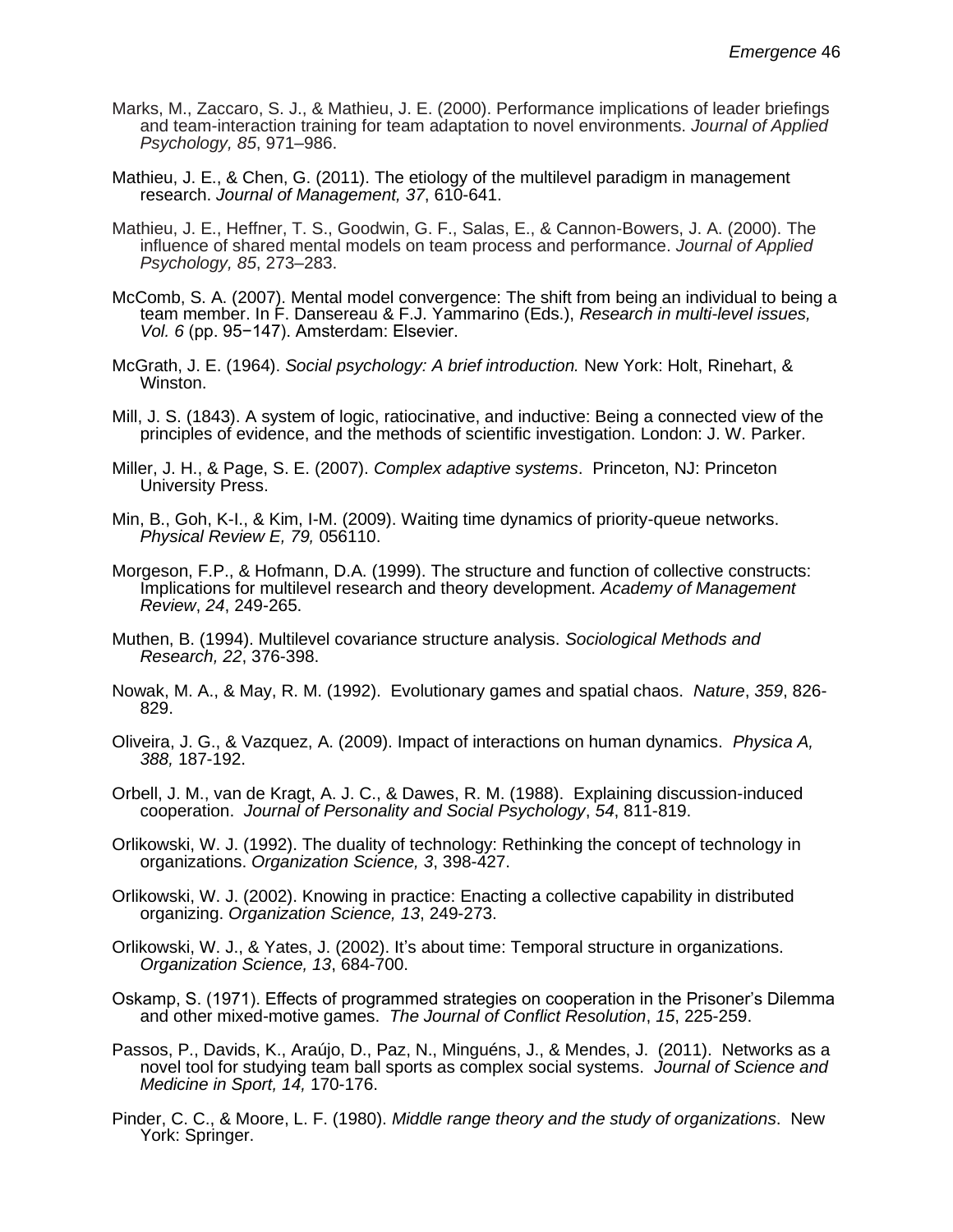Marks, M., Zaccaro, S. J., & Mathieu, J. E. (2000). Performance implications of leader briefings and team-interaction training for team adaptation to novel environments. *Journal of Applied Psychology, 85*, 971–986.

Mathieu, J. E., & Chen, G. (2011). The etiology of the multilevel paradigm in management research. *Journal of Management, 37*, 610-641.

Mathieu, J. E., Heffner, T. S., Goodwin, G. F., Salas, E., & Cannon-Bowers, J. A. (2000). The influence of shared mental models on team process and performance. *Journal of Applied Psychology, 85*, 273–283.

McComb, S. A. (2007). Mental model convergence: The shift from being an individual to being a team member. In F. Dansereau & F.J. Yammarino (Eds.), *Research in multi-level issues, Vol. 6* (pp. 95−147). Amsterdam: Elsevier.

McGrath, J. E. (1964). *Social psychology: A brief introduction.* New York: Holt, Rinehart, & Winston.

Mill, J. S. (1843). A system of logic, ratiocinative, and inductive: Being a connected view of the principles of evidence, and the methods of scientific investigation. London: J. W. Parker.

Miller, J. H., & Page, S. E. (2007). *Complex adaptive systems*. Princeton, NJ: Princeton University Press.

Min, B., Goh, K-I., & Kim, I-M. (2009). Waiting time dynamics of priority-queue networks. *Physical Review E, 79,* 056110.

Morgeson, F.P., & Hofmann, D.A. (1999). The structure and function of collective constructs: Implications for multilevel research and theory development. *Academy of Management Review*, *24*, 249-265.

Muthen, B. (1994). Multilevel covariance structure analysis. *Sociological Methods and Research, 22*, 376-398.

Nowak, M. A., & May, R. M. (1992). Evolutionary games and spatial chaos. *Nature*, *359*, 826-829.

Oliveira, J. G., & Vazquez, A. (2009). Impact of interactions on human dynamics. *Physica A, 388,* 187-192.

Orbell, J. M., van de Kragt, A. J. C., & Dawes, R. M. (1988). Explaining discussion-induced cooperation. *Journal of Personality and Social Psychology*, *54*, 811-819.

Orlikowski, W. J. (1992). The duality of technology: Rethinking the concept of technology in organizations. *Organization Science, 3*, 398-427.

Orlikowski, W. J. (2002). Knowing in practice: Enacting a collective capability in distributed organizing. *Organization Science, 13*, 249-273.

Orlikowski, W. J., & Yates, J. (2002). It's about time: Temporal structure in organizations. *Organization Science, 13*, 684-700.

Oskamp, S. (1971). Effects of programmed strategies on cooperation in the Prisoner's Dilemma and other mixed-motive games. *The Journal of Conflict Resolution*, *15*, 225-259.

Passos, P., Davids, K., Araújo, D., Paz, N., Minguéns, J., & Mendes, J. (2011). Networks as a novel tool for studying team ball sports as complex social systems. *Journal of Science and Medicine in Sport, 14,* 170-176.

Pinder, C. C., & Moore, L. F. (1980). *Middle range theory and the study of organizations*. New York: Springer.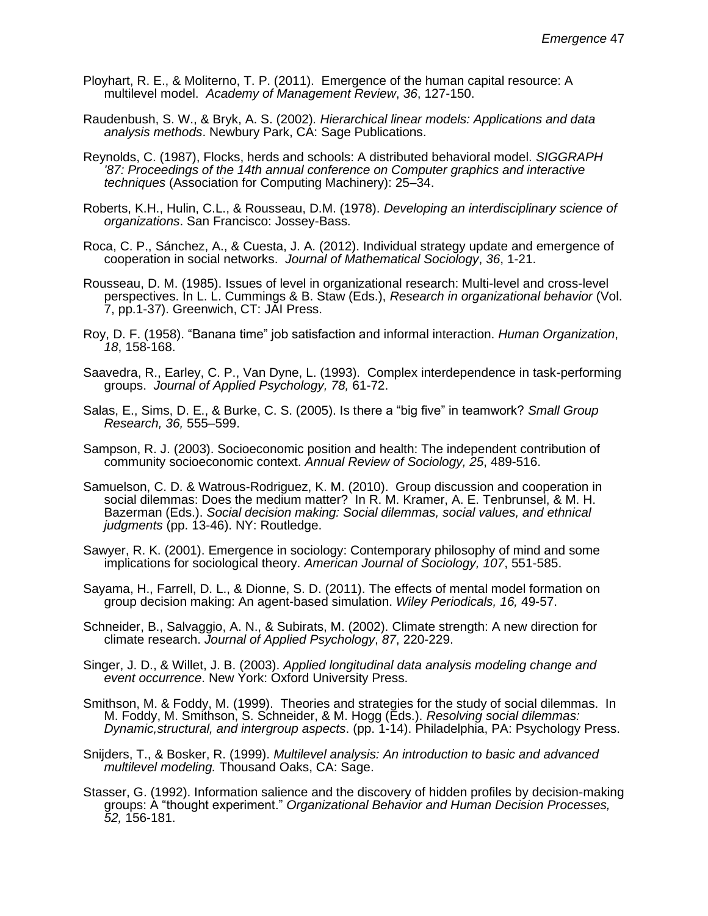Ployhart, R. E., & Moliterno, T. P. (2011). Emergence of the human capital resource: A multilevel model. *Academy of Management Review*, *36*, 127-150.

Raudenbush, S. W., & Bryk, A. S. (2002). *Hierarchical linear models: Applications and data analysis methods*. Newbury Park, CA: Sage Publications.

Reynolds, C. (1987), Flocks, herds and schools: A distributed behavioral model. *SIGGRAPH '87: Proceedings of the 14th annual conference on Computer graphics and interactive techniques* (Association for Computing Machinery): 25–34.

Roberts, K.H., Hulin, C.L., & Rousseau, D.M. (1978). *Developing an interdisciplinary science of organizations*. San Francisco: Jossey-Bass.

Roca, C. P., Sánchez, A., & Cuesta, J. A. (2012). Individual strategy update and emergence of cooperation in social networks. *Journal of Mathematical Sociology*, *36*, 1-21.

Rousseau, D. M. (1985). Issues of level in organizational research: Multi-level and cross-level perspectives. In L. L. Cummings & B. Staw (Eds.), *Research in organizational behavior* (Vol. 7, pp.1-37). Greenwich, CT: JAI Press.

Roy, D. F. (1958). "Banana time" job satisfaction and informal interaction. *Human Organization*, *18*, 158-168.

Saavedra, R., Earley, C. P., Van Dyne, L. (1993). Complex interdependence in task-performing groups. *Journal of Applied Psychology, 78,* 61-72.

Salas, E., Sims, D. E., & Burke, C. S. (2005). Is there a "big five" in teamwork? *Small Group Research, 36,* 555–599.

Sampson, R. J. (2003). Socioeconomic position and health: The independent contribution of community socioeconomic context. *Annual Review of Sociology, 25*, 489-516.

Samuelson, C. D. & Watrous-Rodriguez, K. M. (2010). Group discussion and cooperation in social dilemmas: Does the medium matter? In R. M. Kramer, A. E. Tenbrunsel, & M. H. Bazerman (Eds.). *Social decision making: Social dilemmas, social values, and ethnical judgments* (pp. 13-46). NY: Routledge.

Sawyer, R. K. (2001). Emergence in sociology: Contemporary philosophy of mind and some implications for sociological theory. *American Journal of Sociology, 107*, 551-585.

Sayama, H., Farrell, D. L., & Dionne, S. D. (2011). The effects of mental model formation on group decision making: An agent-based simulation. *Wiley Periodicals, 16,* 49-57.

Schneider, B., Salvaggio, A. N., & Subirats, M. (2002). Climate strength: A new direction for climate research. *Journal of Applied Psychology*, *87*, 220-229.

Singer, J. D., & Willet, J. B. (2003). *Applied longitudinal data analysis modeling change and event occurrence*. New York: Oxford University Press.

Smithson, M. & Foddy, M. (1999). Theories and strategies for the study of social dilemmas. In M. Foddy, M. Smithson, S. Schneider, & M. Hogg (Eds.). *Resolving social dilemmas: Dynamic,structural, and intergroup aspects*. (pp. 1-14). Philadelphia, PA: Psychology Press.

Snijders, T., & Bosker, R. (1999). *Multilevel analysis: An introduction to basic and advanced multilevel modeling.* Thousand Oaks, CA: Sage.

Stasser, G. (1992). Information salience and the discovery of hidden profiles by decision-making groups: A "thought experiment." *Organizational Behavior and Human Decision Processes, 52,* 156-181.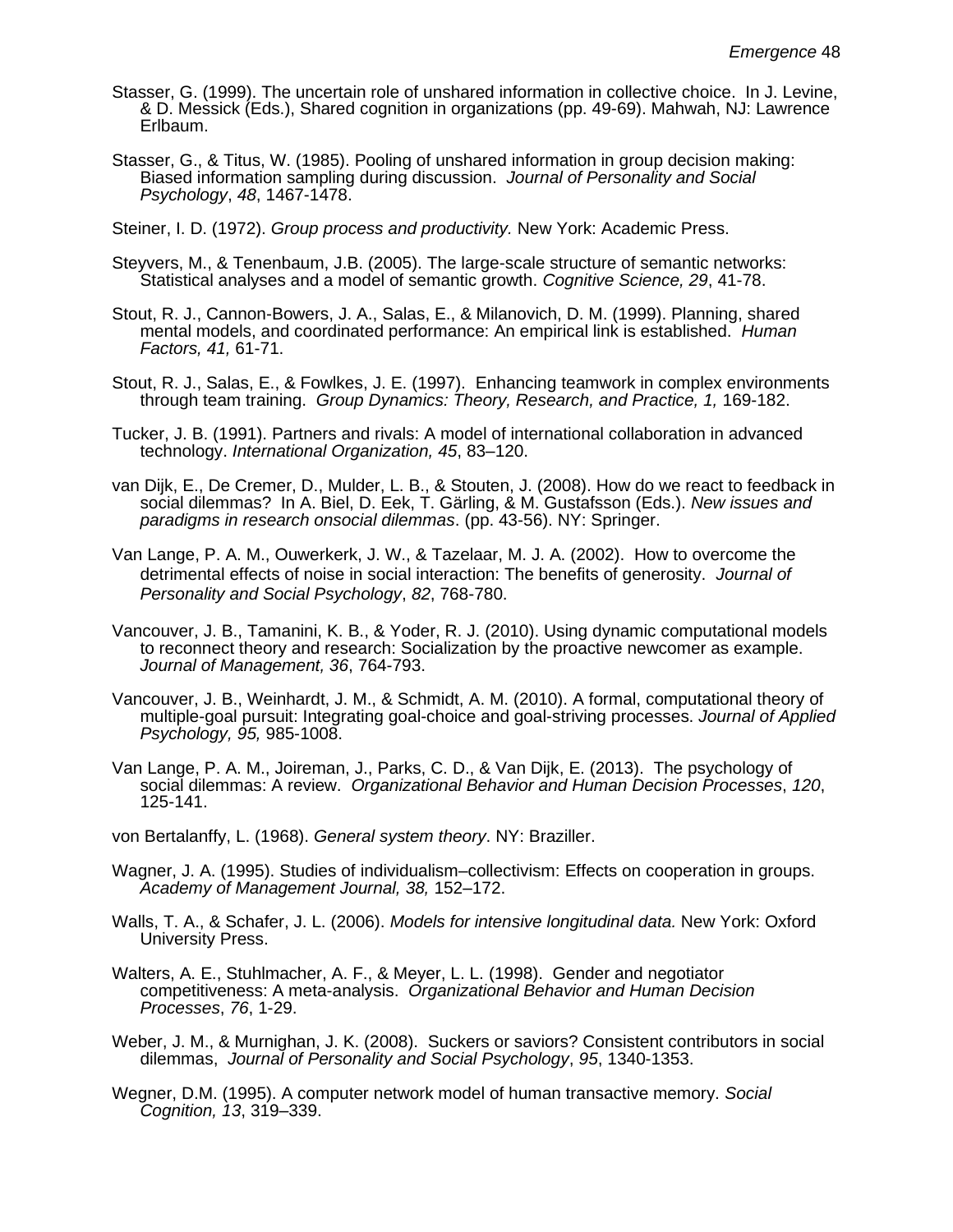Stasser, G. (1999). The uncertain role of unshared information in collective choice. In J. Levine, & D. Messick (Eds.), Shared cognition in organizations (pp. 49-69). Mahwah, NJ: Lawrence Erlbaum.

Stasser, G., & Titus, W. (1985). Pooling of unshared information in group decision making: Biased information sampling during discussion. *Journal of Personality and Social Psychology*, *48*, 1467-1478.

Steiner, I. D. (1972). *Group process and productivity.* New York: Academic Press.

Steyvers, M., & Tenenbaum, J.B. (2005). The large-scale structure of semantic networks: Statistical analyses and a model of semantic growth. *Cognitive Science, 29*, 41-78.

Stout, R. J., Cannon-Bowers, J. A., Salas, E., & Milanovich, D. M. (1999). Planning, shared mental models, and coordinated performance: An empirical link is established. *Human Factors, 41,* 61-71.

Stout, R. J., Salas, E., & Fowlkes, J. E. (1997). Enhancing teamwork in complex environments through team training. *Group Dynamics: Theory, Research, and Practice, 1,* 169-182.

Tucker, J. B. (1991). Partners and rivals: A model of international collaboration in advanced technology. *International Organization, 45*, 83–120.

van Dijk, E., De Cremer, D., Mulder, L. B., & Stouten, J. (2008). How do we react to feedback in social dilemmas? In A. Biel, D. Eek, T. Gärling, & M. Gustafsson (Eds.). *New issues and paradigms in research onsocial dilemmas*. (pp. 43-56). NY: Springer.

Van Lange, P. A. M., Ouwerkerk, J. W., & Tazelaar, M. J. A. (2002). How to overcome the detrimental effects of noise in social interaction: The benefits of generosity. *Journal of Personality and Social Psychology*, *82*, 768-780.

Vancouver, J. B., Tamanini, K. B., & Yoder, R. J. (2010). Using dynamic computational models to reconnect theory and research: Socialization by the proactive newcomer as example. *Journal of Management, 36*, 764-793.

Vancouver, J. B., Weinhardt, J. M., & Schmidt, A. M. (2010). A formal, computational theory of multiple-goal pursuit: Integrating goal-choice and goal-striving processes. *Journal of Applied Psychology, 95,* 985-1008.

Van Lange, P. A. M., Joireman, J., Parks, C. D., & Van Dijk, E. (2013). The psychology of social dilemmas: A review. *Organizational Behavior and Human Decision Processes*, *120*, 125-141.

von Bertalanffy, L. (1968). *General system theory*. NY: Braziller.

Wagner, J. A. (1995). Studies of individualism–collectivism: Effects on cooperation in groups. *Academy of Management Journal, 38,* 152–172.

Walls, T. A., & Schafer, J. L. (2006). *Models for intensive longitudinal data.* New York: Oxford University Press.

Walters, A. E., Stuhlmacher, A. F., & Meyer, L. L. (1998). Gender and negotiator competitiveness: A meta-analysis. *Organizational Behavior and Human Decision Processes*, *76*, 1-29.

Weber, J. M., & Murnighan, J. K. (2008). Suckers or saviors? Consistent contributors in social dilemmas, *Journal of Personality and Social Psychology*, *95*, 1340-1353.

Wegner, D.M. (1995). A computer network model of human transactive memory. *Social Cognition, 13*, 319–339.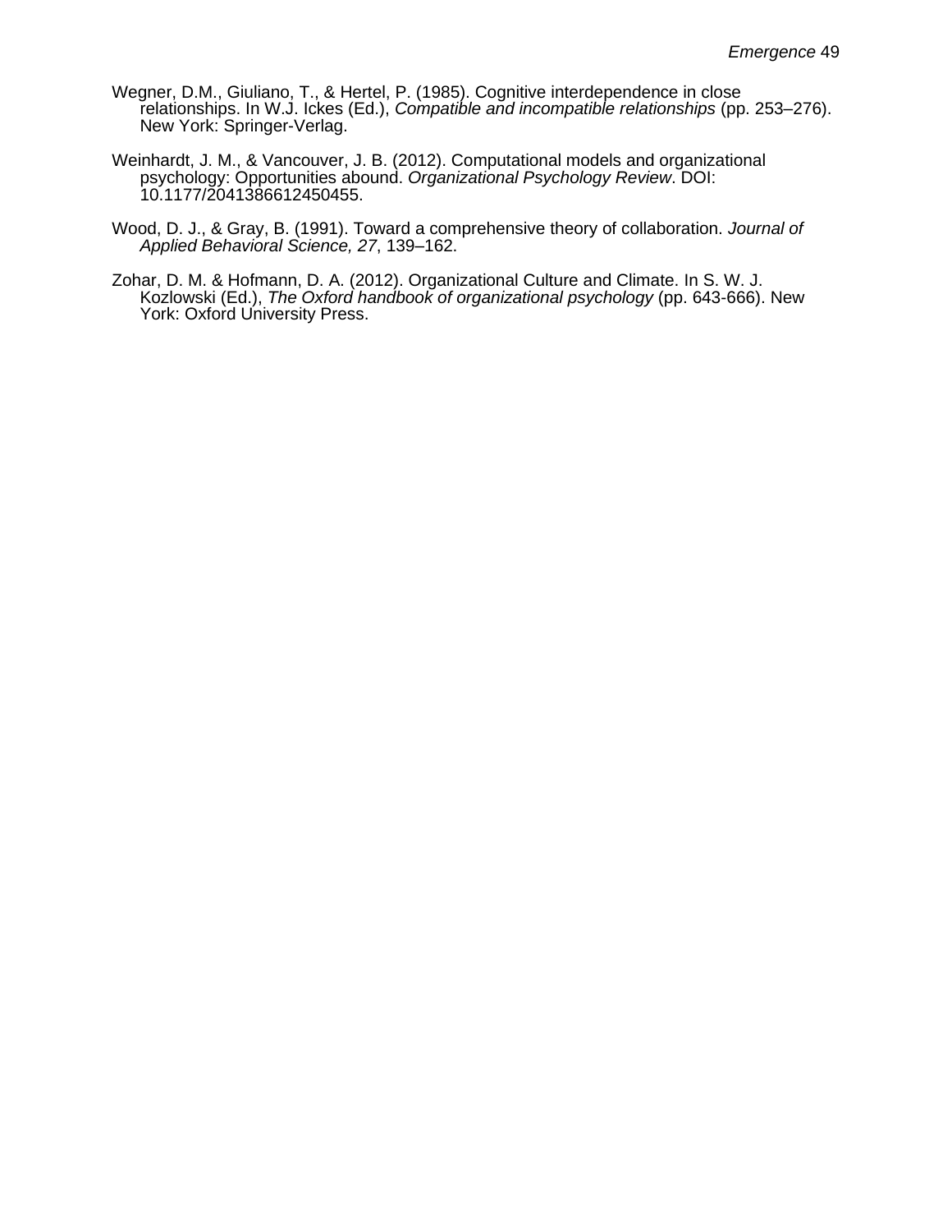Wegner, D.M., Giuliano, T., & Hertel, P. (1985). Cognitive interdependence in close relationships. In W.J. Ickes (Ed.), *Compatible and incompatible relationships* (pp. 253–276). New York: Springer-Verlag.

Weinhardt, J. M., & Vancouver, J. B. (2012). Computational models and organizational psychology: Opportunities abound. *Organizational Psychology Review*. DOI: 10.1177/2041386612450455.

Wood, D. J., & Gray, B. (1991). Toward a comprehensive theory of collaboration. *Journal of Applied Behavioral Science, 27*, 139–162.

Zohar, D. M. & Hofmann, D. A. (2012). Organizational Culture and Climate. In S. W. J. Kozlowski (Ed.), *The Oxford handbook of organizational psychology* (pp. 643-666). New York: Oxford University Press.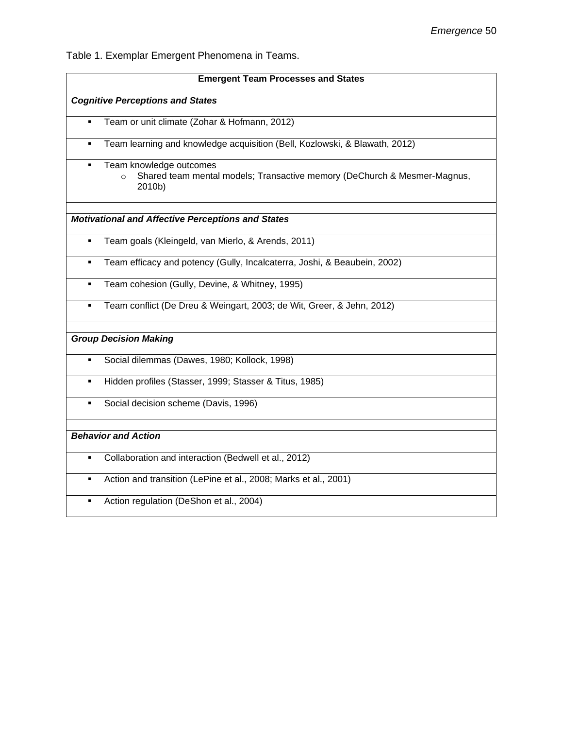Table 1. Exemplar Emergent Phenomena in Teams.

| Emergent Team Processes and States |
|---|
| ***Cognitive Perceptions and States*** |
| ▪ Team or unit climate (Zohar & Hofmann, 2012) |
| ▪ Team learning and knowledge acquisition (Bell, Kozlowski, & Blawath, 2012) |
| ▪ Team knowledge outcomes<br>○ Shared team mental models; Transactive memory (DeChurch & Mesmer-Magnus, 2010b) |
| |
| ***Motivational and Affective Perceptions and States*** |
| ▪ Team goals (Kleingeld, van Mierlo, & Arends, 2011) |
| ▪ Team efficacy and potency (Gully, Incalcaterra, Joshi, & Beaubein, 2002) |
| ▪ Team cohesion (Gully, Devine, & Whitney, 1995) |
| ▪ Team conflict (De Dreu & Weingart, 2003; de Wit, Greer, & Jehn, 2012) |
| |
| ***Group Decision Making*** |
| ▪ Social dilemmas (Dawes, 1980; Kollock, 1998) |
| ▪ Hidden profiles (Stasser, 1999; Stasser & Titus, 1985) |
| ▪ Social decision scheme (Davis, 1996) |
| |
| ***Behavior and Action*** |
| ▪ Collaboration and interaction (Bedwell et al., 2012) |
| ▪ Action and transition (LePine et al., 2008; Marks et al., 2001) |
| ▪ Action regulation (DeShon et al., 2004) |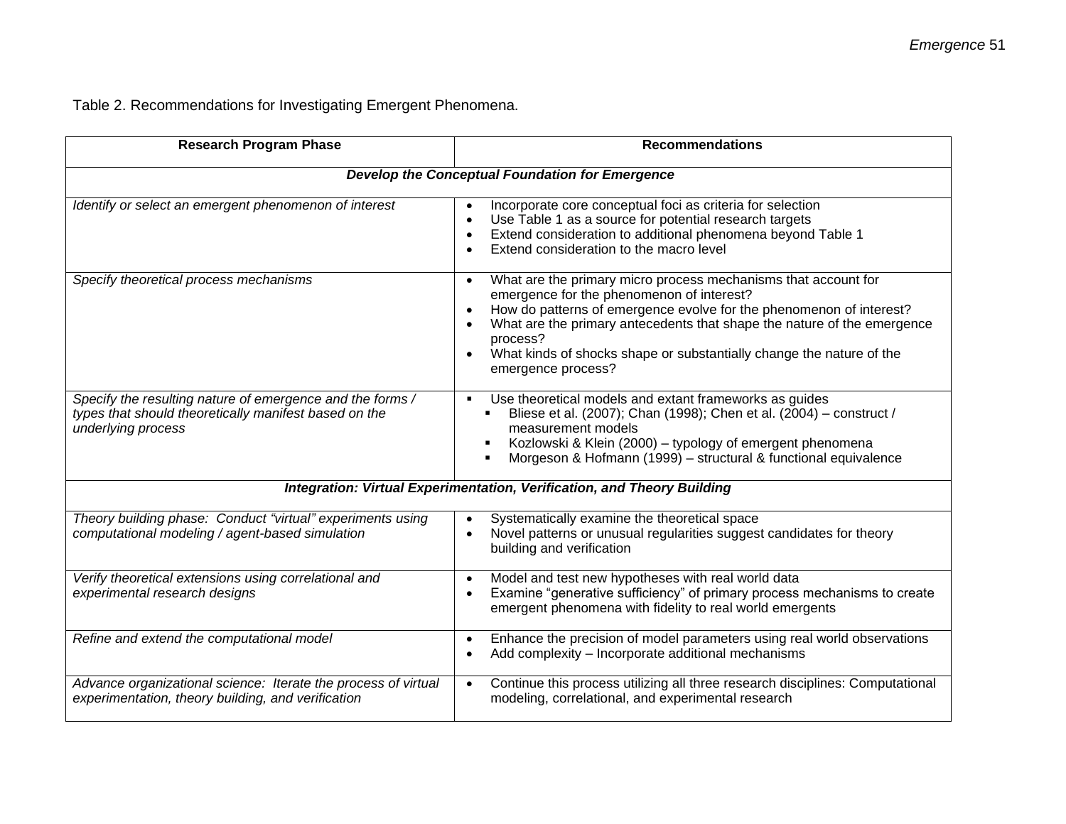Table 2. Recommendations for Investigating Emergent Phenomena.

| Research Program Phase | Recommendations |
|---|---|
| ***Develop the Conceptual Foundation for Emergence*** | |
| *Identify or select an emergent phenomenon of interest* | • Incorporate core conceptual foci as criteria for selection<br>• Use Table 1 as a source for potential research targets<br>• Extend consideration to additional phenomena beyond Table 1<br>• Extend consideration to the macro level |
| *Specify theoretical process mechanisms* | • What are the primary micro process mechanisms that account for emergence for the phenomenon of interest?<br>• How do patterns of emergence evolve for the phenomenon of interest?<br>• What are the primary antecedents that shape the nature of the emergence process?<br>• What kinds of shocks shape or substantially change the nature of the emergence process? |
| *Specify the resulting nature of emergence and the forms / types that should theoretically manifest based on the underlying process* | ▪ Use theoretical models and extant frameworks as guides<br>&nbsp;&nbsp;▪ Bliese et al. (2007); Chan (1998); Chen et al. (2004) – construct / measurement models<br>&nbsp;&nbsp;▪ Kozlowski & Klein (2000) – typology of emergent phenomena<br>&nbsp;&nbsp;▪ Morgeson & Hofmann (1999) – structural & functional equivalence |
| ***Integration: Virtual Experimentation, Verification, and Theory Building*** | |
| *Theory building phase: Conduct "virtual" experiments using computational modeling / agent-based simulation* | • Systematically examine the theoretical space<br>• Novel patterns or unusual regularities suggest candidates for theory building and verification |
| *Verify theoretical extensions using correlational and experimental research designs* | • Model and test new hypotheses with real world data<br>• Examine "generative sufficiency" of primary process mechanisms to create emergent phenomena with fidelity to real world emergents |
| *Refine and extend the computational model* | • Enhance the precision of model parameters using real world observations<br>• Add complexity – Incorporate additional mechanisms |
| *Advance organizational science: Iterate the process of virtual experimentation, theory building, and verification* | • Continue this process utilizing all three research disciplines: Computational modeling, correlational, and experimental research |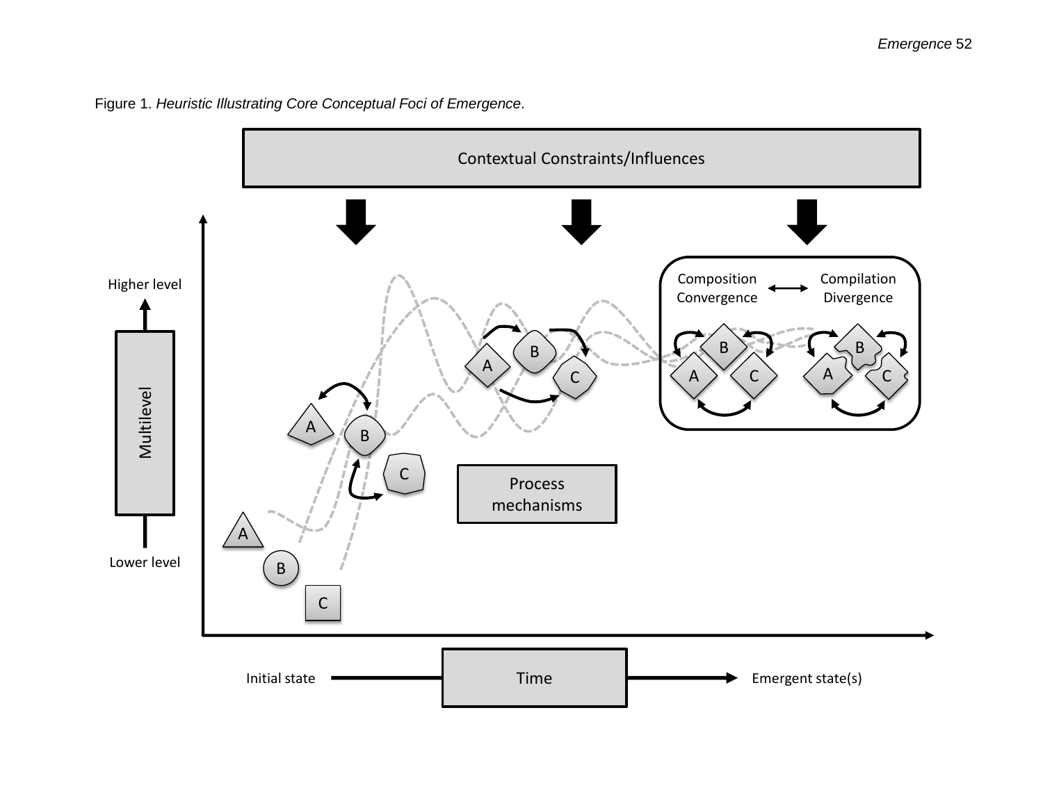Figure 1. *Heuristic Illustrating Core Conceptual Foci of Emergence*.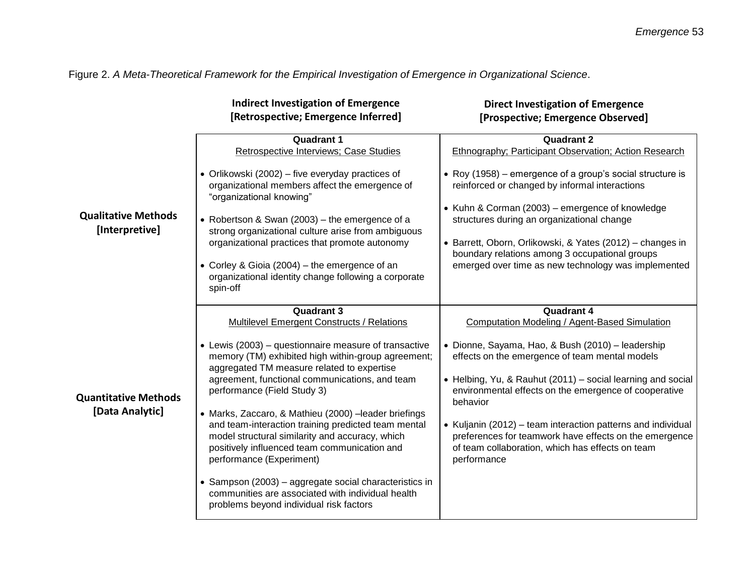Figure 2. *A Meta-Theoretical Framework for the Empirical Investigation of Emergence in Organizational Science*.

| | **Indirect Investigation of Emergence [Retrospective; Emergence Inferred]** | **Direct Investigation of Emergence [Prospective; Emergence Observed]** |
|---|---|---|
| **Qualitative Methods [Interpretive]** | **Quadrant 1**<br>Retrospective Interviews; Case Studies<br><br>• Orlikowski (2002) – five everyday practices of organizational members affect the emergence of "organizational knowing"<br><br>• Robertson & Swan (2003) – the emergence of a strong organizational culture arise from ambiguous organizational practices that promote autonomy<br><br>• Corley & Gioia (2004) – the emergence of an organizational identity change following a corporate spin-off | **Quadrant 2**<br>Ethnography; Participant Observation; Action Research<br><br>• Roy (1958) – emergence of a group's social structure is reinforced or changed by informal interactions<br><br>• Kuhn & Corman (2003) – emergence of knowledge structures during an organizational change<br><br>• Barrett, Oborn, Orlikowski, & Yates (2012) – changes in boundary relations among 3 occupational groups emerged over time as new technology was implemented |
| **Quantitative Methods [Data Analytic]** | **Quadrant 3**<br>Multilevel Emergent Constructs / Relations<br><br>• Lewis (2003) – questionnaire measure of transactive memory (TM) exhibited high within-group agreement; aggregated TM measure related to expertise agreement, functional communications, and team performance (Field Study 3)<br><br>• Marks, Zaccaro, & Mathieu (2000) –leader briefings and team-interaction training predicted team mental model structural similarity and accuracy, which positively influenced team communication and performance (Experiment)<br><br>• Sampson (2003) – aggregate social characteristics in communities are associated with individual health problems beyond individual risk factors | **Quadrant 4**<br>Computation Modeling / Agent-Based Simulation<br><br>• Dionne, Sayama, Hao, & Bush (2010) – leadership effects on the emergence of team mental models<br><br>• Helbing, Yu, & Rauhut (2011) – social learning and social environmental effects on the emergence of cooperative behavior<br><br>• Kuljanin (2012) – team interaction patterns and individual preferences for teamwork have effects on the emergence of team collaboration, which has effects on team performance |